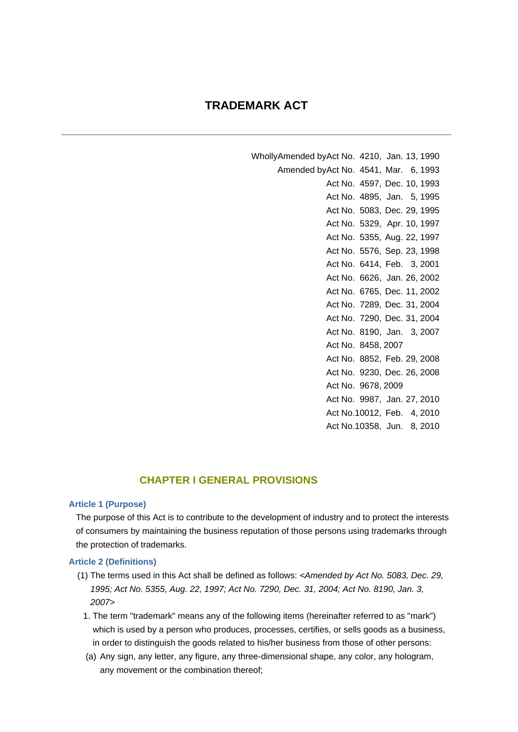# TRADEMARK ACT

Wholly Amended by Act No. 4210, Jan. 13, 1990
Amended by Act No. 4541, Mar. 6, 1993
Act No. 4597, Dec. 10, 1993
Act No. 4895, Jan. 5, 1995
Act No. 5083, Dec. 29, 1995
Act No. 5329, Apr. 10, 1997
Act No. 5355, Aug. 22, 1997
Act No. 5576, Sep. 23, 1998
Act No. 6414, Feb. 3, 2001
Act No. 6626, Jan. 26, 2002
Act No. 6765, Dec. 11, 2002
Act No. 7289, Dec. 31, 2004
Act No. 7290, Dec. 31, 2004
Act No. 8190, Jan. 3, 2007
Act No. 8458, 2007
Act No. 8852, Feb. 29, 2008
Act No. 9230, Dec. 26, 2008
Act No. 9678, 2009
Act No. 9987, Jan. 27, 2010
Act No. 10012, Feb. 4, 2010
Act No. 10358, Jun. 8, 2010

## CHAPTER I GENERAL PROVISIONS

### Article 1 (Purpose)

The purpose of this Act is to contribute to the development of industry and to protect the interests of consumers by maintaining the business reputation of those persons using trademarks through the protection of trademarks.

### Article 2 (Definitions)

(1) The terms used in this Act shall be defined as follows: *<Amended by Act No. 5083, Dec. 29, 1995; Act No. 5355, Aug. 22, 1997; Act No. 7290, Dec. 31, 2004; Act No. 8190, Jan. 3, 2007>*

1. The term "trademark" means any of the following items (hereinafter referred to as "mark") which is used by a person who produces, processes, certifies, or sells goods as a business, in order to distinguish the goods related to his/her business from those of other persons:

(a) Any sign, any letter, any figure, any three-dimensional shape, any color, any hologram, any movement or the combination thereof;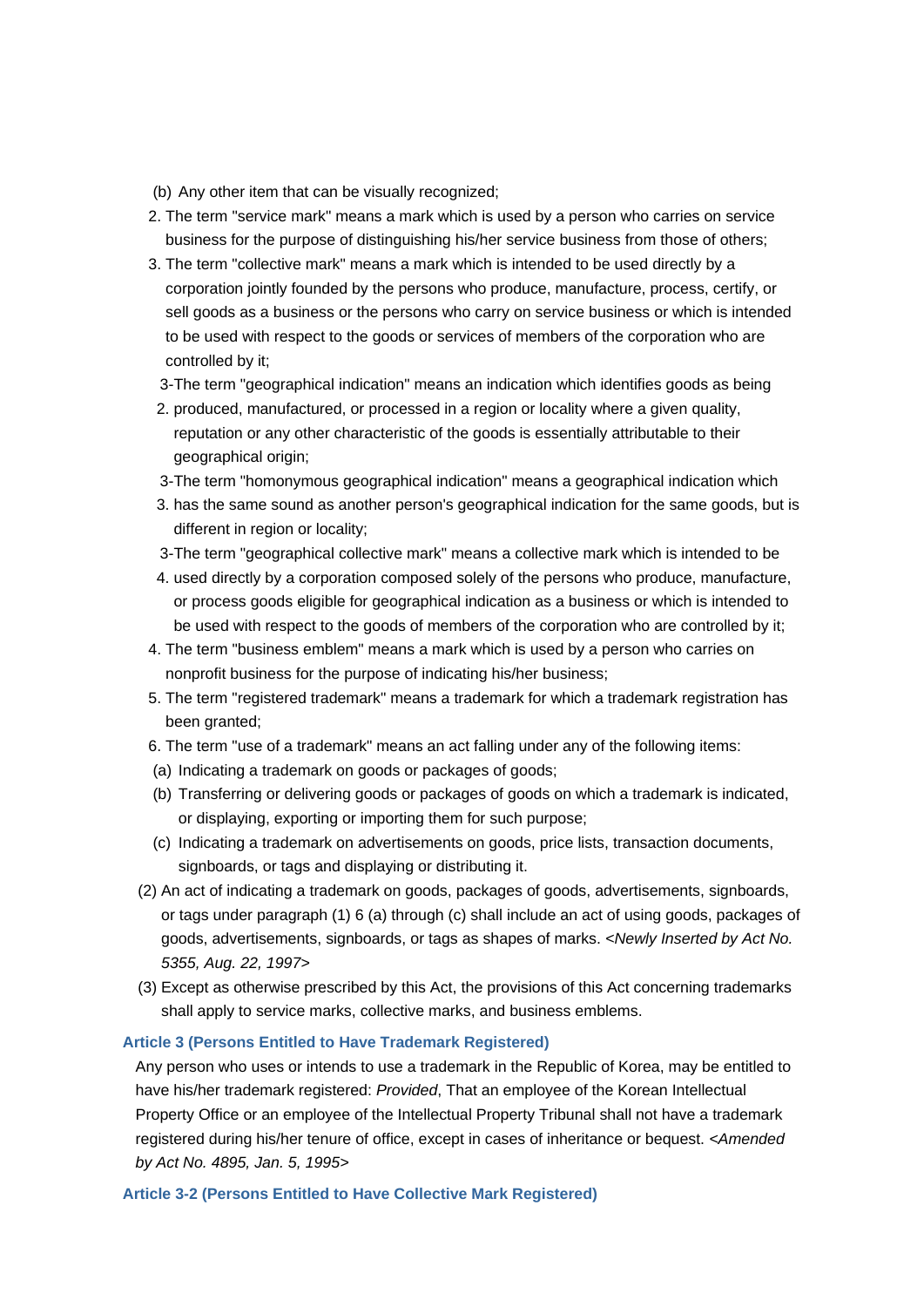(b) Any other item that can be visually recognized;

2. The term "service mark" means a mark which is used by a person who carries on service business for the purpose of distinguishing his/her service business from those of others;
3. The term "collective mark" means a mark which is intended to be used directly by a corporation jointly founded by the persons who produce, manufacture, process, certify, or sell goods as a business or the persons who carry on service business or which is intended to be used with respect to the goods or services of members of the corporation who are controlled by it;

3-2. The term "geographical indication" means an indication which identifies goods as being produced, manufactured, or processed in a region or locality where a given quality, reputation or any other characteristic of the goods is essentially attributable to their geographical origin;

3-3. The term "homonymous geographical indication" means a geographical indication which has the same sound as another person's geographical indication for the same goods, but is different in region or locality;

3-4. The term "geographical collective mark" means a collective mark which is intended to be used directly by a corporation composed solely of the persons who produce, manufacture, or process goods eligible for geographical indication as a business or which is intended to be used with respect to the goods of members of the corporation who are controlled by it;

4. The term "business emblem" means a mark which is used by a person who carries on nonprofit business for the purpose of indicating his/her business;
5. The term "registered trademark" means a trademark for which a trademark registration has been granted;
6. The term "use of a trademark" means an act falling under any of the following items:

(a) Indicating a trademark on goods or packages of goods;

(b) Transferring or delivering goods or packages of goods on which a trademark is indicated, or displaying, exporting or importing them for such purpose;

(c) Indicating a trademark on advertisements on goods, price lists, transaction documents, signboards, or tags and displaying or distributing it.

(2) An act of indicating a trademark on goods, packages of goods, advertisements, signboards, or tags under paragraph (1) 6 (a) through (c) shall include an act of using goods, packages of goods, advertisements, signboards, or tags as shapes of marks. *<Newly Inserted by Act No. 5355, Aug. 22, 1997>*

(3) Except as otherwise prescribed by this Act, the provisions of this Act concerning trademarks shall apply to service marks, collective marks, and business emblems.

**Article 3 (Persons Entitled to Have Trademark Registered)**

Any person who uses or intends to use a trademark in the Republic of Korea, may be entitled to have his/her trademark registered: *Provided*, That an employee of the Korean Intellectual Property Office or an employee of the Intellectual Property Tribunal shall not have a trademark registered during his/her tenure of office, except in cases of inheritance or bequest. *<Amended by Act No. 4895, Jan. 5, 1995>*

**Article 3-2 (Persons Entitled to Have Collective Mark Registered)**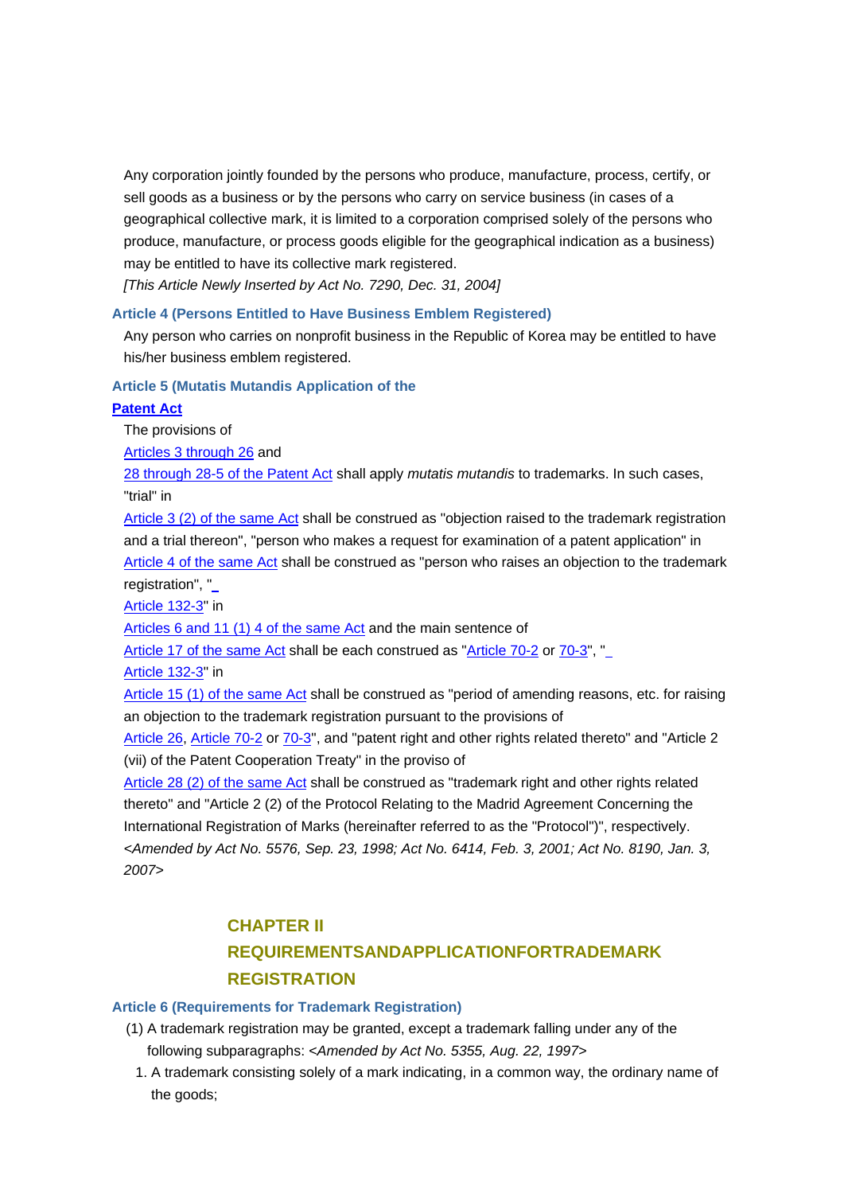Any corporation jointly founded by the persons who produce, manufacture, process, certify, or sell goods as a business or by the persons who carry on service business (in cases of a geographical collective mark, it is limited to a corporation comprised solely of the persons who produce, manufacture, or process goods eligible for the geographical indication as a business) may be entitled to have its collective mark registered.

*[This Article Newly Inserted by Act No. 7290, Dec. 31, 2004]*

### Article 4 (Persons Entitled to Have Business Emblem Registered)

Any person who carries on nonprofit business in the Republic of Korea may be entitled to have his/her business emblem registered.

### Article 5 (Mutatis Mutandis Application of the Patent Act

The provisions of Articles 3 through 26 and 28 through 28-5 of the Patent Act shall apply *mutatis mutandis* to trademarks. In such cases, "trial" in Article 3 (2) of the same Act shall be construed as "objection raised to the trademark registration and a trial thereon", "person who makes a request for examination of a patent application" in Article 4 of the same Act shall be construed as "person who raises an objection to the trademark registration", " Article 132-3" in Articles 6 and 11 (1) 4 of the same Act and the main sentence of Article 17 of the same Act shall be each construed as "Article 70-2 or 70-3", " Article 132-3" in Article 15 (1) of the same Act shall be construed as "period of amending reasons, etc. for raising an objection to the trademark registration pursuant to the provisions of Article 26, Article 70-2 or 70-3", and "patent right and other rights related thereto" and "Article 2 (vii) of the Patent Cooperation Treaty" in the proviso of Article 28 (2) of the same Act shall be construed as "trademark right and other rights related thereto" and "Article 2 (2) of the Protocol Relating to the Madrid Agreement Concerning the International Registration of Marks (hereinafter referred to as the "Protocol")", respectively.
*<Amended by Act No. 5576, Sep. 23, 1998; Act No. 6414, Feb. 3, 2001; Act No. 8190, Jan. 3, 2007>*

## CHAPTER II REQUIREMENTSANDAPPLICATIONFORTRADEMARK REGISTRATION

### Article 6 (Requirements for Trademark Registration)

(1) A trademark registration may be granted, except a trademark falling under any of the following subparagraphs: *<Amended by Act No. 5355, Aug. 22, 1997>*

1. A trademark consisting solely of a mark indicating, in a common way, the ordinary name of the goods;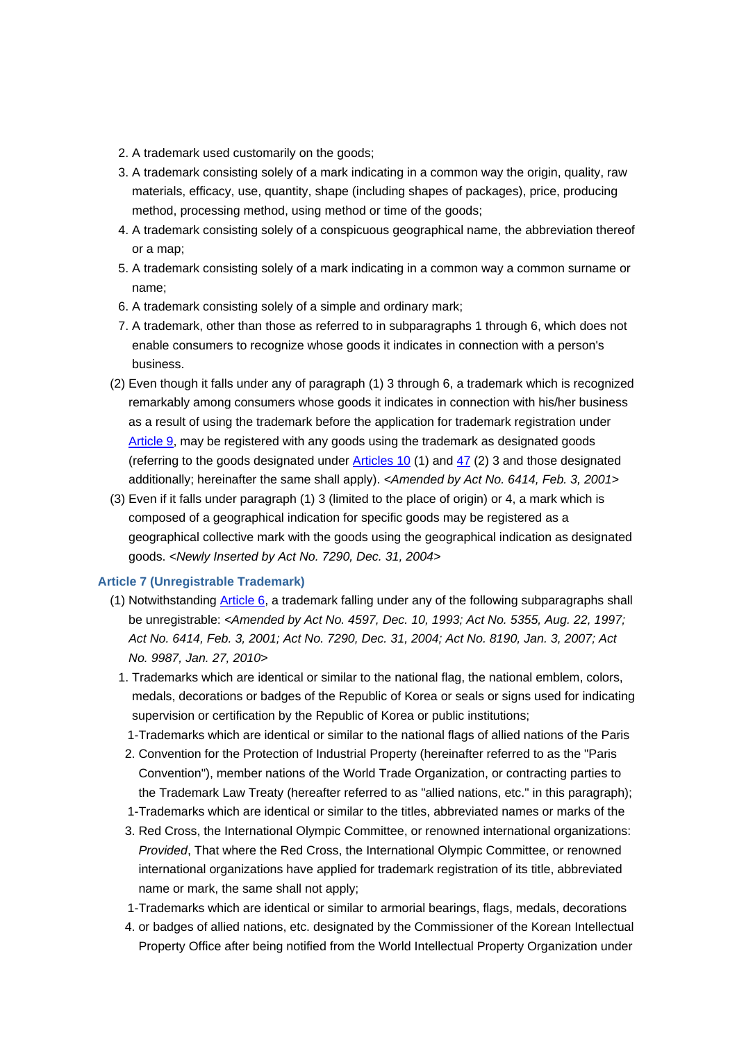2. A trademark used customarily on the goods;
3. A trademark consisting solely of a mark indicating in a common way the origin, quality, raw materials, efficacy, use, quantity, shape (including shapes of packages), price, producing method, processing method, using method or time of the goods;
4. A trademark consisting solely of a conspicuous geographical name, the abbreviation thereof or a map;
5. A trademark consisting solely of a mark indicating in a common way a common surname or name;
6. A trademark consisting solely of a simple and ordinary mark;
7. A trademark, other than those as referred to in subparagraphs 1 through 6, which does not enable consumers to recognize whose goods it indicates in connection with a person's business.

(2) Even though it falls under any of paragraph (1) 3 through 6, a trademark which is recognized remarkably among consumers whose goods it indicates in connection with his/her business as a result of using the trademark before the application for trademark registration under Article 9, may be registered with any goods using the trademark as designated goods (referring to the goods designated under Articles 10 (1) and 47 (2) 3 and those designated additionally; hereinafter the same shall apply). *<Amended by Act No. 6414, Feb. 3, 2001>*

(3) Even if it falls under paragraph (1) 3 (limited to the place of origin) or 4, a mark which is composed of a geographical indication for specific goods may be registered as a geographical collective mark with the goods using the geographical indication as designated goods. *<Newly Inserted by Act No. 7290, Dec. 31, 2004>*

### Article 7 (Unregistrable Trademark)

(1) Notwithstanding Article 6, a trademark falling under any of the following subparagraphs shall be unregistrable: *<Amended by Act No. 4597, Dec. 10, 1993; Act No. 5355, Aug. 22, 1997; Act No. 6414, Feb. 3, 2001; Act No. 7290, Dec. 31, 2004; Act No. 8190, Jan. 3, 2007; Act No. 9987, Jan. 27, 2010>*

1. Trademarks which are identical or similar to the national flag, the national emblem, colors, medals, decorations or badges of the Republic of Korea or seals or signs used for indicating supervision or certification by the Republic of Korea or public institutions;

1-2. Trademarks which are identical or similar to the national flags of allied nations of the Paris Convention for the Protection of Industrial Property (hereinafter referred to as the "Paris Convention"), member nations of the World Trade Organization, or contracting parties to the Trademark Law Treaty (hereafter referred to as "allied nations, etc." in this paragraph);

1-3. Trademarks which are identical or similar to the titles, abbreviated names or marks of the Red Cross, the International Olympic Committee, or renowned international organizations: *Provided*, That where the Red Cross, the International Olympic Committee, or renowned international organizations have applied for trademark registration of its title, abbreviated name or mark, the same shall not apply;

1-4. Trademarks which are identical or similar to armorial bearings, flags, medals, decorations or badges of allied nations, etc. designated by the Commissioner of the Korean Intellectual Property Office after being notified from the World Intellectual Property Organization under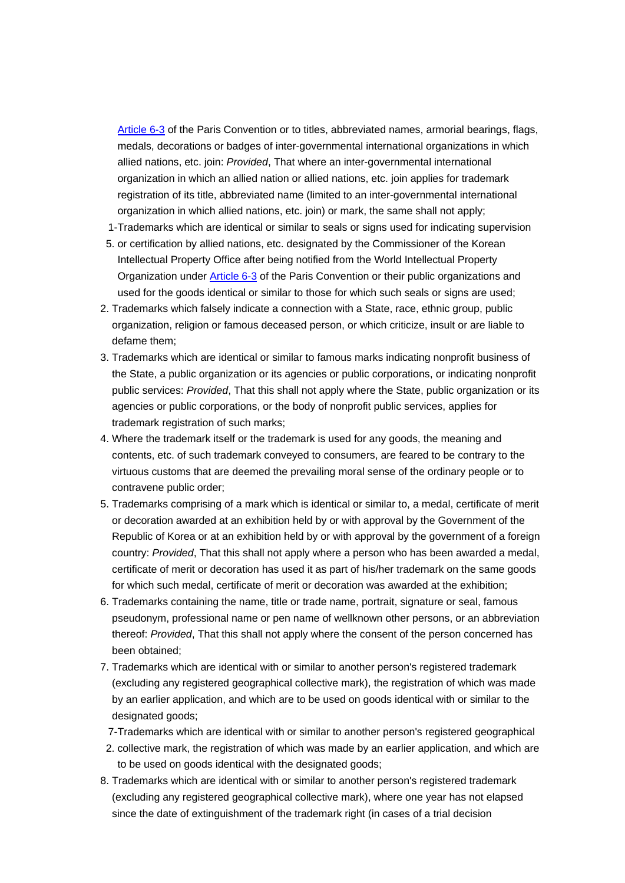Article 6-3 of the Paris Convention or to titles, abbreviated names, armorial bearings, flags, medals, decorations or badges of inter-governmental international organizations in which allied nations, etc. join: *Provided*, That where an inter-governmental international organization in which an allied nation or allied nations, etc. join applies for trademark registration of its title, abbreviated name (limited to an inter-governmental international organization in which allied nations, etc. join) or mark, the same shall not apply;

1-5. Trademarks which are identical or similar to seals or signs used for indicating supervision or certification by allied nations, etc. designated by the Commissioner of the Korean Intellectual Property Office after being notified from the World Intellectual Property Organization under Article 6-3 of the Paris Convention or their public organizations and used for the goods identical or similar to those for which such seals or signs are used;

2. Trademarks which falsely indicate a connection with a State, race, ethnic group, public organization, religion or famous deceased person, or which criticize, insult or are liable to defame them;
3. Trademarks which are identical or similar to famous marks indicating nonprofit business of the State, a public organization or its agencies or public corporations, or indicating nonprofit public services: *Provided*, That this shall not apply where the State, public organization or its agencies or public corporations, or the body of nonprofit public services, applies for trademark registration of such marks;
4. Where the trademark itself or the trademark is used for any goods, the meaning and contents, etc. of such trademark conveyed to consumers, are feared to be contrary to the virtuous customs that are deemed the prevailing moral sense of the ordinary people or to contravene public order;
5. Trademarks comprising of a mark which is identical or similar to, a medal, certificate of merit or decoration awarded at an exhibition held by or with approval by the Government of the Republic of Korea or at an exhibition held by or with approval by the government of a foreign country: *Provided*, That this shall not apply where a person who has been awarded a medal, certificate of merit or decoration has used it as part of his/her trademark on the same goods for which such medal, certificate of merit or decoration was awarded at the exhibition;
6. Trademarks containing the name, title or trade name, portrait, signature or seal, famous pseudonym, professional name or pen name of wellknown other persons, or an abbreviation thereof: *Provided*, That this shall not apply where the consent of the person concerned has been obtained;
7. Trademarks which are identical with or similar to another person's registered trademark (excluding any registered geographical collective mark), the registration of which was made by an earlier application, and which are to be used on goods identical with or similar to the designated goods;

7-2. Trademarks which are identical with or similar to another person's registered geographical collective mark, the registration of which was made by an earlier application, and which are to be used on goods identical with the designated goods;

8. Trademarks which are identical with or similar to another person's registered trademark (excluding any registered geographical collective mark), where one year has not elapsed since the date of extinguishment of the trademark right (in cases of a trial decision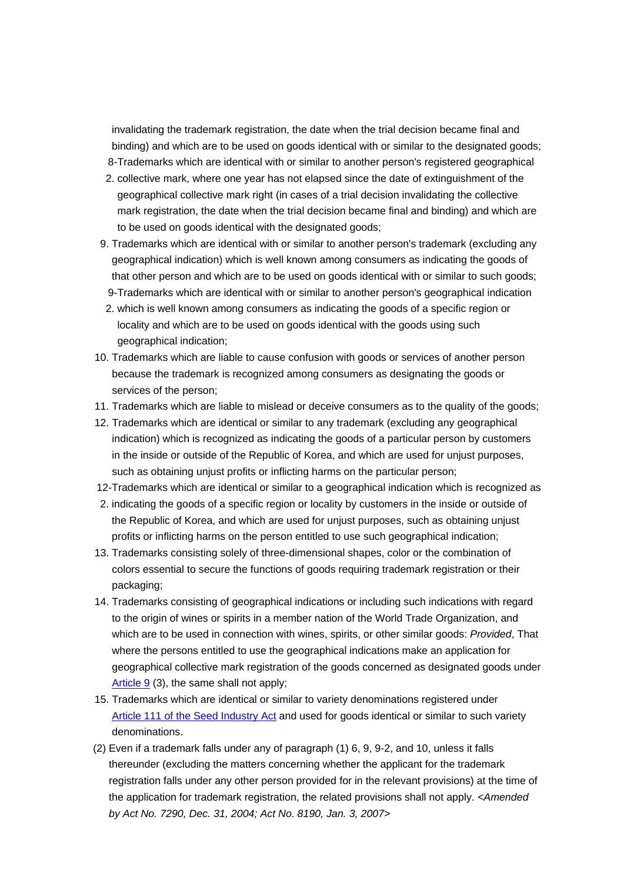invalidating the trademark registration, the date when the trial decision became final and binding) and which are to be used on goods identical with or similar to the designated goods;

8-2. Trademarks which are identical with or similar to another person's registered geographical collective mark, where one year has not elapsed since the date of extinguishment of the geographical collective mark right (in cases of a trial decision invalidating the collective mark registration, the date when the trial decision became final and binding) and which are to be used on goods identical with the designated goods;

9. Trademarks which are identical with or similar to another person's trademark (excluding any geographical indication) which is well known among consumers as indicating the goods of that other person and which are to be used on goods identical with or similar to such goods;

9-2. Trademarks which are identical with or similar to another person's geographical indication which is well known among consumers as indicating the goods of a specific region or locality and which are to be used on goods identical with the goods using such geographical indication;

10. Trademarks which are liable to cause confusion with goods or services of another person because the trademark is recognized among consumers as designating the goods or services of the person;

11. Trademarks which are liable to mislead or deceive consumers as to the quality of the goods;

12. Trademarks which are identical or similar to any trademark (excluding any geographical indication) which is recognized as indicating the goods of a particular person by customers in the inside or outside of the Republic of Korea, and which are used for unjust purposes, such as obtaining unjust profits or inflicting harms on the particular person;

12-2. Trademarks which are identical or similar to a geographical indication which is recognized as indicating the goods of a specific region or locality by customers in the inside or outside of the Republic of Korea, and which are used for unjust purposes, such as obtaining unjust profits or inflicting harms on the person entitled to use such geographical indication;

13. Trademarks consisting solely of three-dimensional shapes, color or the combination of colors essential to secure the functions of goods requiring trademark registration or their packaging;

14. Trademarks consisting of geographical indications or including such indications with regard to the origin of wines or spirits in a member nation of the World Trade Organization, and which are to be used in connection with wines, spirits, or other similar goods: *Provided*, That where the persons entitled to use the geographical indications make an application for geographical collective mark registration of the goods concerned as designated goods under Article 9 (3), the same shall not apply;

15. Trademarks which are identical or similar to variety denominations registered under Article 111 of the Seed Industry Act and used for goods identical or similar to such variety denominations.

(2) Even if a trademark falls under any of paragraph (1) 6, 9, 9-2, and 10, unless it falls thereunder (excluding the matters concerning whether the applicant for the trademark registration falls under any other person provided for in the relevant provisions) at the time of the application for trademark registration, the related provisions shall not apply. *<Amended by Act No. 7290, Dec. 31, 2004; Act No. 8190, Jan. 3, 2007>*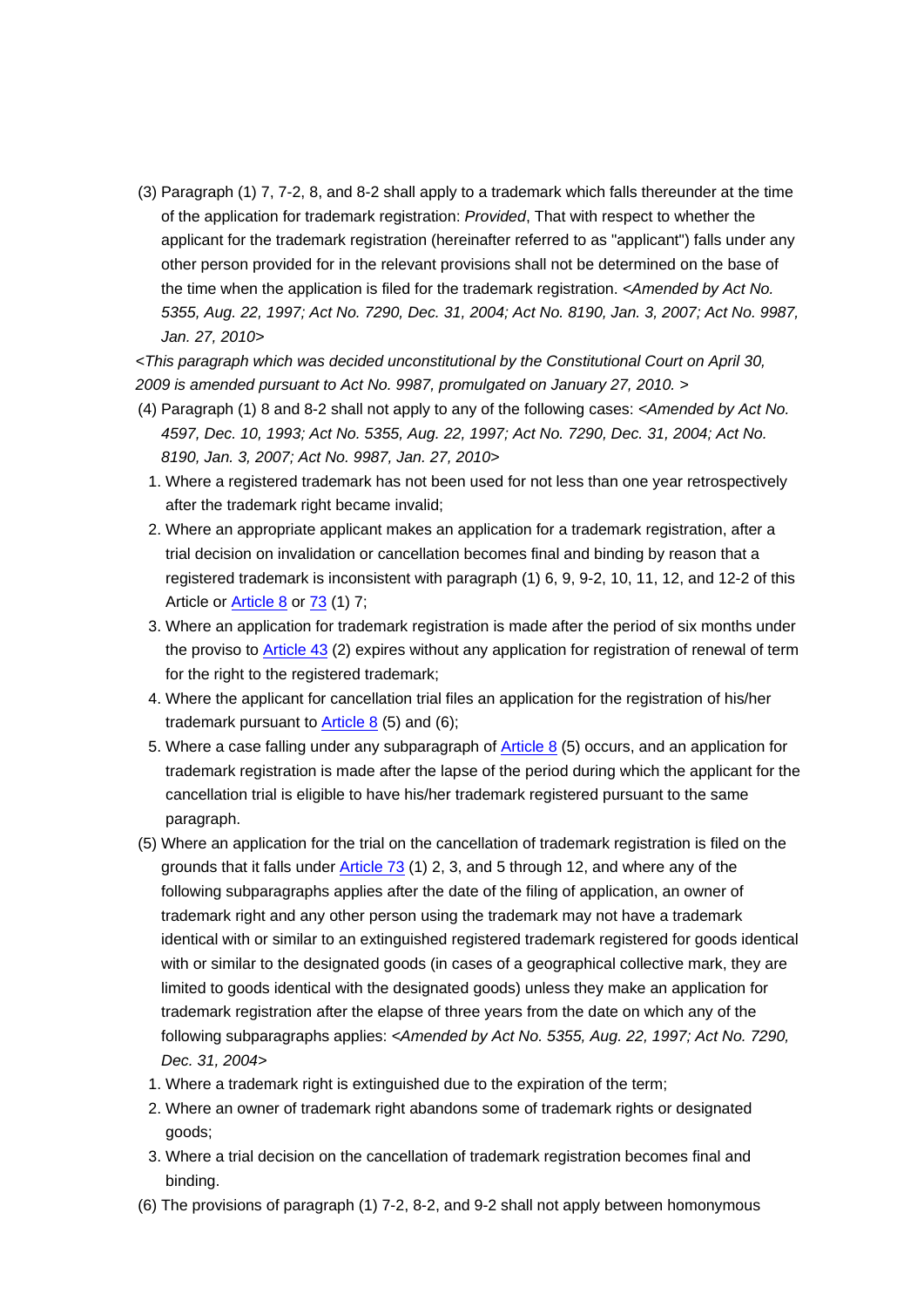(3) Paragraph (1) 7, 7-2, 8, and 8-2 shall apply to a trademark which falls thereunder at the time of the application for trademark registration: *Provided*, That with respect to whether the applicant for the trademark registration (hereinafter referred to as "applicant") falls under any other person provided for in the relevant provisions shall not be determined on the base of the time when the application is filed for the trademark registration. *<Amended by Act No. 5355, Aug. 22, 1997; Act No. 7290, Dec. 31, 2004; Act No. 8190, Jan. 3, 2007; Act No. 9987, Jan. 27, 2010>*

*<This paragraph which was decided unconstitutional by the Constitutional Court on April 30, 2009 is amended pursuant to Act No. 9987, promulgated on January 27, 2010. >*

(4) Paragraph (1) 8 and 8-2 shall not apply to any of the following cases: *<Amended by Act No. 4597, Dec. 10, 1993; Act No. 5355, Aug. 22, 1997; Act No. 7290, Dec. 31, 2004; Act No. 8190, Jan. 3, 2007; Act No. 9987, Jan. 27, 2010>*

1. Where a registered trademark has not been used for not less than one year retrospectively after the trademark right became invalid;
2. Where an appropriate applicant makes an application for a trademark registration, after a trial decision on invalidation or cancellation becomes final and binding by reason that a registered trademark is inconsistent with paragraph (1) 6, 9, 9-2, 10, 11, 12, and 12-2 of this Article or Article 8 or 73 (1) 7;
3. Where an application for trademark registration is made after the period of six months under the proviso to Article 43 (2) expires without any application for registration of renewal of term for the right to the registered trademark;
4. Where the applicant for cancellation trial files an application for the registration of his/her trademark pursuant to Article 8 (5) and (6);
5. Where a case falling under any subparagraph of Article 8 (5) occurs, and an application for trademark registration is made after the lapse of the period during which the applicant for the cancellation trial is eligible to have his/her trademark registered pursuant to the same paragraph.

(5) Where an application for the trial on the cancellation of trademark registration is filed on the grounds that it falls under Article 73 (1) 2, 3, and 5 through 12, and where any of the following subparagraphs applies after the date of the filing of application, an owner of trademark right and any other person using the trademark may not have a trademark identical with or similar to an extinguished registered trademark registered for goods identical with or similar to the designated goods (in cases of a geographical collective mark, they are limited to goods identical with the designated goods) unless they make an application for trademark registration after the elapse of three years from the date on which any of the following subparagraphs applies: *<Amended by Act No. 5355, Aug. 22, 1997; Act No. 7290, Dec. 31, 2004>*

1. Where a trademark right is extinguished due to the expiration of the term;
2. Where an owner of trademark right abandons some of trademark rights or designated goods;
3. Where a trial decision on the cancellation of trademark registration becomes final and binding.

(6) The provisions of paragraph (1) 7-2, 8-2, and 9-2 shall not apply between homonymous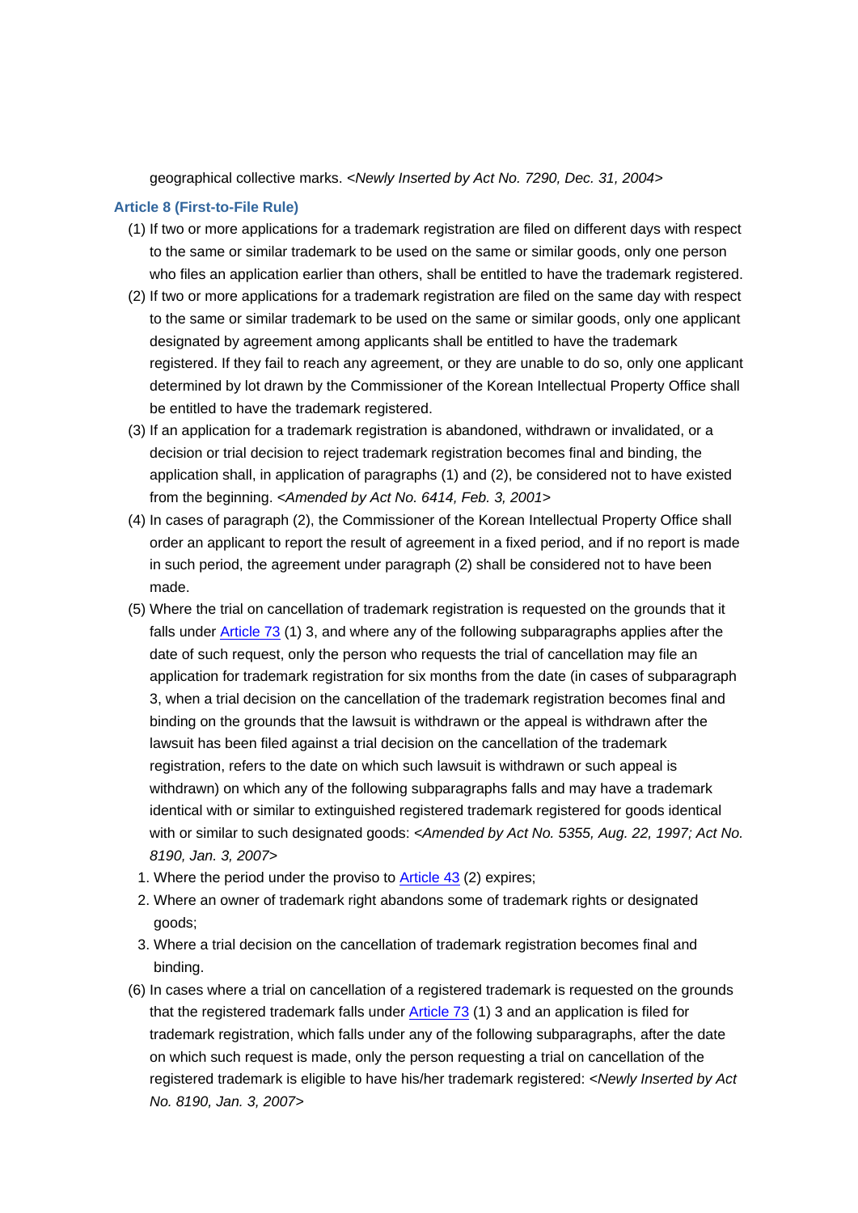geographical collective marks. *<Newly Inserted by Act No. 7290, Dec. 31, 2004>*

### Article 8 (First-to-File Rule)

(1) If two or more applications for a trademark registration are filed on different days with respect to the same or similar trademark to be used on the same or similar goods, only one person who files an application earlier than others, shall be entitled to have the trademark registered.

(2) If two or more applications for a trademark registration are filed on the same day with respect to the same or similar trademark to be used on the same or similar goods, only one applicant designated by agreement among applicants shall be entitled to have the trademark registered. If they fail to reach any agreement, or they are unable to do so, only one applicant determined by lot drawn by the Commissioner of the Korean Intellectual Property Office shall be entitled to have the trademark registered.

(3) If an application for a trademark registration is abandoned, withdrawn or invalidated, or a decision or trial decision to reject trademark registration becomes final and binding, the application shall, in application of paragraphs (1) and (2), be considered not to have existed from the beginning. *<Amended by Act No. 6414, Feb. 3, 2001>*

(4) In cases of paragraph (2), the Commissioner of the Korean Intellectual Property Office shall order an applicant to report the result of agreement in a fixed period, and if no report is made in such period, the agreement under paragraph (2) shall be considered not to have been made.

(5) Where the trial on cancellation of trademark registration is requested on the grounds that it falls under Article 73 (1) 3, and where any of the following subparagraphs applies after the date of such request, only the person who requests the trial of cancellation may file an application for trademark registration for six months from the date (in cases of subparagraph 3, when a trial decision on the cancellation of the trademark registration becomes final and binding on the grounds that the lawsuit is withdrawn or the appeal is withdrawn after the lawsuit has been filed against a trial decision on the cancellation of the trademark registration, refers to the date on which such lawsuit is withdrawn or such appeal is withdrawn) on which any of the following subparagraphs falls and may have a trademark identical with or similar to extinguished registered trademark registered for goods identical with or similar to such designated goods: *<Amended by Act No. 5355, Aug. 22, 1997; Act No. 8190, Jan. 3, 2007>*

1. Where the period under the proviso to Article 43 (2) expires;
2. Where an owner of trademark right abandons some of trademark rights or designated goods;
3. Where a trial decision on the cancellation of trademark registration becomes final and binding.

(6) In cases where a trial on cancellation of a registered trademark is requested on the grounds that the registered trademark falls under Article 73 (1) 3 and an application is filed for trademark registration, which falls under any of the following subparagraphs, after the date on which such request is made, only the person requesting a trial on cancellation of the registered trademark is eligible to have his/her trademark registered: *<Newly Inserted by Act No. 8190, Jan. 3, 2007>*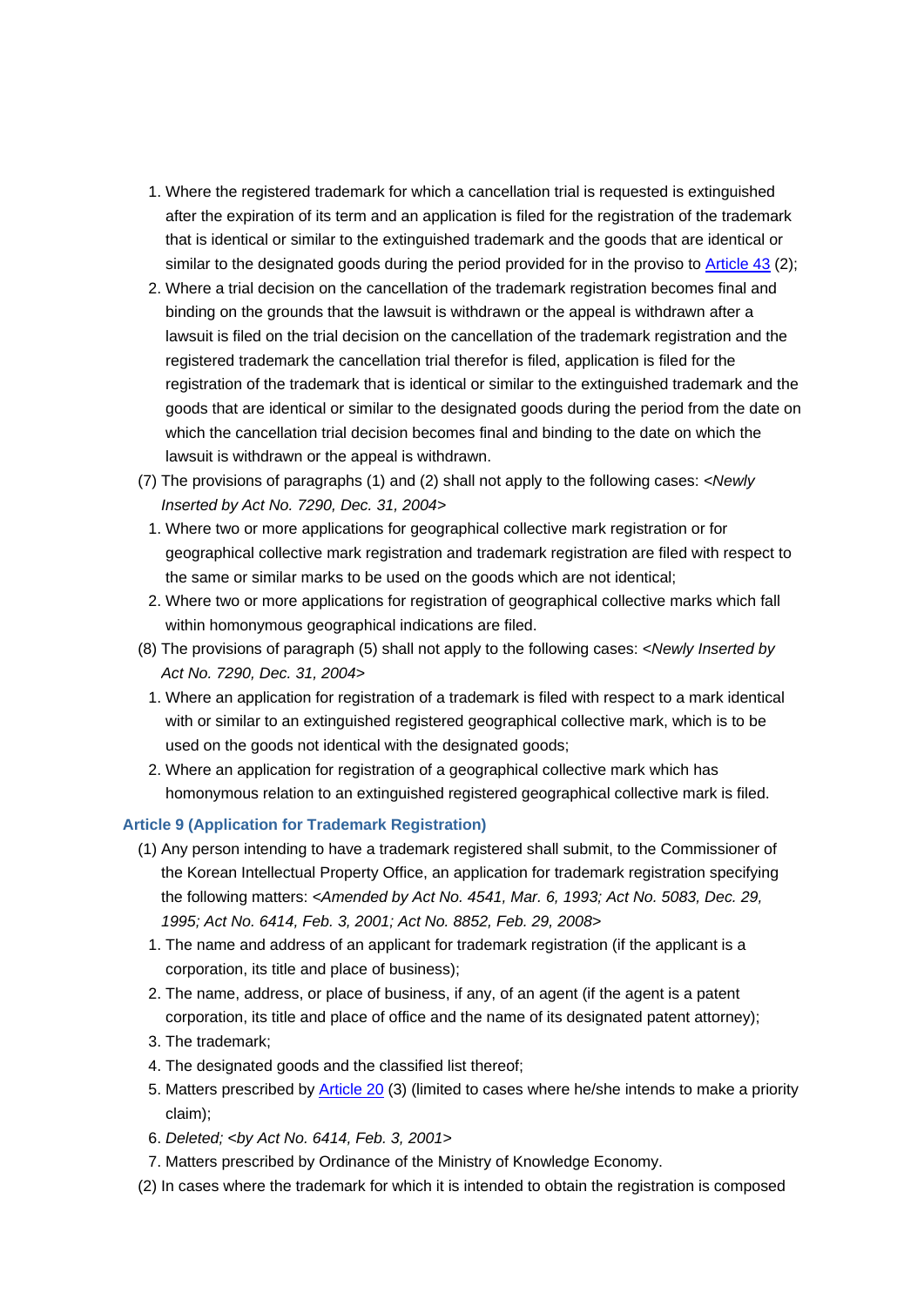1. Where the registered trademark for which a cancellation trial is requested is extinguished after the expiration of its term and an application is filed for the registration of the trademark that is identical or similar to the extinguished trademark and the goods that are identical or similar to the designated goods during the period provided for in the proviso to Article 43 (2);
2. Where a trial decision on the cancellation of the trademark registration becomes final and binding on the grounds that the lawsuit is withdrawn or the appeal is withdrawn after a lawsuit is filed on the trial decision on the cancellation of the trademark registration and the registered trademark the cancellation trial therefor is filed, application is filed for the registration of the trademark that is identical or similar to the extinguished trademark and the goods that are identical or similar to the designated goods during the period from the date on which the cancellation trial decision becomes final and binding to the date on which the lawsuit is withdrawn or the appeal is withdrawn.

(7) The provisions of paragraphs (1) and (2) shall not apply to the following cases: *<Newly Inserted by Act No. 7290, Dec. 31, 2004>*

1. Where two or more applications for geographical collective mark registration or for geographical collective mark registration and trademark registration are filed with respect to the same or similar marks to be used on the goods which are not identical;
2. Where two or more applications for registration of geographical collective marks which fall within homonymous geographical indications are filed.

(8) The provisions of paragraph (5) shall not apply to the following cases: *<Newly Inserted by Act No. 7290, Dec. 31, 2004>*

1. Where an application for registration of a trademark is filed with respect to a mark identical with or similar to an extinguished registered geographical collective mark, which is to be used on the goods not identical with the designated goods;
2. Where an application for registration of a geographical collective mark which has homonymous relation to an extinguished registered geographical collective mark is filed.

### Article 9 (Application for Trademark Registration)

(1) Any person intending to have a trademark registered shall submit, to the Commissioner of the Korean Intellectual Property Office, an application for trademark registration specifying the following matters: *<Amended by Act No. 4541, Mar. 6, 1993; Act No. 5083, Dec. 29, 1995; Act No. 6414, Feb. 3, 2001; Act No. 8852, Feb. 29, 2008>*

1. The name and address of an applicant for trademark registration (if the applicant is a corporation, its title and place of business);
2. The name, address, or place of business, if any, of an agent (if the agent is a patent corporation, its title and place of office and the name of its designated patent attorney);
3. The trademark;
4. The designated goods and the classified list thereof;
5. Matters prescribed by Article 20 (3) (limited to cases where he/she intends to make a priority claim);
6. *Deleted; <by Act No. 6414, Feb. 3, 2001>*
7. Matters prescribed by Ordinance of the Ministry of Knowledge Economy.

(2) In cases where the trademark for which it is intended to obtain the registration is composed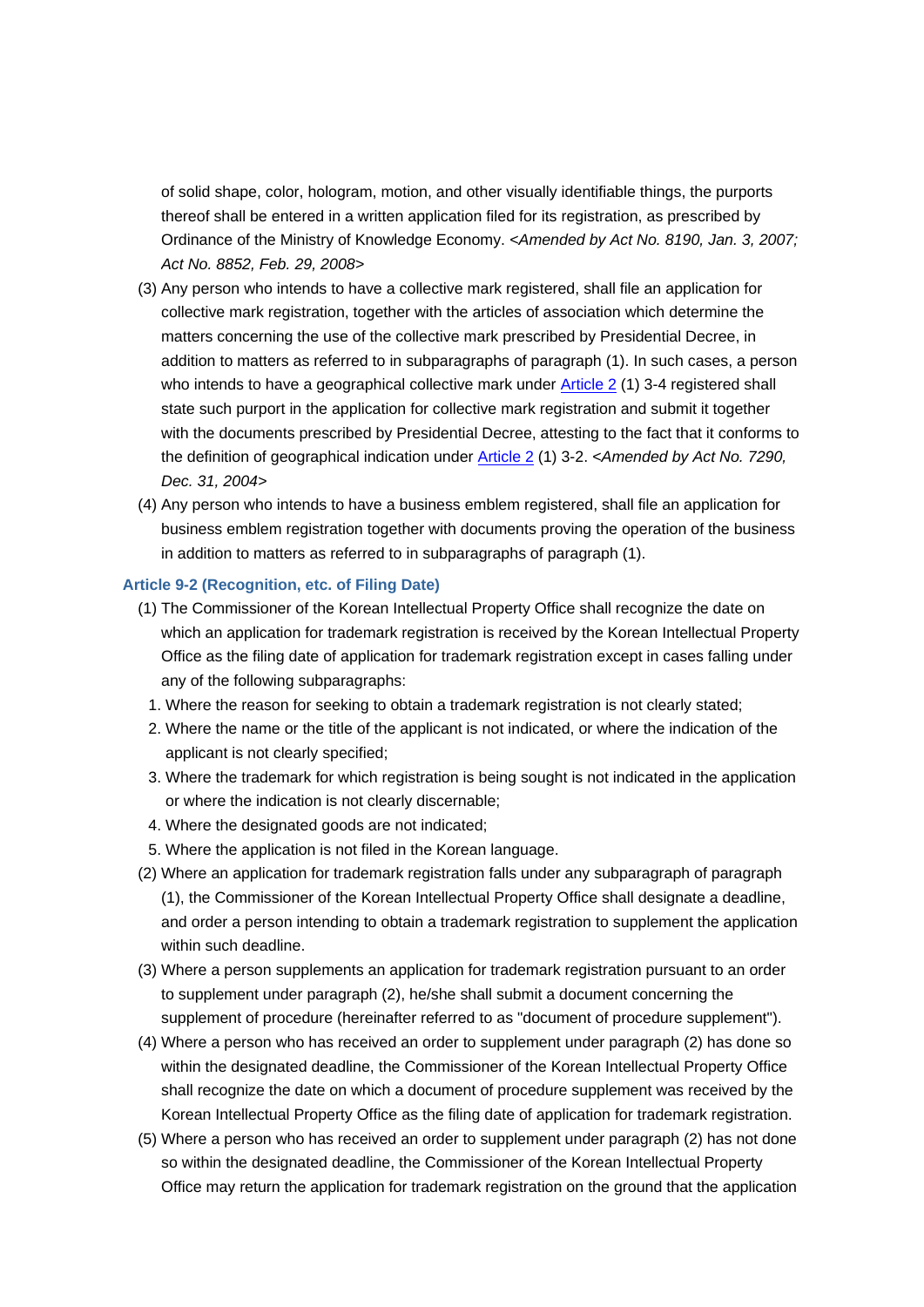of solid shape, color, hologram, motion, and other visually identifiable things, the purports thereof shall be entered in a written application filed for its registration, as prescribed by Ordinance of the Ministry of Knowledge Economy. *<Amended by Act No. 8190, Jan. 3, 2007; Act No. 8852, Feb. 29, 2008>*

(3) Any person who intends to have a collective mark registered, shall file an application for collective mark registration, together with the articles of association which determine the matters concerning the use of the collective mark prescribed by Presidential Decree, in addition to matters as referred to in subparagraphs of paragraph (1). In such cases, a person who intends to have a geographical collective mark under Article 2 (1) 3-4 registered shall state such purport in the application for collective mark registration and submit it together with the documents prescribed by Presidential Decree, attesting to the fact that it conforms to the definition of geographical indication under Article 2 (1) 3-2. *<Amended by Act No. 7290, Dec. 31, 2004>*

(4) Any person who intends to have a business emblem registered, shall file an application for business emblem registration together with documents proving the operation of the business in addition to matters as referred to in subparagraphs of paragraph (1).

### Article 9-2 (Recognition, etc. of Filing Date)

(1) The Commissioner of the Korean Intellectual Property Office shall recognize the date on which an application for trademark registration is received by the Korean Intellectual Property Office as the filing date of application for trademark registration except in cases falling under any of the following subparagraphs:

1. Where the reason for seeking to obtain a trademark registration is not clearly stated;
2. Where the name or the title of the applicant is not indicated, or where the indication of the applicant is not clearly specified;
3. Where the trademark for which registration is being sought is not indicated in the application or where the indication is not clearly discernable;
4. Where the designated goods are not indicated;
5. Where the application is not filed in the Korean language.

(2) Where an application for trademark registration falls under any subparagraph of paragraph (1), the Commissioner of the Korean Intellectual Property Office shall designate a deadline, and order a person intending to obtain a trademark registration to supplement the application within such deadline.

(3) Where a person supplements an application for trademark registration pursuant to an order to supplement under paragraph (2), he/she shall submit a document concerning the supplement of procedure (hereinafter referred to as "document of procedure supplement").

(4) Where a person who has received an order to supplement under paragraph (2) has done so within the designated deadline, the Commissioner of the Korean Intellectual Property Office shall recognize the date on which a document of procedure supplement was received by the Korean Intellectual Property Office as the filing date of application for trademark registration.

(5) Where a person who has received an order to supplement under paragraph (2) has not done so within the designated deadline, the Commissioner of the Korean Intellectual Property Office may return the application for trademark registration on the ground that the application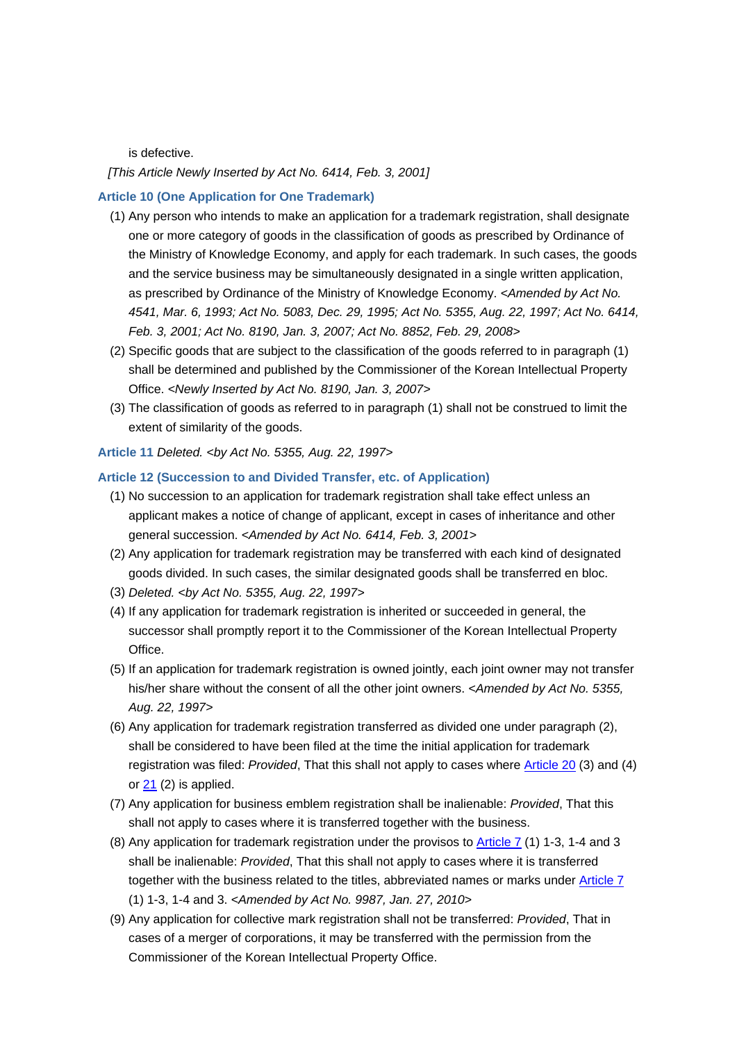is defective.

*[This Article Newly Inserted by Act No. 6414, Feb. 3, 2001]*

### Article 10 (One Application for One Trademark)

(1) Any person who intends to make an application for a trademark registration, shall designate one or more category of goods in the classification of goods as prescribed by Ordinance of the Ministry of Knowledge Economy, and apply for each trademark. In such cases, the goods and the service business may be simultaneously designated in a single written application, as prescribed by Ordinance of the Ministry of Knowledge Economy. *<Amended by Act No. 4541, Mar. 6, 1993; Act No. 5083, Dec. 29, 1995; Act No. 5355, Aug. 22, 1997; Act No. 6414, Feb. 3, 2001; Act No. 8190, Jan. 3, 2007; Act No. 8852, Feb. 29, 2008>*

(2) Specific goods that are subject to the classification of the goods referred to in paragraph (1) shall be determined and published by the Commissioner of the Korean Intellectual Property Office. *<Newly Inserted by Act No. 8190, Jan. 3, 2007>*

(3) The classification of goods as referred to in paragraph (1) shall not be construed to limit the extent of similarity of the goods.

### Article 11 *Deleted. <by Act No. 5355, Aug. 22, 1997>*

### Article 12 (Succession to and Divided Transfer, etc. of Application)

(1) No succession to an application for trademark registration shall take effect unless an applicant makes a notice of change of applicant, except in cases of inheritance and other general succession. *<Amended by Act No. 6414, Feb. 3, 2001>*

(2) Any application for trademark registration may be transferred with each kind of designated goods divided. In such cases, the similar designated goods shall be transferred en bloc.

(3) *Deleted. <by Act No. 5355, Aug. 22, 1997>*

(4) If any application for trademark registration is inherited or succeeded in general, the successor shall promptly report it to the Commissioner of the Korean Intellectual Property Office.

(5) If an application for trademark registration is owned jointly, each joint owner may not transfer his/her share without the consent of all the other joint owners. *<Amended by Act No. 5355, Aug. 22, 1997>*

(6) Any application for trademark registration transferred as divided one under paragraph (2), shall be considered to have been filed at the time the initial application for trademark registration was filed: *Provided*, That this shall not apply to cases where Article 20 (3) and (4) or 21 (2) is applied.

(7) Any application for business emblem registration shall be inalienable: *Provided*, That this shall not apply to cases where it is transferred together with the business.

(8) Any application for trademark registration under the provisos to Article 7 (1) 1-3, 1-4 and 3 shall be inalienable: *Provided*, That this shall not apply to cases where it is transferred together with the business related to the titles, abbreviated names or marks under Article 7 (1) 1-3, 1-4 and 3. *<Amended by Act No. 9987, Jan. 27, 2010>*

(9) Any application for collective mark registration shall not be transferred: *Provided*, That in cases of a merger of corporations, it may be transferred with the permission from the Commissioner of the Korean Intellectual Property Office.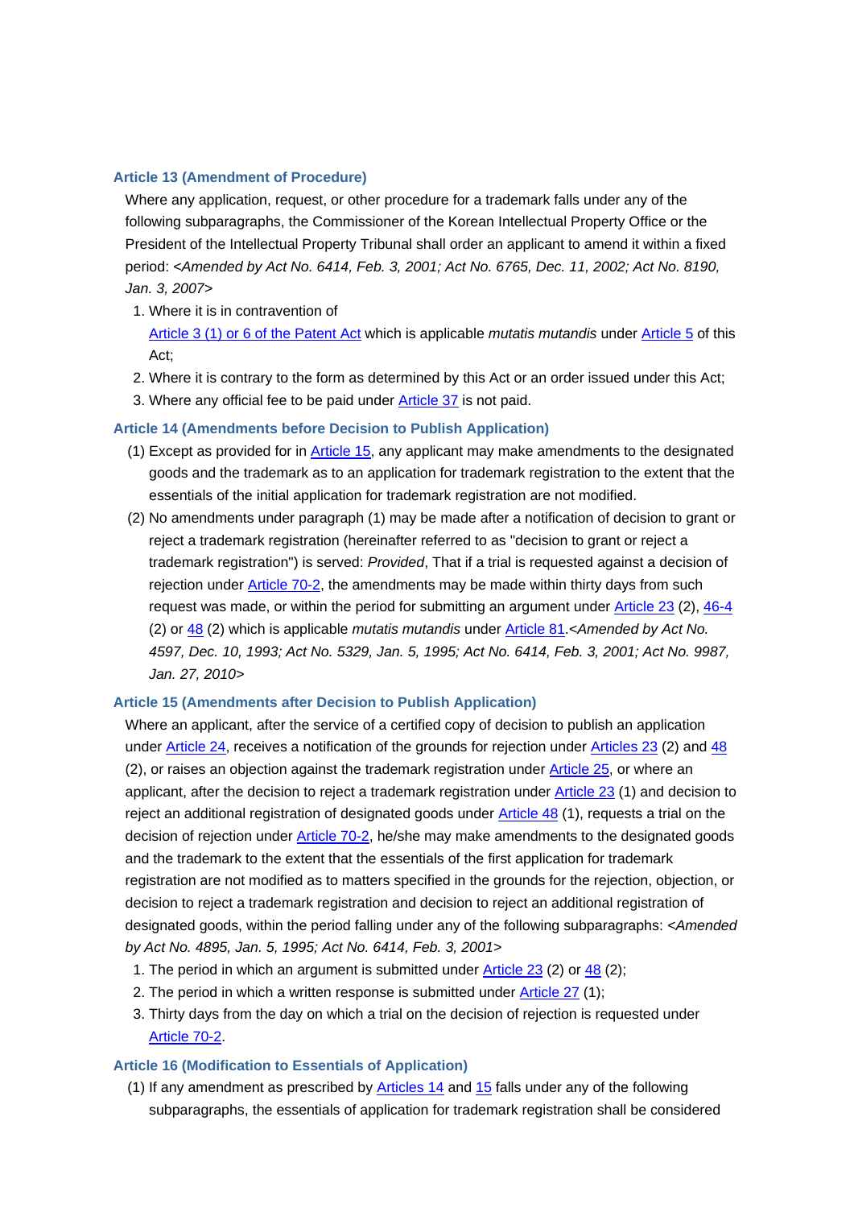### Article 13 (Amendment of Procedure)

Where any application, request, or other procedure for a trademark falls under any of the following subparagraphs, the Commissioner of the Korean Intellectual Property Office or the President of the Intellectual Property Tribunal shall order an applicant to amend it within a fixed period: <*Amended by Act No. 6414, Feb. 3, 2001; Act No. 6765, Dec. 11, 2002; Act No. 8190, Jan. 3, 2007*>

1. Where it is in contravention of Article 3 (1) or 6 of the Patent Act which is applicable *mutatis mutandis* under Article 5 of this Act;
2. Where it is contrary to the form as determined by this Act or an order issued under this Act;
3. Where any official fee to be paid under Article 37 is not paid.

### Article 14 (Amendments before Decision to Publish Application)

(1) Except as provided for in Article 15, any applicant may make amendments to the designated goods and the trademark as to an application for trademark registration to the extent that the essentials of the initial application for trademark registration are not modified.

(2) No amendments under paragraph (1) may be made after a notification of decision to grant or reject a trademark registration (hereinafter referred to as "decision to grant or reject a trademark registration") is served: *Provided*, That if a trial is requested against a decision of rejection under Article 70-2, the amendments may be made within thirty days from such request was made, or within the period for submitting an argument under Article 23 (2), 46-4 (2) or 48 (2) which is applicable *mutatis mutandis* under Article 81.<*Amended by Act No. 4597, Dec. 10, 1993; Act No. 5329, Jan. 5, 1995; Act No. 6414, Feb. 3, 2001; Act No. 9987, Jan. 27, 2010*>

### Article 15 (Amendments after Decision to Publish Application)

Where an applicant, after the service of a certified copy of decision to publish an application under Article 24, receives a notification of the grounds for rejection under Articles 23 (2) and 48 (2), or raises an objection against the trademark registration under Article 25, or where an applicant, after the decision to reject a trademark registration under Article 23 (1) and decision to reject an additional registration of designated goods under Article 48 (1), requests a trial on the decision of rejection under Article 70-2, he/she may make amendments to the designated goods and the trademark to the extent that the essentials of the first application for trademark registration are not modified as to matters specified in the grounds for the rejection, objection, or decision to reject a trademark registration and decision to reject an additional registration of designated goods, within the period falling under any of the following subparagraphs: <*Amended by Act No. 4895, Jan. 5, 1995; Act No. 6414, Feb. 3, 2001*>

1. The period in which an argument is submitted under Article 23 (2) or 48 (2);
2. The period in which a written response is submitted under Article 27 (1);
3. Thirty days from the day on which a trial on the decision of rejection is requested under Article 70-2.

### Article 16 (Modification to Essentials of Application)

(1) If any amendment as prescribed by Articles 14 and 15 falls under any of the following subparagraphs, the essentials of application for trademark registration shall be considered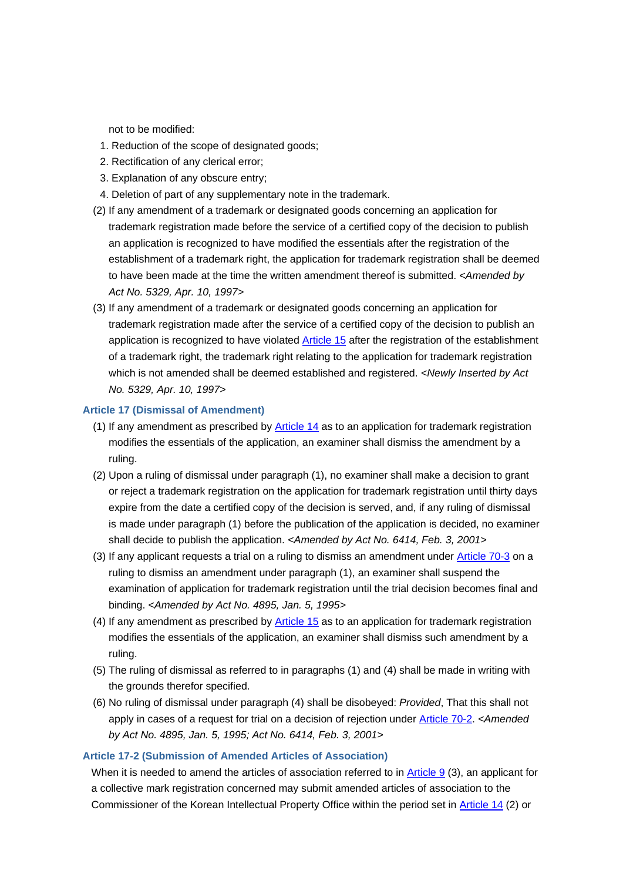not to be modified:

1. Reduction of the scope of designated goods;
2. Rectification of any clerical error;
3. Explanation of any obscure entry;
4. Deletion of part of any supplementary note in the trademark.

(2) If any amendment of a trademark or designated goods concerning an application for trademark registration made before the service of a certified copy of the decision to publish an application is recognized to have modified the essentials after the registration of the establishment of a trademark right, the application for trademark registration shall be deemed to have been made at the time the written amendment thereof is submitted. *<Amended by Act No. 5329, Apr. 10, 1997>*

(3) If any amendment of a trademark or designated goods concerning an application for trademark registration made after the service of a certified copy of the decision to publish an application is recognized to have violated Article 15 after the registration of the establishment of a trademark right, the trademark right relating to the application for trademark registration which is not amended shall be deemed established and registered. *<Newly Inserted by Act No. 5329, Apr. 10, 1997>*

### Article 17 (Dismissal of Amendment)

(1) If any amendment as prescribed by Article 14 as to an application for trademark registration modifies the essentials of the application, an examiner shall dismiss the amendment by a ruling.

(2) Upon a ruling of dismissal under paragraph (1), no examiner shall make a decision to grant or reject a trademark registration on the application for trademark registration until thirty days expire from the date a certified copy of the decision is served, and, if any ruling of dismissal is made under paragraph (1) before the publication of the application is decided, no examiner shall decide to publish the application. *<Amended by Act No. 6414, Feb. 3, 2001>*

(3) If any applicant requests a trial on a ruling to dismiss an amendment under Article 70-3 on a ruling to dismiss an amendment under paragraph (1), an examiner shall suspend the examination of application for trademark registration until the trial decision becomes final and binding. *<Amended by Act No. 4895, Jan. 5, 1995>*

(4) If any amendment as prescribed by Article 15 as to an application for trademark registration modifies the essentials of the application, an examiner shall dismiss such amendment by a ruling.

(5) The ruling of dismissal as referred to in paragraphs (1) and (4) shall be made in writing with the grounds therefor specified.

(6) No ruling of dismissal under paragraph (4) shall be disobeyed: *Provided*, That this shall not apply in cases of a request for trial on a decision of rejection under Article 70-2. *<Amended by Act No. 4895, Jan. 5, 1995; Act No. 6414, Feb. 3, 2001>*

### Article 17-2 (Submission of Amended Articles of Association)

When it is needed to amend the articles of association referred to in Article 9 (3), an applicant for a collective mark registration concerned may submit amended articles of association to the Commissioner of the Korean Intellectual Property Office within the period set in Article 14 (2) or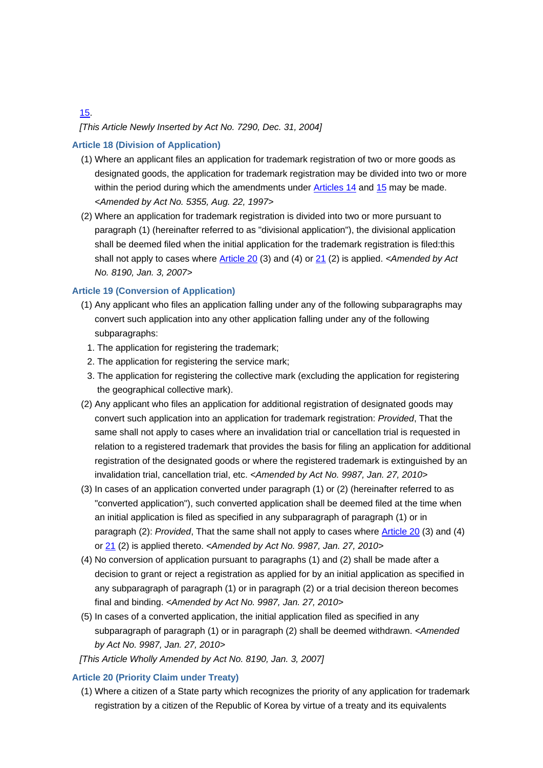15.

*[This Article Newly Inserted by Act No. 7290, Dec. 31, 2004]*

### Article 18 (Division of Application)

(1) Where an applicant files an application for trademark registration of two or more goods as designated goods, the application for trademark registration may be divided into two or more within the period during which the amendments under Articles 14 and 15 may be made. *<Amended by Act No. 5355, Aug. 22, 1997>*

(2) Where an application for trademark registration is divided into two or more pursuant to paragraph (1) (hereinafter referred to as "divisional application"), the divisional application shall be deemed filed when the initial application for the trademark registration is filed:this shall not apply to cases where Article 20 (3) and (4) or 21 (2) is applied. *<Amended by Act No. 8190, Jan. 3, 2007>*

### Article 19 (Conversion of Application)

(1) Any applicant who files an application falling under any of the following subparagraphs may convert such application into any other application falling under any of the following subparagraphs:

1. The application for registering the trademark;
2. The application for registering the service mark;
3. The application for registering the collective mark (excluding the application for registering the geographical collective mark).

(2) Any applicant who files an application for additional registration of designated goods may convert such application into an application for trademark registration: *Provided*, That the same shall not apply to cases where an invalidation trial or cancellation trial is requested in relation to a registered trademark that provides the basis for filing an application for additional registration of the designated goods or where the registered trademark is extinguished by an invalidation trial, cancellation trial, etc. *<Amended by Act No. 9987, Jan. 27, 2010>*

(3) In cases of an application converted under paragraph (1) or (2) (hereinafter referred to as "converted application"), such converted application shall be deemed filed at the time when an initial application is filed as specified in any subparagraph of paragraph (1) or in paragraph (2): *Provided*, That the same shall not apply to cases where Article 20 (3) and (4) or 21 (2) is applied thereto. *<Amended by Act No. 9987, Jan. 27, 2010>*

(4) No conversion of application pursuant to paragraphs (1) and (2) shall be made after a decision to grant or reject a registration as applied for by an initial application as specified in any subparagraph of paragraph (1) or in paragraph (2) or a trial decision thereon becomes final and binding. *<Amended by Act No. 9987, Jan. 27, 2010>*

(5) In cases of a converted application, the initial application filed as specified in any subparagraph of paragraph (1) or in paragraph (2) shall be deemed withdrawn. *<Amended by Act No. 9987, Jan. 27, 2010>*

*[This Article Wholly Amended by Act No. 8190, Jan. 3, 2007]*

### Article 20 (Priority Claim under Treaty)

(1) Where a citizen of a State party which recognizes the priority of any application for trademark registration by a citizen of the Republic of Korea by virtue of a treaty and its equivalents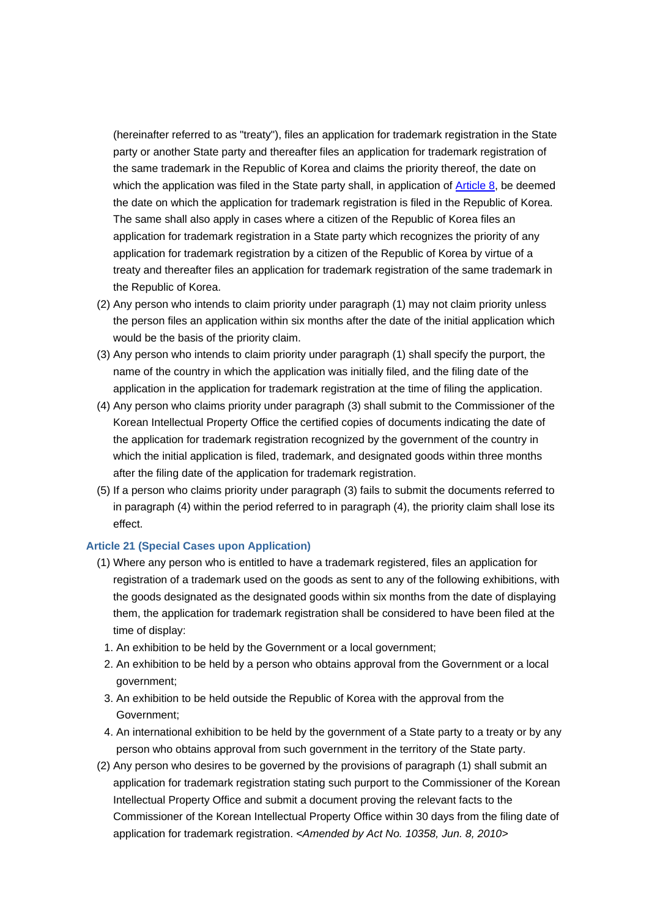(hereinafter referred to as "treaty"), files an application for trademark registration in the State party or another State party and thereafter files an application for trademark registration of the same trademark in the Republic of Korea and claims the priority thereof, the date on which the application was filed in the State party shall, in application of Article 8, be deemed the date on which the application for trademark registration is filed in the Republic of Korea. The same shall also apply in cases where a citizen of the Republic of Korea files an application for trademark registration in a State party which recognizes the priority of any application for trademark registration by a citizen of the Republic of Korea by virtue of a treaty and thereafter files an application for trademark registration of the same trademark in the Republic of Korea.

(2) Any person who intends to claim priority under paragraph (1) may not claim priority unless the person files an application within six months after the date of the initial application which would be the basis of the priority claim.

(3) Any person who intends to claim priority under paragraph (1) shall specify the purport, the name of the country in which the application was initially filed, and the filing date of the application in the application for trademark registration at the time of filing the application.

(4) Any person who claims priority under paragraph (3) shall submit to the Commissioner of the Korean Intellectual Property Office the certified copies of documents indicating the date of the application for trademark registration recognized by the government of the country in which the initial application is filed, trademark, and designated goods within three months after the filing date of the application for trademark registration.

(5) If a person who claims priority under paragraph (3) fails to submit the documents referred to in paragraph (4) within the period referred to in paragraph (4), the priority claim shall lose its effect.

### Article 21 (Special Cases upon Application)

(1) Where any person who is entitled to have a trademark registered, files an application for registration of a trademark used on the goods as sent to any of the following exhibitions, with the goods designated as the designated goods within six months from the date of displaying them, the application for trademark registration shall be considered to have been filed at the time of display:

1. An exhibition to be held by the Government or a local government;
2. An exhibition to be held by a person who obtains approval from the Government or a local government;
3. An exhibition to be held outside the Republic of Korea with the approval from the Government;
4. An international exhibition to be held by the government of a State party to a treaty or by any person who obtains approval from such government in the territory of the State party.

(2) Any person who desires to be governed by the provisions of paragraph (1) shall submit an application for trademark registration stating such purport to the Commissioner of the Korean Intellectual Property Office and submit a document proving the relevant facts to the Commissioner of the Korean Intellectual Property Office within 30 days from the filing date of application for trademark registration. *<Amended by Act No. 10358, Jun. 8, 2010>*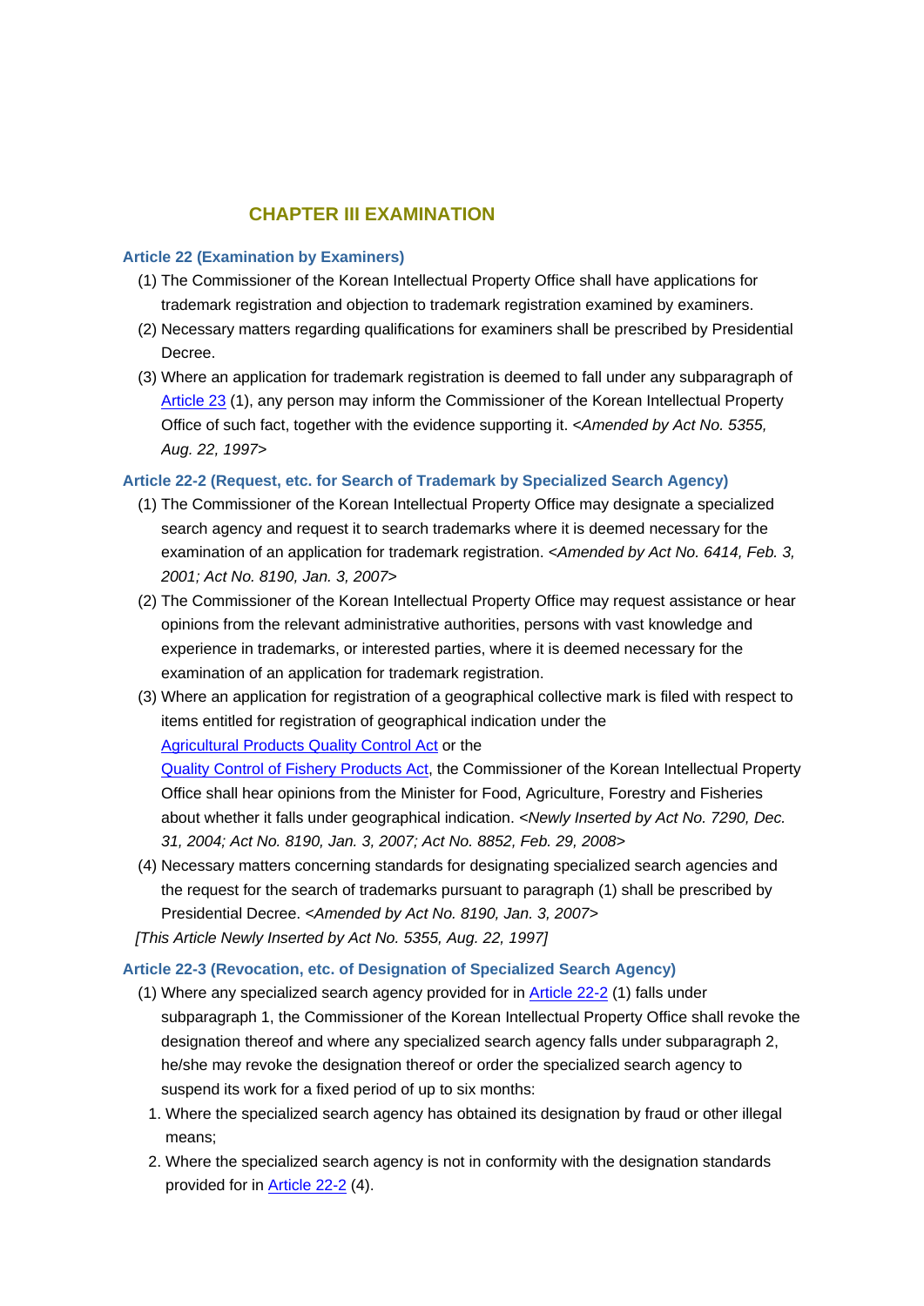## CHAPTER III EXAMINATION

### Article 22 (Examination by Examiners)

(1) The Commissioner of the Korean Intellectual Property Office shall have applications for trademark registration and objection to trademark registration examined by examiners.

(2) Necessary matters regarding qualifications for examiners shall be prescribed by Presidential Decree.

(3) Where an application for trademark registration is deemed to fall under any subparagraph of Article 23 (1), any person may inform the Commissioner of the Korean Intellectual Property Office of such fact, together with the evidence supporting it. *<Amended by Act No. 5355, Aug. 22, 1997>*

### Article 22-2 (Request, etc. for Search of Trademark by Specialized Search Agency)

(1) The Commissioner of the Korean Intellectual Property Office may designate a specialized search agency and request it to search trademarks where it is deemed necessary for the examination of an application for trademark registration. *<Amended by Act No. 6414, Feb. 3, 2001; Act No. 8190, Jan. 3, 2007>*

(2) The Commissioner of the Korean Intellectual Property Office may request assistance or hear opinions from the relevant administrative authorities, persons with vast knowledge and experience in trademarks, or interested parties, where it is deemed necessary for the examination of an application for trademark registration.

(3) Where an application for registration of a geographical collective mark is filed with respect to items entitled for registration of geographical indication under the Agricultural Products Quality Control Act or the Quality Control of Fishery Products Act, the Commissioner of the Korean Intellectual Property Office shall hear opinions from the Minister for Food, Agriculture, Forestry and Fisheries about whether it falls under geographical indication. *<Newly Inserted by Act No. 7290, Dec. 31, 2004; Act No. 8190, Jan. 3, 2007; Act No. 8852, Feb. 29, 2008>*

(4) Necessary matters concerning standards for designating specialized search agencies and the request for the search of trademarks pursuant to paragraph (1) shall be prescribed by Presidential Decree. *<Amended by Act No. 8190, Jan. 3, 2007>*

*[This Article Newly Inserted by Act No. 5355, Aug. 22, 1997]*

### Article 22-3 (Revocation, etc. of Designation of Specialized Search Agency)

(1) Where any specialized search agency provided for in Article 22-2 (1) falls under subparagraph 1, the Commissioner of the Korean Intellectual Property Office shall revoke the designation thereof and where any specialized search agency falls under subparagraph 2, he/she may revoke the designation thereof or order the specialized search agency to suspend its work for a fixed period of up to six months:

1. Where the specialized search agency has obtained its designation by fraud or other illegal means;
2. Where the specialized search agency is not in conformity with the designation standards provided for in Article 22-2 (4).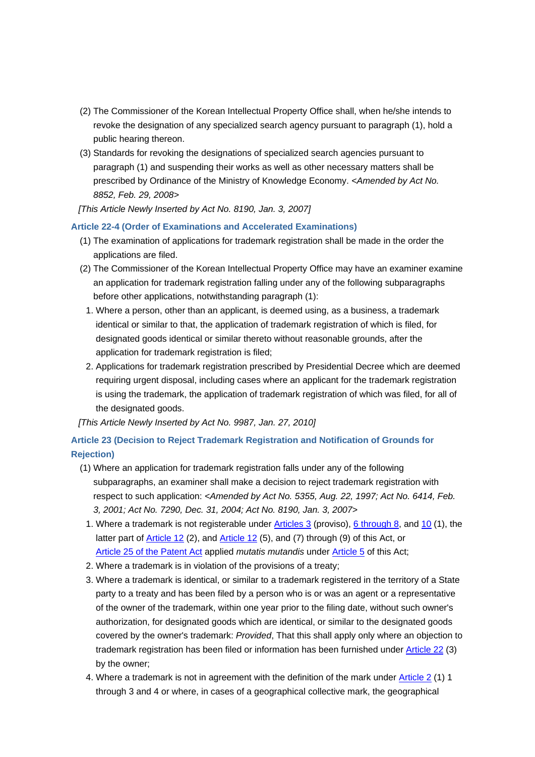(2) The Commissioner of the Korean Intellectual Property Office shall, when he/she intends to revoke the designation of any specialized search agency pursuant to paragraph (1), hold a public hearing thereon.

(3) Standards for revoking the designations of specialized search agencies pursuant to paragraph (1) and suspending their works as well as other necessary matters shall be prescribed by Ordinance of the Ministry of Knowledge Economy. *<Amended by Act No. 8852, Feb. 29, 2008>*

*[This Article Newly Inserted by Act No. 8190, Jan. 3, 2007]*

### Article 22-4 (Order of Examinations and Accelerated Examinations)

(1) The examination of applications for trademark registration shall be made in the order the applications are filed.

(2) The Commissioner of the Korean Intellectual Property Office may have an examiner examine an application for trademark registration falling under any of the following subparagraphs before other applications, notwithstanding paragraph (1):

1. Where a person, other than an applicant, is deemed using, as a business, a trademark identical or similar to that, the application of trademark registration of which is filed, for designated goods identical or similar thereto without reasonable grounds, after the application for trademark registration is filed;
2. Applications for trademark registration prescribed by Presidential Decree which are deemed requiring urgent disposal, including cases where an applicant for the trademark registration is using the trademark, the application of trademark registration of which was filed, for all of the designated goods.

*[This Article Newly Inserted by Act No. 9987, Jan. 27, 2010]*

### Article 23 (Decision to Reject Trademark Registration and Notification of Grounds for Rejection)

(1) Where an application for trademark registration falls under any of the following subparagraphs, an examiner shall make a decision to reject trademark registration with respect to such application: *<Amended by Act No. 5355, Aug. 22, 1997; Act No. 6414, Feb. 3, 2001; Act No. 7290, Dec. 31, 2004; Act No. 8190, Jan. 3, 2007>*

1. Where a trademark is not registerable under Articles 3 (proviso), 6 through 8, and 10 (1), the latter part of Article 12 (2), and Article 12 (5), and (7) through (9) of this Act, or Article 25 of the Patent Act applied *mutatis mutandis* under Article 5 of this Act;
2. Where a trademark is in violation of the provisions of a treaty;
3. Where a trademark is identical, or similar to a trademark registered in the territory of a State party to a treaty and has been filed by a person who is or was an agent or a representative of the owner of the trademark, within one year prior to the filing date, without such owner's authorization, for designated goods which are identical, or similar to the designated goods covered by the owner's trademark: *Provided*, That this shall apply only where an objection to trademark registration has been filed or information has been furnished under Article 22 (3) by the owner;
4. Where a trademark is not in agreement with the definition of the mark under Article 2 (1) 1 through 3 and 4 or where, in cases of a geographical collective mark, the geographical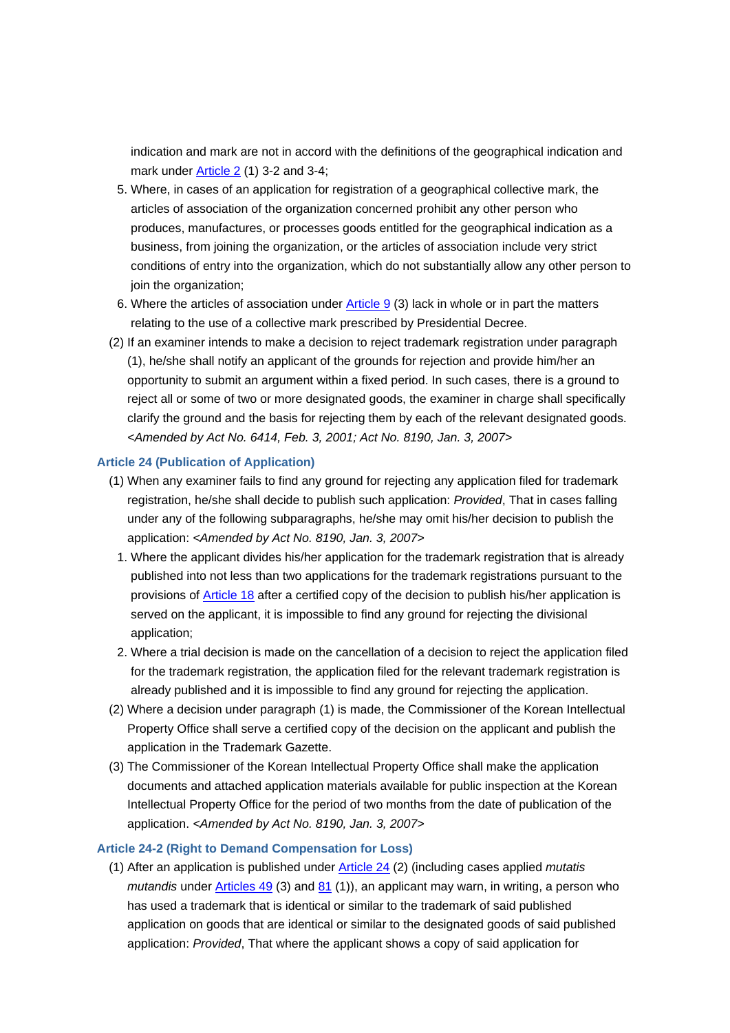indication and mark are not in accord with the definitions of the geographical indication and mark under Article 2 (1) 3-2 and 3-4;

5. Where, in cases of an application for registration of a geographical collective mark, the articles of association of the organization concerned prohibit any other person who produces, manufactures, or processes goods entitled for the geographical indication as a business, from joining the organization, or the articles of association include very strict conditions of entry into the organization, which do not substantially allow any other person to join the organization;
6. Where the articles of association under Article 9 (3) lack in whole or in part the matters relating to the use of a collective mark prescribed by Presidential Decree.

(2) If an examiner intends to make a decision to reject trademark registration under paragraph (1), he/she shall notify an applicant of the grounds for rejection and provide him/her an opportunity to submit an argument within a fixed period. In such cases, there is a ground to reject all or some of two or more designated goods, the examiner in charge shall specifically clarify the ground and the basis for rejecting them by each of the relevant designated goods. *<Amended by Act No. 6414, Feb. 3, 2001; Act No. 8190, Jan. 3, 2007>*

### Article 24 (Publication of Application)

(1) When any examiner fails to find any ground for rejecting any application filed for trademark registration, he/she shall decide to publish such application: *Provided*, That in cases falling under any of the following subparagraphs, he/she may omit his/her decision to publish the application: *<Amended by Act No. 8190, Jan. 3, 2007>*

1. Where the applicant divides his/her application for the trademark registration that is already published into not less than two applications for the trademark registrations pursuant to the provisions of Article 18 after a certified copy of the decision to publish his/her application is served on the applicant, it is impossible to find any ground for rejecting the divisional application;
2. Where a trial decision is made on the cancellation of a decision to reject the application filed for the trademark registration, the application filed for the relevant trademark registration is already published and it is impossible to find any ground for rejecting the application.

(2) Where a decision under paragraph (1) is made, the Commissioner of the Korean Intellectual Property Office shall serve a certified copy of the decision on the applicant and publish the application in the Trademark Gazette.

(3) The Commissioner of the Korean Intellectual Property Office shall make the application documents and attached application materials available for public inspection at the Korean Intellectual Property Office for the period of two months from the date of publication of the application. *<Amended by Act No. 8190, Jan. 3, 2007>*

### Article 24-2 (Right to Demand Compensation for Loss)

(1) After an application is published under Article 24 (2) (including cases applied *mutatis mutandis* under Articles 49 (3) and 81 (1)), an applicant may warn, in writing, a person who has used a trademark that is identical or similar to the trademark of said published application on goods that are identical or similar to the designated goods of said published application: *Provided*, That where the applicant shows a copy of said application for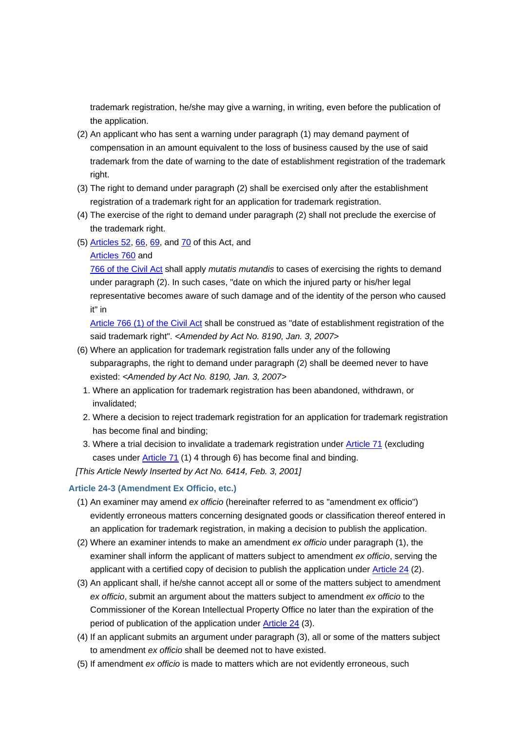trademark registration, he/she may give a warning, in writing, even before the publication of the application.

(2) An applicant who has sent a warning under paragraph (1) may demand payment of compensation in an amount equivalent to the loss of business caused by the use of said trademark from the date of warning to the date of establishment registration of the trademark right.

(3) The right to demand under paragraph (2) shall be exercised only after the establishment registration of a trademark right for an application for trademark registration.

(4) The exercise of the right to demand under paragraph (2) shall not preclude the exercise of the trademark right.

(5) Articles 52, 66, 69, and 70 of this Act, and Articles 760 and 766 of the Civil Act shall apply *mutatis mutandis* to cases of exercising the rights to demand under paragraph (2). In such cases, "date on which the injured party or his/her legal representative becomes aware of such damage and of the identity of the person who caused it" in Article 766 (1) of the Civil Act shall be construed as "date of establishment registration of the said trademark right". *<Amended by Act No. 8190, Jan. 3, 2007>*

(6) Where an application for trademark registration falls under any of the following subparagraphs, the right to demand under paragraph (2) shall be deemed never to have existed: *<Amended by Act No. 8190, Jan. 3, 2007>*

1. Where an application for trademark registration has been abandoned, withdrawn, or invalidated;
2. Where a decision to reject trademark registration for an application for trademark registration has become final and binding;
3. Where a trial decision to invalidate a trademark registration under Article 71 (excluding cases under Article 71 (1) 4 through 6) has become final and binding.

*[This Article Newly Inserted by Act No. 6414, Feb. 3, 2001]*

### Article 24-3 (Amendment Ex Officio, etc.)

(1) An examiner may amend *ex officio* (hereinafter referred to as "amendment ex officio") evidently erroneous matters concerning designated goods or classification thereof entered in an application for trademark registration, in making a decision to publish the application.

(2) Where an examiner intends to make an amendment *ex officio* under paragraph (1), the examiner shall inform the applicant of matters subject to amendment *ex officio*, serving the applicant with a certified copy of decision to publish the application under Article 24 (2).

(3) An applicant shall, if he/she cannot accept all or some of the matters subject to amendment *ex officio*, submit an argument about the matters subject to amendment *ex officio* to the Commissioner of the Korean Intellectual Property Office no later than the expiration of the period of publication of the application under Article 24 (3).

(4) If an applicant submits an argument under paragraph (3), all or some of the matters subject to amendment *ex officio* shall be deemed not to have existed.

(5) If amendment *ex officio* is made to matters which are not evidently erroneous, such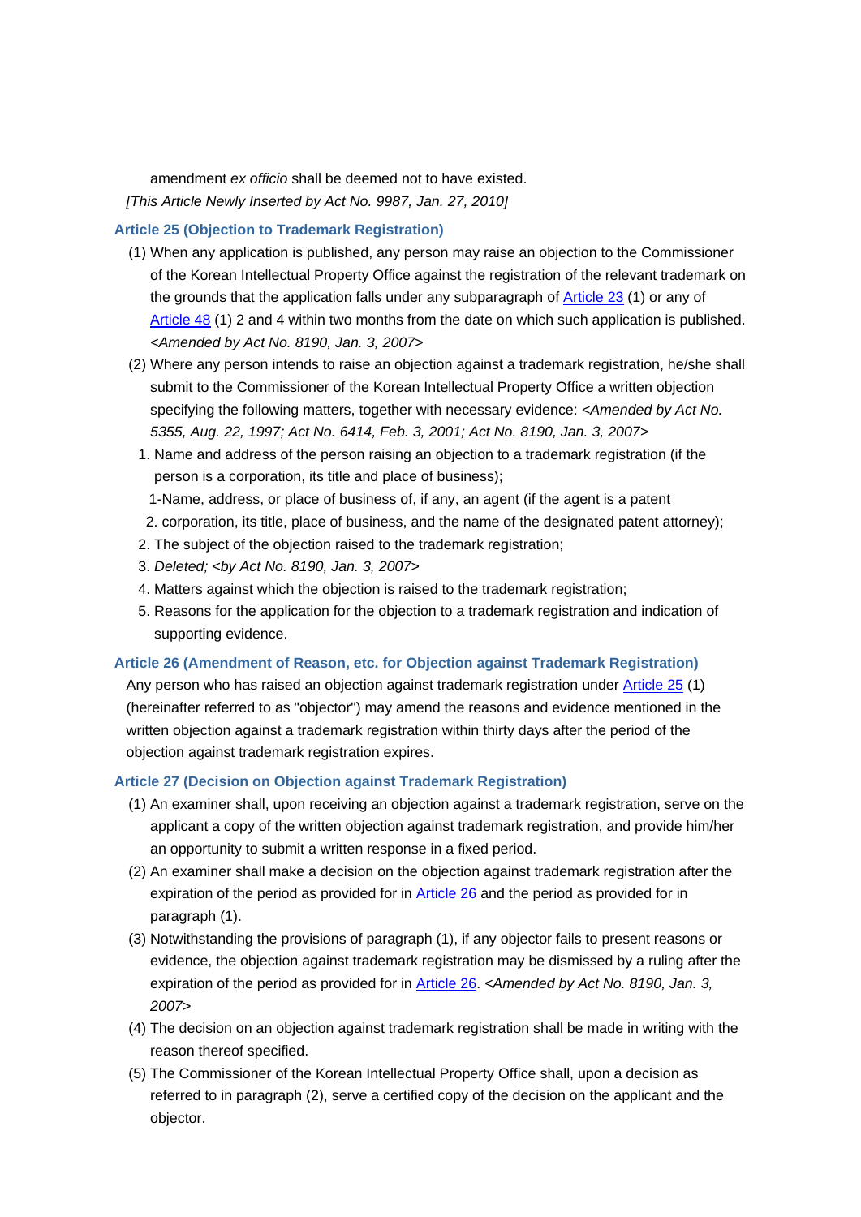amendment *ex officio* shall be deemed not to have existed.
*[This Article Newly Inserted by Act No. 9987, Jan. 27, 2010]*

### Article 25 (Objection to Trademark Registration)

(1) When any application is published, any person may raise an objection to the Commissioner of the Korean Intellectual Property Office against the registration of the relevant trademark on the grounds that the application falls under any subparagraph of Article 23 (1) or any of Article 48 (1) 2 and 4 within two months from the date on which such application is published. *<Amended by Act No. 8190, Jan. 3, 2007>*

(2) Where any person intends to raise an objection against a trademark registration, he/she shall submit to the Commissioner of the Korean Intellectual Property Office a written objection specifying the following matters, together with necessary evidence: *<Amended by Act No. 5355, Aug. 22, 1997; Act No. 6414, Feb. 3, 2001; Act No. 8190, Jan. 3, 2007>*

1. Name and address of the person raising an objection to a trademark registration (if the person is a corporation, its title and place of business);

1-2. Name, address, or place of business of, if any, an agent (if the agent is a patent corporation, its title, place of business, and the name of the designated patent attorney);

2. The subject of the objection raised to the trademark registration;
3. *Deleted; <by Act No. 8190, Jan. 3, 2007>*
4. Matters against which the objection is raised to the trademark registration;
5. Reasons for the application for the objection to a trademark registration and indication of supporting evidence.

### Article 26 (Amendment of Reason, etc. for Objection against Trademark Registration)

Any person who has raised an objection against trademark registration under Article 25 (1) (hereinafter referred to as "objector") may amend the reasons and evidence mentioned in the written objection against a trademark registration within thirty days after the period of the objection against trademark registration expires.

### Article 27 (Decision on Objection against Trademark Registration)

(1) An examiner shall, upon receiving an objection against a trademark registration, serve on the applicant a copy of the written objection against trademark registration, and provide him/her an opportunity to submit a written response in a fixed period.

(2) An examiner shall make a decision on the objection against trademark registration after the expiration of the period as provided for in Article 26 and the period as provided for in paragraph (1).

(3) Notwithstanding the provisions of paragraph (1), if any objector fails to present reasons or evidence, the objection against trademark registration may be dismissed by a ruling after the expiration of the period as provided for in Article 26. *<Amended by Act No. 8190, Jan. 3, 2007>*

(4) The decision on an objection against trademark registration shall be made in writing with the reason thereof specified.

(5) The Commissioner of the Korean Intellectual Property Office shall, upon a decision as referred to in paragraph (2), serve a certified copy of the decision on the applicant and the objector.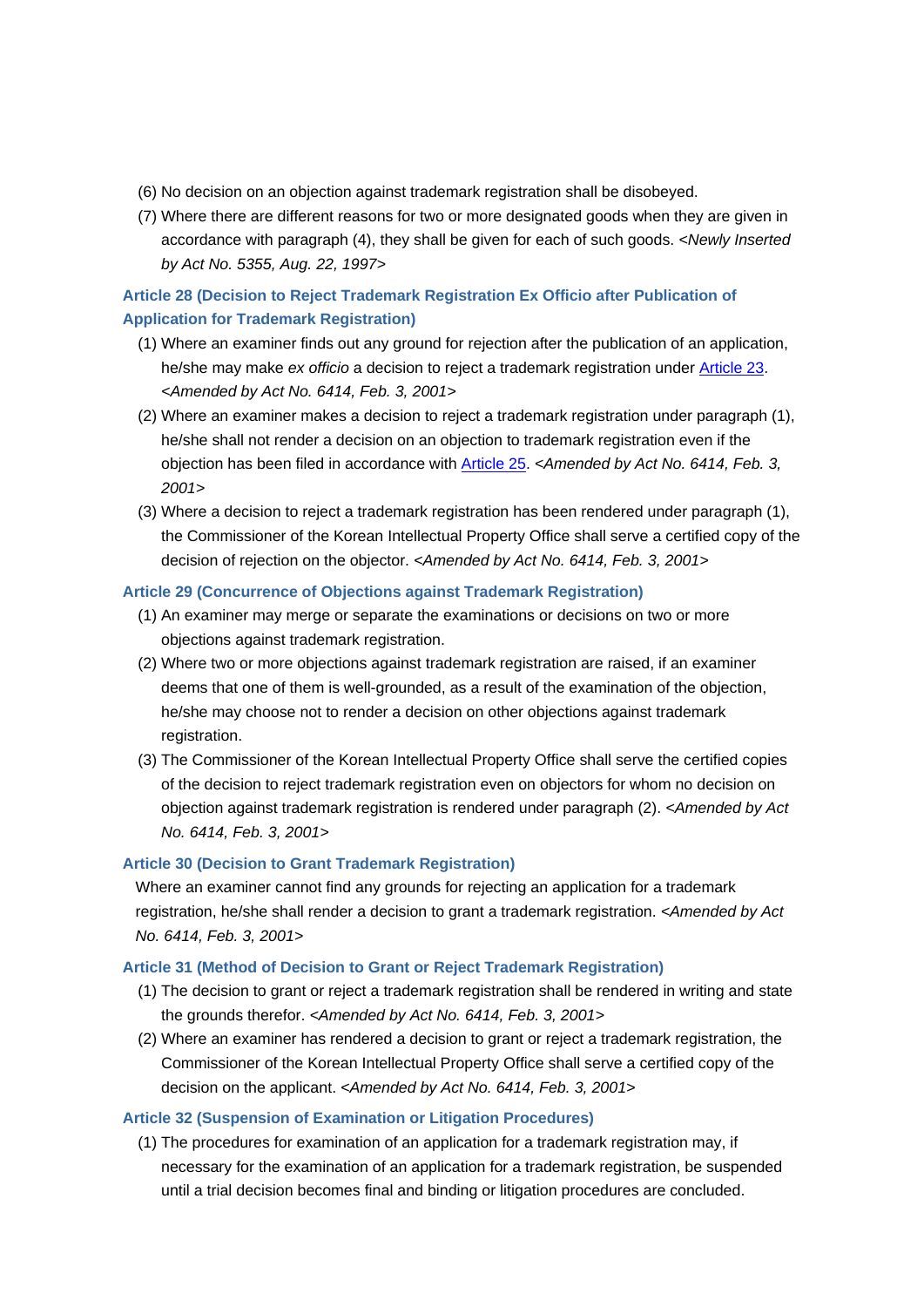(6) No decision on an objection against trademark registration shall be disobeyed.

(7) Where there are different reasons for two or more designated goods when they are given in accordance with paragraph (4), they shall be given for each of such goods. <*Newly Inserted by Act No. 5355, Aug. 22, 1997*>

### Article 28 (Decision to Reject Trademark Registration Ex Officio after Publication of Application for Trademark Registration)

(1) Where an examiner finds out any ground for rejection after the publication of an application, he/she may make *ex officio* a decision to reject a trademark registration under Article 23. <*Amended by Act No. 6414, Feb. 3, 2001*>

(2) Where an examiner makes a decision to reject a trademark registration under paragraph (1), he/she shall not render a decision on an objection to trademark registration even if the objection has been filed in accordance with Article 25. <*Amended by Act No. 6414, Feb. 3, 2001*>

(3) Where a decision to reject a trademark registration has been rendered under paragraph (1), the Commissioner of the Korean Intellectual Property Office shall serve a certified copy of the decision of rejection on the objector. <*Amended by Act No. 6414, Feb. 3, 2001*>

### Article 29 (Concurrence of Objections against Trademark Registration)

(1) An examiner may merge or separate the examinations or decisions on two or more objections against trademark registration.

(2) Where two or more objections against trademark registration are raised, if an examiner deems that one of them is well-grounded, as a result of the examination of the objection, he/she may choose not to render a decision on other objections against trademark registration.

(3) The Commissioner of the Korean Intellectual Property Office shall serve the certified copies of the decision to reject trademark registration even on objectors for whom no decision on objection against trademark registration is rendered under paragraph (2). <*Amended by Act No. 6414, Feb. 3, 2001*>

### Article 30 (Decision to Grant Trademark Registration)

Where an examiner cannot find any grounds for rejecting an application for a trademark registration, he/she shall render a decision to grant a trademark registration. <*Amended by Act No. 6414, Feb. 3, 2001*>

### Article 31 (Method of Decision to Grant or Reject Trademark Registration)

(1) The decision to grant or reject a trademark registration shall be rendered in writing and state the grounds therefor. <*Amended by Act No. 6414, Feb. 3, 2001*>

(2) Where an examiner has rendered a decision to grant or reject a trademark registration, the Commissioner of the Korean Intellectual Property Office shall serve a certified copy of the decision on the applicant. <*Amended by Act No. 6414, Feb. 3, 2001*>

### Article 32 (Suspension of Examination or Litigation Procedures)

(1) The procedures for examination of an application for a trademark registration may, if necessary for the examination of an application for a trademark registration, be suspended until a trial decision becomes final and binding or litigation procedures are concluded.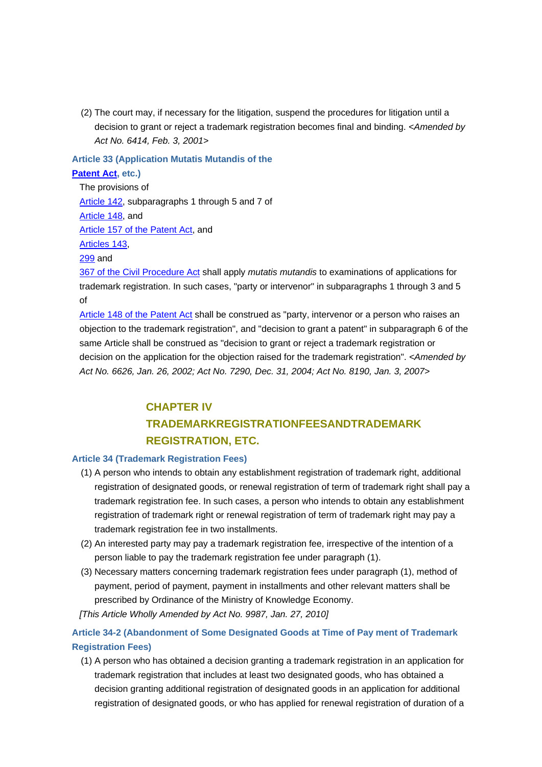(2) The court may, if necessary for the litigation, suspend the procedures for litigation until a decision to grant or reject a trademark registration becomes final and binding. *<Amended by Act No. 6414, Feb. 3, 2001>*

### Article 33 (Application Mutatis Mutandis of the Patent Act, etc.)

The provisions of Article 142, subparagraphs 1 through 5 and 7 of Article 148, and Article 157 of the Patent Act, and Articles 143, 299 and 367 of the Civil Procedure Act shall apply *mutatis mutandis* to examinations of applications for trademark registration. In such cases, "party or intervenor" in subparagraphs 1 through 3 and 5 of Article 148 of the Patent Act shall be construed as "party, intervenor or a person who raises an objection to the trademark registration", and "decision to grant a patent" in subparagraph 6 of the same Article shall be construed as "decision to grant or reject a trademark registration or decision on the application for the objection raised for the trademark registration". *<Amended by Act No. 6626, Jan. 26, 2002; Act No. 7290, Dec. 31, 2004; Act No. 8190, Jan. 3, 2007>*

## CHAPTER IV TRADEMARKREGISTRATIONFEESANDTRADEMARK REGISTRATION, ETC.

### Article 34 (Trademark Registration Fees)

(1) A person who intends to obtain any establishment registration of trademark right, additional registration of designated goods, or renewal registration of term of trademark right shall pay a trademark registration fee. In such cases, a person who intends to obtain any establishment registration of trademark right or renewal registration of term of trademark right may pay a trademark registration fee in two installments.

(2) An interested party may pay a trademark registration fee, irrespective of the intention of a person liable to pay the trademark registration fee under paragraph (1).

(3) Necessary matters concerning trademark registration fees under paragraph (1), method of payment, period of payment, payment in installments and other relevant matters shall be prescribed by Ordinance of the Ministry of Knowledge Economy.

*[This Article Wholly Amended by Act No. 9987, Jan. 27, 2010]*

### Article 34-2 (Abandonment of Some Designated Goods at Time of Pay ment of Trademark Registration Fees)

(1) A person who has obtained a decision granting a trademark registration in an application for trademark registration that includes at least two designated goods, who has obtained a decision granting additional registration of designated goods in an application for additional registration of designated goods, or who has applied for renewal registration of duration of a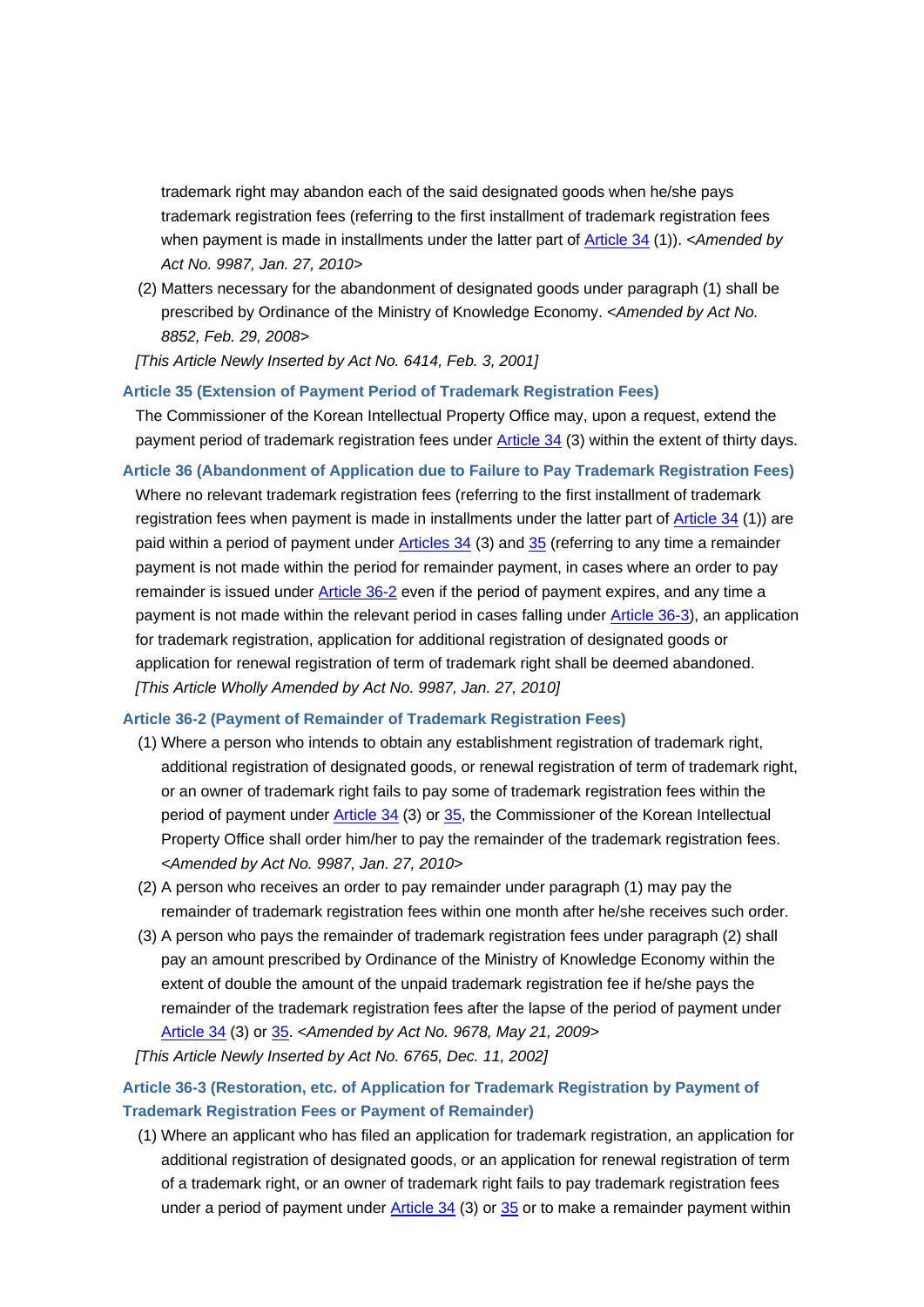trademark right may abandon each of the said designated goods when he/she pays trademark registration fees (referring to the first installment of trademark registration fees when payment is made in installments under the latter part of Article 34 (1)). *<Amended by Act No. 9987, Jan. 27, 2010>*

(2) Matters necessary for the abandonment of designated goods under paragraph (1) shall be prescribed by Ordinance of the Ministry of Knowledge Economy. *<Amended by Act No. 8852, Feb. 29, 2008>*

*[This Article Newly Inserted by Act No. 6414, Feb. 3, 2001]*

### Article 35 (Extension of Payment Period of Trademark Registration Fees)

The Commissioner of the Korean Intellectual Property Office may, upon a request, extend the payment period of trademark registration fees under Article 34 (3) within the extent of thirty days.

### Article 36 (Abandonment of Application due to Failure to Pay Trademark Registration Fees)

Where no relevant trademark registration fees (referring to the first installment of trademark registration fees when payment is made in installments under the latter part of Article 34 (1)) are paid within a period of payment under Articles 34 (3) and 35 (referring to any time a remainder payment is not made within the period for remainder payment, in cases where an order to pay remainder is issued under Article 36-2 even if the period of payment expires, and any time a payment is not made within the relevant period in cases falling under Article 36-3), an application for trademark registration, application for additional registration of designated goods or application for renewal registration of term of trademark right shall be deemed abandoned.

*[This Article Wholly Amended by Act No. 9987, Jan. 27, 2010]*

### Article 36-2 (Payment of Remainder of Trademark Registration Fees)

(1) Where a person who intends to obtain any establishment registration of trademark right, additional registration of designated goods, or renewal registration of term of trademark right, or an owner of trademark right fails to pay some of trademark registration fees within the period of payment under Article 34 (3) or 35, the Commissioner of the Korean Intellectual Property Office shall order him/her to pay the remainder of the trademark registration fees. *<Amended by Act No. 9987, Jan. 27, 2010>*

(2) A person who receives an order to pay remainder under paragraph (1) may pay the remainder of trademark registration fees within one month after he/she receives such order.

(3) A person who pays the remainder of trademark registration fees under paragraph (2) shall pay an amount prescribed by Ordinance of the Ministry of Knowledge Economy within the extent of double the amount of the unpaid trademark registration fee if he/she pays the remainder of the trademark registration fees after the lapse of the period of payment under Article 34 (3) or 35. *<Amended by Act No. 9678, May 21, 2009>*

*[This Article Newly Inserted by Act No. 6765, Dec. 11, 2002]*

### Article 36-3 (Restoration, etc. of Application for Trademark Registration by Payment of Trademark Registration Fees or Payment of Remainder)

(1) Where an applicant who has filed an application for trademark registration, an application for additional registration of designated goods, or an application for renewal registration of term of a trademark right, or an owner of trademark right fails to pay trademark registration fees under a period of payment under Article 34 (3) or 35 or to make a remainder payment within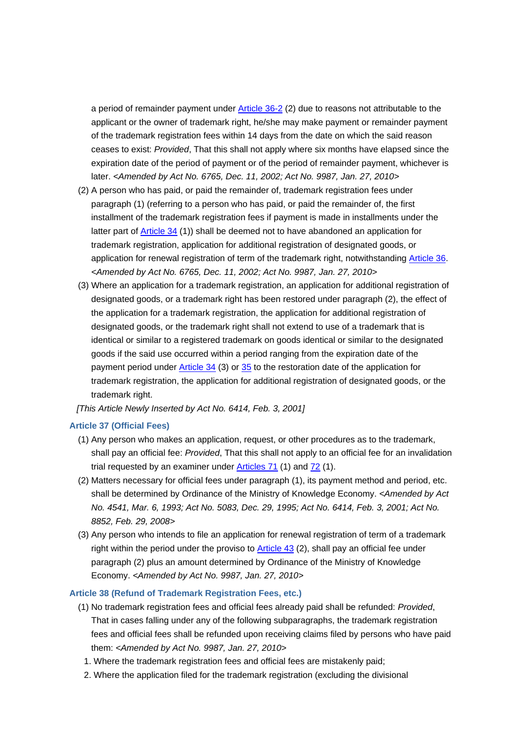a period of remainder payment under Article 36-2 (2) due to reasons not attributable to the applicant or the owner of trademark right, he/she may make payment or remainder payment of the trademark registration fees within 14 days from the date on which the said reason ceases to exist: *Provided*, That this shall not apply where six months have elapsed since the expiration date of the period of payment or of the period of remainder payment, whichever is later. *<Amended by Act No. 6765, Dec. 11, 2002; Act No. 9987, Jan. 27, 2010>*

(2) A person who has paid, or paid the remainder of, trademark registration fees under paragraph (1) (referring to a person who has paid, or paid the remainder of, the first installment of the trademark registration fees if payment is made in installments under the latter part of Article 34 (1)) shall be deemed not to have abandoned an application for trademark registration, application for additional registration of designated goods, or application for renewal registration of term of the trademark right, notwithstanding Article 36. *<Amended by Act No. 6765, Dec. 11, 2002; Act No. 9987, Jan. 27, 2010>*

(3) Where an application for a trademark registration, an application for additional registration of designated goods, or a trademark right has been restored under paragraph (2), the effect of the application for a trademark registration, the application for additional registration of designated goods, or the trademark right shall not extend to use of a trademark that is identical or similar to a registered trademark on goods identical or similar to the designated goods if the said use occurred within a period ranging from the expiration date of the payment period under Article 34 (3) or 35 to the restoration date of the application for trademark registration, the application for additional registration of designated goods, or the trademark right.

*[This Article Newly Inserted by Act No. 6414, Feb. 3, 2001]*

### Article 37 (Official Fees)

(1) Any person who makes an application, request, or other procedures as to the trademark, shall pay an official fee: *Provided*, That this shall not apply to an official fee for an invalidation trial requested by an examiner under Articles 71 (1) and 72 (1).

(2) Matters necessary for official fees under paragraph (1), its payment method and period, etc. shall be determined by Ordinance of the Ministry of Knowledge Economy. *<Amended by Act No. 4541, Mar. 6, 1993; Act No. 5083, Dec. 29, 1995; Act No. 6414, Feb. 3, 2001; Act No. 8852, Feb. 29, 2008>*

(3) Any person who intends to file an application for renewal registration of term of a trademark right within the period under the proviso to Article 43 (2), shall pay an official fee under paragraph (2) plus an amount determined by Ordinance of the Ministry of Knowledge Economy. *<Amended by Act No. 9987, Jan. 27, 2010>*

### Article 38 (Refund of Trademark Registration Fees, etc.)

(1) No trademark registration fees and official fees already paid shall be refunded: *Provided*, That in cases falling under any of the following subparagraphs, the trademark registration fees and official fees shall be refunded upon receiving claims filed by persons who have paid them: *<Amended by Act No. 9987, Jan. 27, 2010>*

1. Where the trademark registration fees and official fees are mistakenly paid;
2. Where the application filed for the trademark registration (excluding the divisional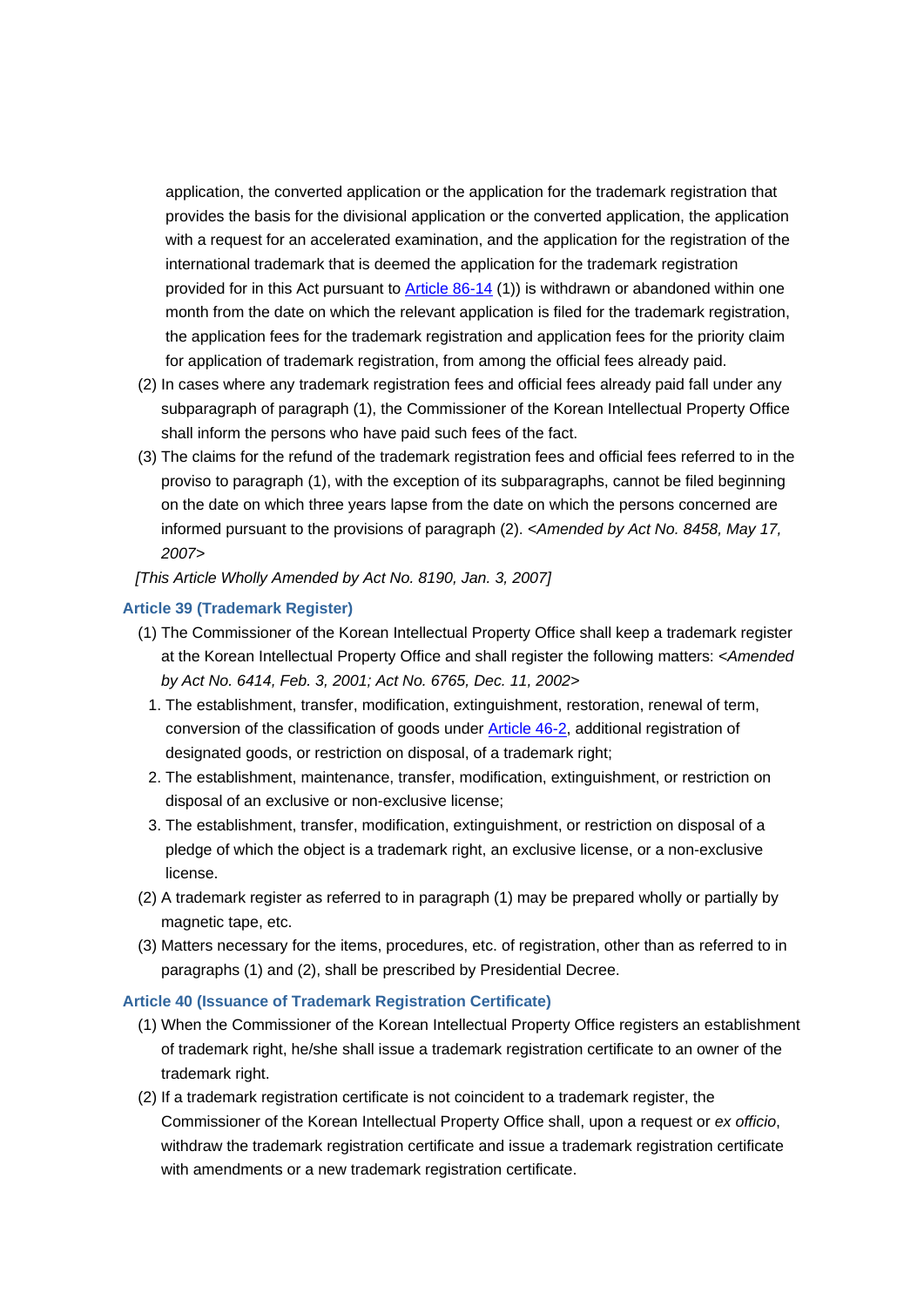application, the converted application or the application for the trademark registration that provides the basis for the divisional application or the converted application, the application with a request for an accelerated examination, and the application for the registration of the international trademark that is deemed the application for the trademark registration provided for in this Act pursuant to Article 86-14 (1)) is withdrawn or abandoned within one month from the date on which the relevant application is filed for the trademark registration, the application fees for the trademark registration and application fees for the priority claim for application of trademark registration, from among the official fees already paid.

(2) In cases where any trademark registration fees and official fees already paid fall under any subparagraph of paragraph (1), the Commissioner of the Korean Intellectual Property Office shall inform the persons who have paid such fees of the fact.

(3) The claims for the refund of the trademark registration fees and official fees referred to in the proviso to paragraph (1), with the exception of its subparagraphs, cannot be filed beginning on the date on which three years lapse from the date on which the persons concerned are informed pursuant to the provisions of paragraph (2). *<Amended by Act No. 8458, May 17, 2007>*

*[This Article Wholly Amended by Act No. 8190, Jan. 3, 2007]*

### Article 39 (Trademark Register)

(1) The Commissioner of the Korean Intellectual Property Office shall keep a trademark register at the Korean Intellectual Property Office and shall register the following matters: *<Amended by Act No. 6414, Feb. 3, 2001; Act No. 6765, Dec. 11, 2002>*

1. The establishment, transfer, modification, extinguishment, restoration, renewal of term, conversion of the classification of goods under Article 46-2, additional registration of designated goods, or restriction on disposal, of a trademark right;
2. The establishment, maintenance, transfer, modification, extinguishment, or restriction on disposal of an exclusive or non-exclusive license;
3. The establishment, transfer, modification, extinguishment, or restriction on disposal of a pledge of which the object is a trademark right, an exclusive license, or a non-exclusive license.

(2) A trademark register as referred to in paragraph (1) may be prepared wholly or partially by magnetic tape, etc.

(3) Matters necessary for the items, procedures, etc. of registration, other than as referred to in paragraphs (1) and (2), shall be prescribed by Presidential Decree.

### Article 40 (Issuance of Trademark Registration Certificate)

(1) When the Commissioner of the Korean Intellectual Property Office registers an establishment of trademark right, he/she shall issue a trademark registration certificate to an owner of the trademark right.

(2) If a trademark registration certificate is not coincident to a trademark register, the Commissioner of the Korean Intellectual Property Office shall, upon a request or *ex officio*, withdraw the trademark registration certificate and issue a trademark registration certificate with amendments or a new trademark registration certificate.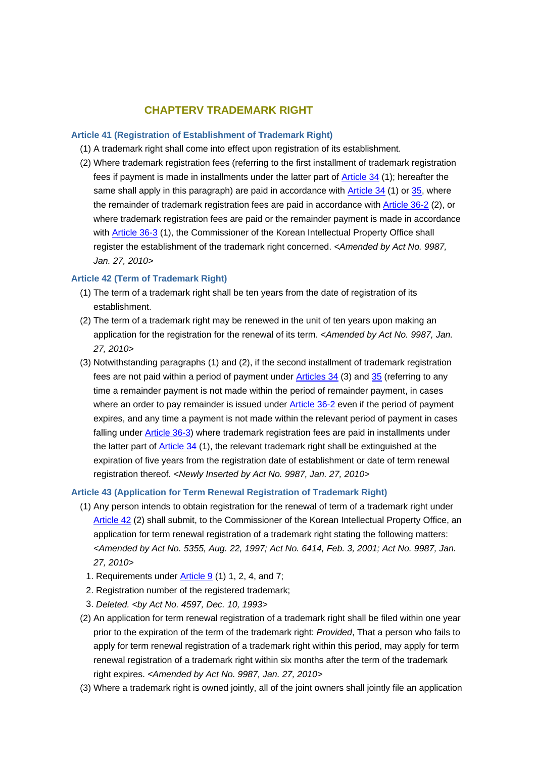## CHAPTERV TRADEMARK RIGHT

### Article 41 (Registration of Establishment of Trademark Right)

(1) A trademark right shall come into effect upon registration of its establishment.

(2) Where trademark registration fees (referring to the first installment of trademark registration fees if payment is made in installments under the latter part of Article 34 (1); hereafter the same shall apply in this paragraph) are paid in accordance with Article 34 (1) or 35, where the remainder of trademark registration fees are paid in accordance with Article 36-2 (2), or where trademark registration fees are paid or the remainder payment is made in accordance with Article 36-3 (1), the Commissioner of the Korean Intellectual Property Office shall register the establishment of the trademark right concerned. *<Amended by Act No. 9987, Jan. 27, 2010>*

### Article 42 (Term of Trademark Right)

(1) The term of a trademark right shall be ten years from the date of registration of its establishment.

(2) The term of a trademark right may be renewed in the unit of ten years upon making an application for the registration for the renewal of its term. *<Amended by Act No. 9987, Jan. 27, 2010>*

(3) Notwithstanding paragraphs (1) and (2), if the second installment of trademark registration fees are not paid within a period of payment under Articles 34 (3) and 35 (referring to any time a remainder payment is not made within the period of remainder payment, in cases where an order to pay remainder is issued under Article 36-2 even if the period of payment expires, and any time a payment is not made within the relevant period of payment in cases falling under Article 36-3) where trademark registration fees are paid in installments under the latter part of Article 34 (1), the relevant trademark right shall be extinguished at the expiration of five years from the registration date of establishment or date of term renewal registration thereof. *<Newly Inserted by Act No. 9987, Jan. 27, 2010>*

### Article 43 (Application for Term Renewal Registration of Trademark Right)

(1) Any person intends to obtain registration for the renewal of term of a trademark right under Article 42 (2) shall submit, to the Commissioner of the Korean Intellectual Property Office, an application for term renewal registration of a trademark right stating the following matters: *<Amended by Act No. 5355, Aug. 22, 1997; Act No. 6414, Feb. 3, 2001; Act No. 9987, Jan. 27, 2010>*

1. Requirements under Article 9 (1) 1, 2, 4, and 7;
2. Registration number of the registered trademark;
3. *Deleted. <by Act No. 4597, Dec. 10, 1993>*

(2) An application for term renewal registration of a trademark right shall be filed within one year prior to the expiration of the term of the trademark right: *Provided*, That a person who fails to apply for term renewal registration of a trademark right within this period, may apply for term renewal registration of a trademark right within six months after the term of the trademark right expires. *<Amended by Act No. 9987, Jan. 27, 2010>*

(3) Where a trademark right is owned jointly, all of the joint owners shall jointly file an application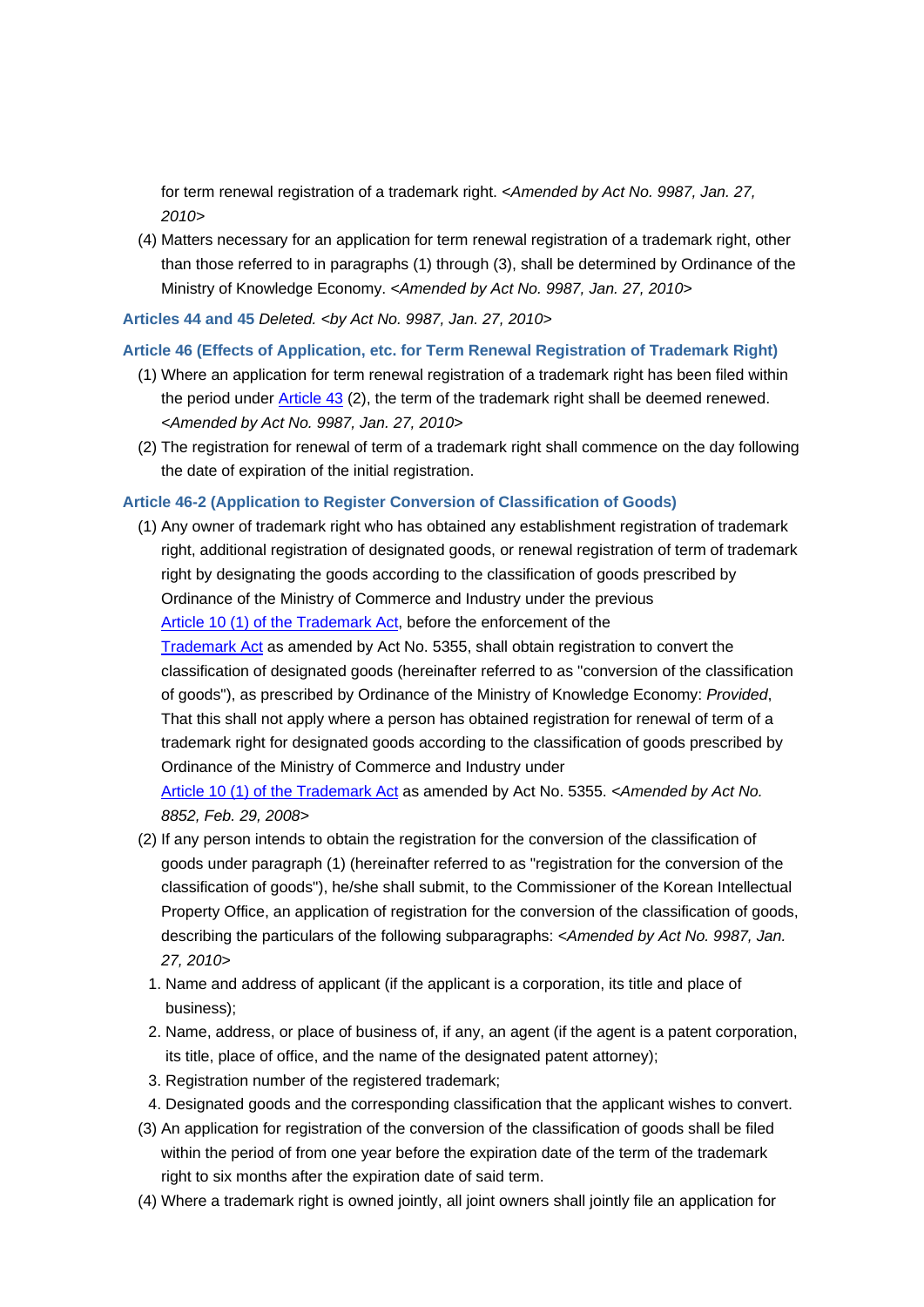for term renewal registration of a trademark right. *<Amended by Act No. 9987, Jan. 27, 2010>*

(4) Matters necessary for an application for term renewal registration of a trademark right, other than those referred to in paragraphs (1) through (3), shall be determined by Ordinance of the Ministry of Knowledge Economy. *<Amended by Act No. 9987, Jan. 27, 2010>*

**Articles 44 and 45** *Deleted. <by Act No. 9987, Jan. 27, 2010>*

**Article 46 (Effects of Application, etc. for Term Renewal Registration of Trademark Right)**

(1) Where an application for term renewal registration of a trademark right has been filed within the period under Article 43 (2), the term of the trademark right shall be deemed renewed. *<Amended by Act No. 9987, Jan. 27, 2010>*

(2) The registration for renewal of term of a trademark right shall commence on the day following the date of expiration of the initial registration.

**Article 46-2 (Application to Register Conversion of Classification of Goods)**

(1) Any owner of trademark right who has obtained any establishment registration of trademark right, additional registration of designated goods, or renewal registration of term of trademark right by designating the goods according to the classification of goods prescribed by Ordinance of the Ministry of Commerce and Industry under the previous Article 10 (1) of the Trademark Act, before the enforcement of the Trademark Act as amended by Act No. 5355, shall obtain registration to convert the classification of designated goods (hereinafter referred to as "conversion of the classification of goods"), as prescribed by Ordinance of the Ministry of Knowledge Economy: *Provided*, That this shall not apply where a person has obtained registration for renewal of term of a trademark right for designated goods according to the classification of goods prescribed by Ordinance of the Ministry of Commerce and Industry under Article 10 (1) of the Trademark Act as amended by Act No. 5355. *<Amended by Act No. 8852, Feb. 29, 2008>*

(2) If any person intends to obtain the registration for the conversion of the classification of goods under paragraph (1) (hereinafter referred to as "registration for the conversion of the classification of goods"), he/she shall submit, to the Commissioner of the Korean Intellectual Property Office, an application of registration for the conversion of the classification of goods, describing the particulars of the following subparagraphs: *<Amended by Act No. 9987, Jan. 27, 2010>*

1. Name and address of applicant (if the applicant is a corporation, its title and place of business);
2. Name, address, or place of business of, if any, an agent (if the agent is a patent corporation, its title, place of office, and the name of the designated patent attorney);
3. Registration number of the registered trademark;
4. Designated goods and the corresponding classification that the applicant wishes to convert.

(3) An application for registration of the conversion of the classification of goods shall be filed within the period of from one year before the expiration date of the term of the trademark right to six months after the expiration date of said term.

(4) Where a trademark right is owned jointly, all joint owners shall jointly file an application for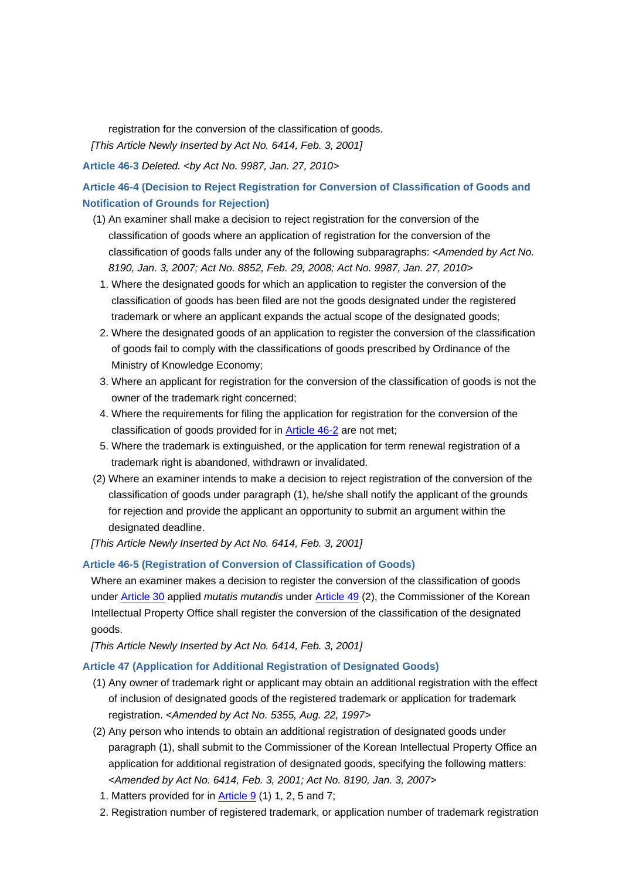registration for the conversion of the classification of goods.

*[This Article Newly Inserted by Act No. 6414, Feb. 3, 2001]*

**Article 46-3** *Deleted. <by Act No. 9987, Jan. 27, 2010>*

**Article 46-4 (Decision to Reject Registration for Conversion of Classification of Goods and Notification of Grounds for Rejection)**

(1) An examiner shall make a decision to reject registration for the conversion of the classification of goods where an application of registration for the conversion of the classification of goods falls under any of the following subparagraphs: *<Amended by Act No. 8190, Jan. 3, 2007; Act No. 8852, Feb. 29, 2008; Act No. 9987, Jan. 27, 2010>*

1. Where the designated goods for which an application to register the conversion of the classification of goods has been filed are not the goods designated under the registered trademark or where an applicant expands the actual scope of the designated goods;
2. Where the designated goods of an application to register the conversion of the classification of goods fail to comply with the classifications of goods prescribed by Ordinance of the Ministry of Knowledge Economy;
3. Where an applicant for registration for the conversion of the classification of goods is not the owner of the trademark right concerned;
4. Where the requirements for filing the application for registration for the conversion of the classification of goods provided for in Article 46-2 are not met;
5. Where the trademark is extinguished, or the application for term renewal registration of a trademark right is abandoned, withdrawn or invalidated.

(2) Where an examiner intends to make a decision to reject registration of the conversion of the classification of goods under paragraph (1), he/she shall notify the applicant of the grounds for rejection and provide the applicant an opportunity to submit an argument within the designated deadline.

*[This Article Newly Inserted by Act No. 6414, Feb. 3, 2001]*

**Article 46-5 (Registration of Conversion of Classification of Goods)**

Where an examiner makes a decision to register the conversion of the classification of goods under Article 30 applied *mutatis mutandis* under Article 49 (2), the Commissioner of the Korean Intellectual Property Office shall register the conversion of the classification of the designated goods.

*[This Article Newly Inserted by Act No. 6414, Feb. 3, 2001]*

**Article 47 (Application for Additional Registration of Designated Goods)**

(1) Any owner of trademark right or applicant may obtain an additional registration with the effect of inclusion of designated goods of the registered trademark or application for trademark registration. *<Amended by Act No. 5355, Aug. 22, 1997>*

(2) Any person who intends to obtain an additional registration of designated goods under paragraph (1), shall submit to the Commissioner of the Korean Intellectual Property Office an application for additional registration of designated goods, specifying the following matters: *<Amended by Act No. 6414, Feb. 3, 2001; Act No. 8190, Jan. 3, 2007>*

1. Matters provided for in Article 9 (1) 1, 2, 5 and 7;
2. Registration number of registered trademark, or application number of trademark registration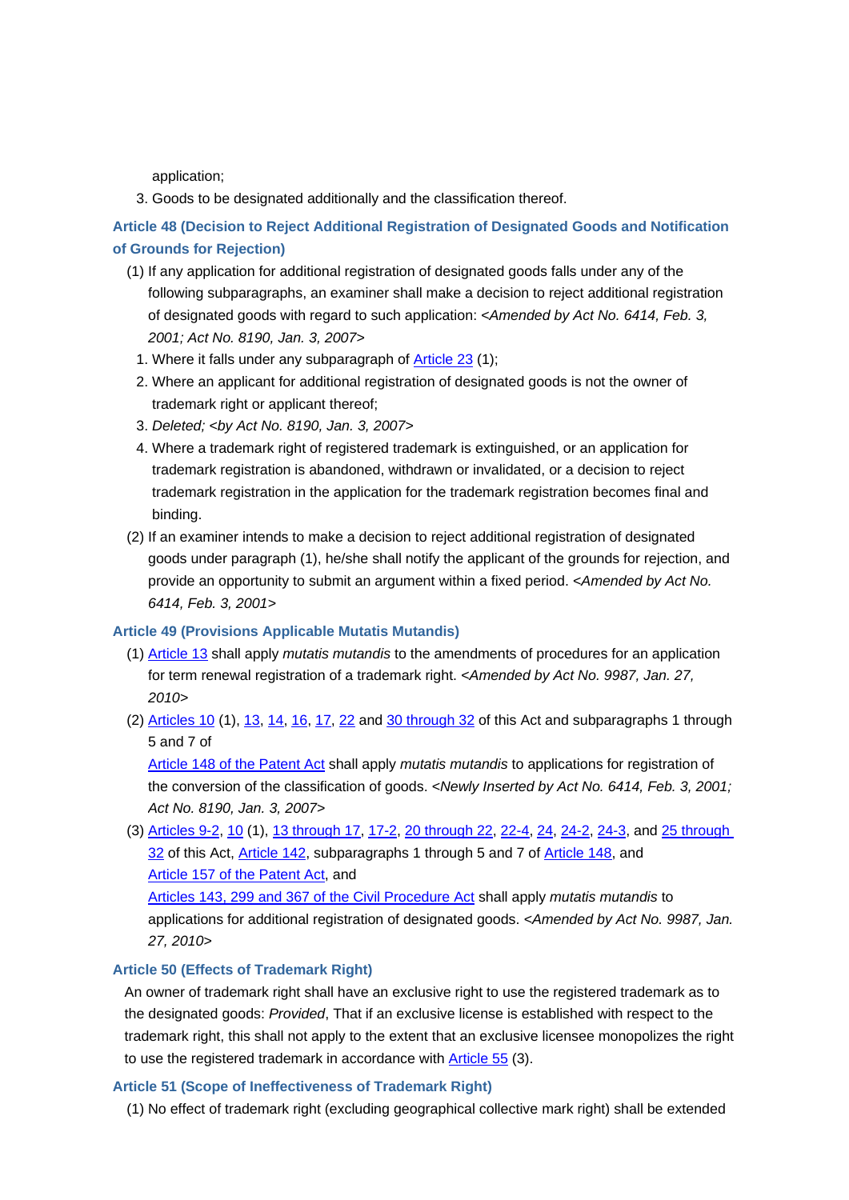application;

3. Goods to be designated additionally and the classification thereof.

### Article 48 (Decision to Reject Additional Registration of Designated Goods and Notification of Grounds for Rejection)

(1) If any application for additional registration of designated goods falls under any of the following subparagraphs, an examiner shall make a decision to reject additional registration of designated goods with regard to such application: *<Amended by Act No. 6414, Feb. 3, 2001; Act No. 8190, Jan. 3, 2007>*

1. Where it falls under any subparagraph of Article 23 (1);
2. Where an applicant for additional registration of designated goods is not the owner of trademark right or applicant thereof;
3. *Deleted; <by Act No. 8190, Jan. 3, 2007>*
4. Where a trademark right of registered trademark is extinguished, or an application for trademark registration is abandoned, withdrawn or invalidated, or a decision to reject trademark registration in the application for the trademark registration becomes final and binding.

(2) If an examiner intends to make a decision to reject additional registration of designated goods under paragraph (1), he/she shall notify the applicant of the grounds for rejection, and provide an opportunity to submit an argument within a fixed period. *<Amended by Act No. 6414, Feb. 3, 2001>*

### Article 49 (Provisions Applicable Mutatis Mutandis)

(1) Article 13 shall apply *mutatis mutandis* to the amendments of procedures for an application for term renewal registration of a trademark right. *<Amended by Act No. 9987, Jan. 27, 2010>*

(2) Articles 10 (1), 13, 14, 16, 17, 22 and 30 through 32 of this Act and subparagraphs 1 through 5 and 7 of Article 148 of the Patent Act shall apply *mutatis mutandis* to applications for registration of the conversion of the classification of goods. *<Newly Inserted by Act No. 6414, Feb. 3, 2001; Act No. 8190, Jan. 3, 2007>*

(3) Articles 9-2, 10 (1), 13 through 17, 17-2, 20 through 22, 22-4, 24, 24-2, 24-3, and 25 through 32 of this Act, Article 142, subparagraphs 1 through 5 and 7 of Article 148, and Article 157 of the Patent Act, and Articles 143, 299 and 367 of the Civil Procedure Act shall apply *mutatis mutandis* to applications for additional registration of designated goods. *<Amended by Act No. 9987, Jan. 27, 2010>*

### Article 50 (Effects of Trademark Right)

An owner of trademark right shall have an exclusive right to use the registered trademark as to the designated goods: *Provided*, That if an exclusive license is established with respect to the trademark right, this shall not apply to the extent that an exclusive licensee monopolizes the right to use the registered trademark in accordance with Article 55 (3).

### Article 51 (Scope of Ineffectiveness of Trademark Right)

(1) No effect of trademark right (excluding geographical collective mark right) shall be extended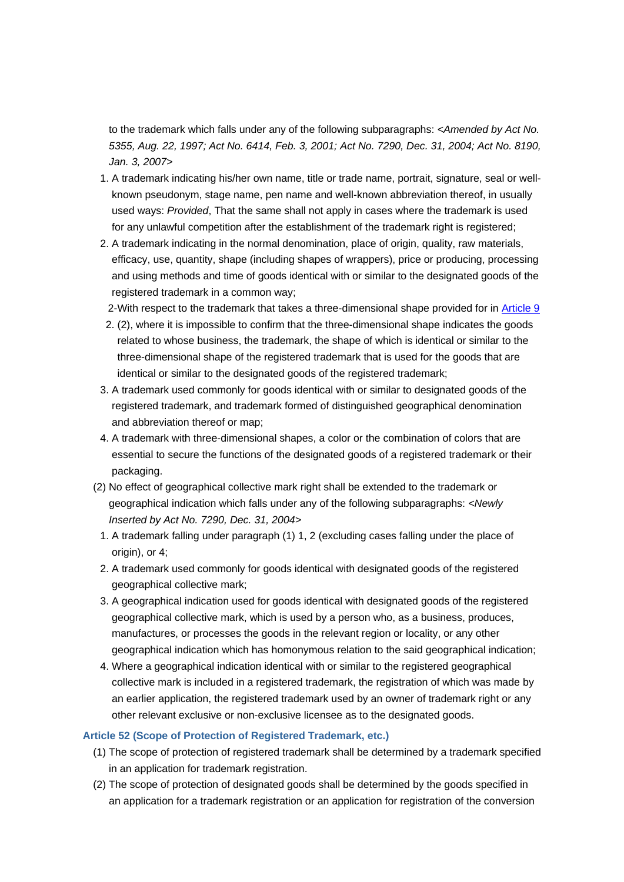to the trademark which falls under any of the following subparagraphs: *<Amended by Act No. 5355, Aug. 22, 1997; Act No. 6414, Feb. 3, 2001; Act No. 7290, Dec. 31, 2004; Act No. 8190, Jan. 3, 2007>*

1. A trademark indicating his/her own name, title or trade name, portrait, signature, seal or well-known pseudonym, stage name, pen name and well-known abbreviation thereof, in usually used ways: *Provided*, That the same shall not apply in cases where the trademark is used for any unlawful competition after the establishment of the trademark right is registered;
2. A trademark indicating in the normal denomination, place of origin, quality, raw materials, efficacy, use, quantity, shape (including shapes of wrappers), price or producing, processing and using methods and time of goods identical with or similar to the designated goods of the registered trademark in a common way;

2-With respect to the trademark that takes a three-dimensional shape provided for in Article 9

2. (2), where it is impossible to confirm that the three-dimensional shape indicates the goods related to whose business, the trademark, the shape of which is identical or similar to the three-dimensional shape of the registered trademark that is used for the goods that are identical or similar to the designated goods of the registered trademark;
3. A trademark used commonly for goods identical with or similar to designated goods of the registered trademark, and trademark formed of distinguished geographical denomination and abbreviation thereof or map;
4. A trademark with three-dimensional shapes, a color or the combination of colors that are essential to secure the functions of the designated goods of a registered trademark or their packaging.

(2) No effect of geographical collective mark right shall be extended to the trademark or geographical indication which falls under any of the following subparagraphs: *<Newly Inserted by Act No. 7290, Dec. 31, 2004>*

1. A trademark falling under paragraph (1) 1, 2 (excluding cases falling under the place of origin), or 4;
2. A trademark used commonly for goods identical with designated goods of the registered geographical collective mark;
3. A geographical indication used for goods identical with designated goods of the registered geographical collective mark, which is used by a person who, as a business, produces, manufactures, or processes the goods in the relevant region or locality, or any other geographical indication which has homonymous relation to the said geographical indication;
4. Where a geographical indication identical with or similar to the registered geographical collective mark is included in a registered trademark, the registration of which was made by an earlier application, the registered trademark used by an owner of trademark right or any other relevant exclusive or non-exclusive licensee as to the designated goods.

### Article 52 (Scope of Protection of Registered Trademark, etc.)

(1) The scope of protection of registered trademark shall be determined by a trademark specified in an application for trademark registration.

(2) The scope of protection of designated goods shall be determined by the goods specified in an application for a trademark registration or an application for registration of the conversion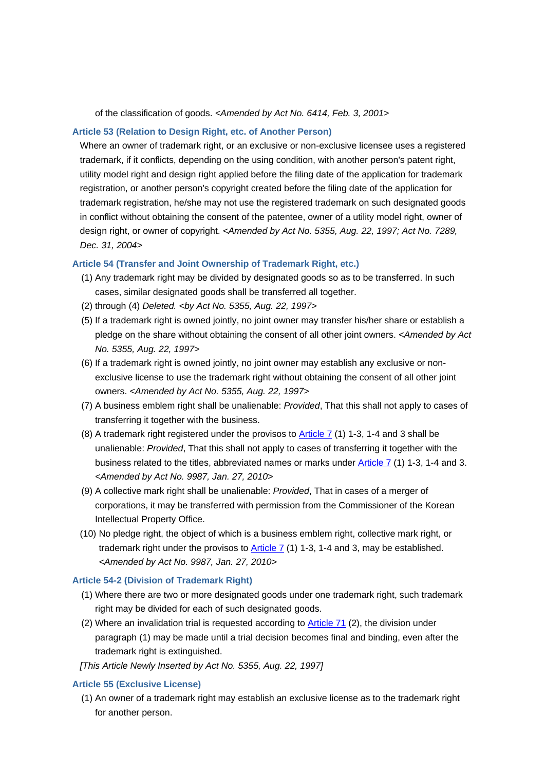of the classification of goods. *<Amended by Act No. 6414, Feb. 3, 2001>*

### Article 53 (Relation to Design Right, etc. of Another Person)

Where an owner of trademark right, or an exclusive or non-exclusive licensee uses a registered trademark, if it conflicts, depending on the using condition, with another person's patent right, utility model right and design right applied before the filing date of the application for trademark registration, or another person's copyright created before the filing date of the application for trademark registration, he/she may not use the registered trademark on such designated goods in conflict without obtaining the consent of the patentee, owner of a utility model right, owner of design right, or owner of copyright. *<Amended by Act No. 5355, Aug. 22, 1997; Act No. 7289, Dec. 31, 2004>*

### Article 54 (Transfer and Joint Ownership of Trademark Right, etc.)

(1) Any trademark right may be divided by designated goods so as to be transferred. In such cases, similar designated goods shall be transferred all together.

(2) through (4) *Deleted. <by Act No. 5355, Aug. 22, 1997>*

(5) If a trademark right is owned jointly, no joint owner may transfer his/her share or establish a pledge on the share without obtaining the consent of all other joint owners. *<Amended by Act No. 5355, Aug. 22, 1997>*

(6) If a trademark right is owned jointly, no joint owner may establish any exclusive or non-exclusive license to use the trademark right without obtaining the consent of all other joint owners. *<Amended by Act No. 5355, Aug. 22, 1997>*

(7) A business emblem right shall be unalienable: *Provided*, That this shall not apply to cases of transferring it together with the business.

(8) A trademark right registered under the provisos to Article 7 (1) 1-3, 1-4 and 3 shall be unalienable: *Provided*, That this shall not apply to cases of transferring it together with the business related to the titles, abbreviated names or marks under Article 7 (1) 1-3, 1-4 and 3. *<Amended by Act No. 9987, Jan. 27, 2010>*

(9) A collective mark right shall be unalienable: *Provided*, That in cases of a merger of corporations, it may be transferred with permission from the Commissioner of the Korean Intellectual Property Office.

(10) No pledge right, the object of which is a business emblem right, collective mark right, or trademark right under the provisos to Article 7 (1) 1-3, 1-4 and 3, may be established. *<Amended by Act No. 9987, Jan. 27, 2010>*

### Article 54-2 (Division of Trademark Right)

(1) Where there are two or more designated goods under one trademark right, such trademark right may be divided for each of such designated goods.

(2) Where an invalidation trial is requested according to Article 71 (2), the division under paragraph (1) may be made until a trial decision becomes final and binding, even after the trademark right is extinguished.

*[This Article Newly Inserted by Act No. 5355, Aug. 22, 1997]*

### Article 55 (Exclusive License)

(1) An owner of a trademark right may establish an exclusive license as to the trademark right for another person.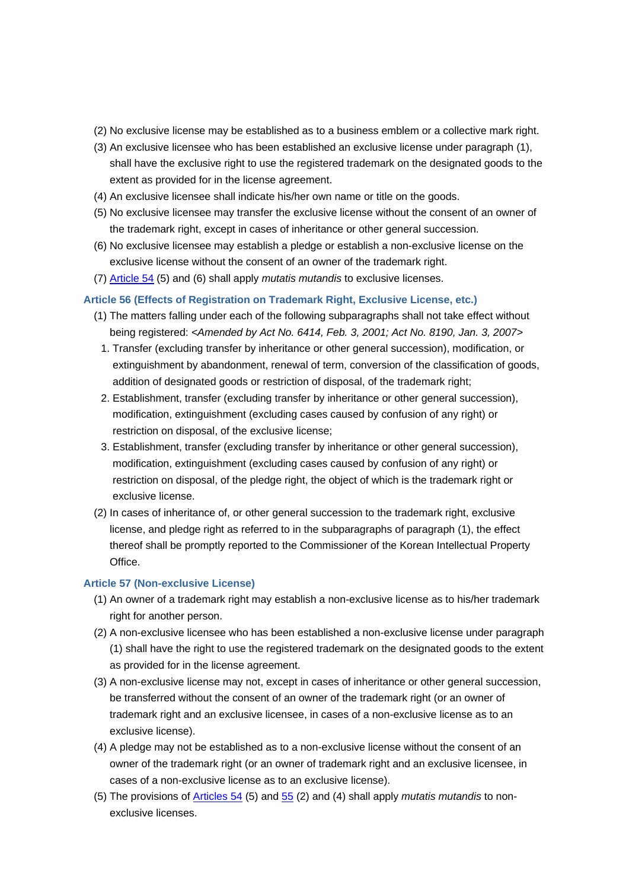(2) No exclusive license may be established as to a business emblem or a collective mark right.

(3) An exclusive licensee who has been established an exclusive license under paragraph (1), shall have the exclusive right to use the registered trademark on the designated goods to the extent as provided for in the license agreement.

(4) An exclusive licensee shall indicate his/her own name or title on the goods.

(5) No exclusive licensee may transfer the exclusive license without the consent of an owner of the trademark right, except in cases of inheritance or other general succession.

(6) No exclusive licensee may establish a pledge or establish a non-exclusive license on the exclusive license without the consent of an owner of the trademark right.

(7) Article 54 (5) and (6) shall apply *mutatis mutandis* to exclusive licenses.

### Article 56 (Effects of Registration on Trademark Right, Exclusive License, etc.)

(1) The matters falling under each of the following subparagraphs shall not take effect without being registered: *<Amended by Act No. 6414, Feb. 3, 2001; Act No. 8190, Jan. 3, 2007>*

1. Transfer (excluding transfer by inheritance or other general succession), modification, or extinguishment by abandonment, renewal of term, conversion of the classification of goods, addition of designated goods or restriction of disposal, of the trademark right;
2. Establishment, transfer (excluding transfer by inheritance or other general succession), modification, extinguishment (excluding cases caused by confusion of any right) or restriction on disposal, of the exclusive license;
3. Establishment, transfer (excluding transfer by inheritance or other general succession), modification, extinguishment (excluding cases caused by confusion of any right) or restriction on disposal, of the pledge right, the object of which is the trademark right or exclusive license.

(2) In cases of inheritance of, or other general succession to the trademark right, exclusive license, and pledge right as referred to in the subparagraphs of paragraph (1), the effect thereof shall be promptly reported to the Commissioner of the Korean Intellectual Property Office.

### Article 57 (Non-exclusive License)

(1) An owner of a trademark right may establish a non-exclusive license as to his/her trademark right for another person.

(2) A non-exclusive licensee who has been established a non-exclusive license under paragraph (1) shall have the right to use the registered trademark on the designated goods to the extent as provided for in the license agreement.

(3) A non-exclusive license may not, except in cases of inheritance or other general succession, be transferred without the consent of an owner of the trademark right (or an owner of trademark right and an exclusive licensee, in cases of a non-exclusive license as to an exclusive license).

(4) A pledge may not be established as to a non-exclusive license without the consent of an owner of the trademark right (or an owner of trademark right and an exclusive licensee, in cases of a non-exclusive license as to an exclusive license).

(5) The provisions of Articles 54 (5) and 55 (2) and (4) shall apply *mutatis mutandis* to non-exclusive licenses.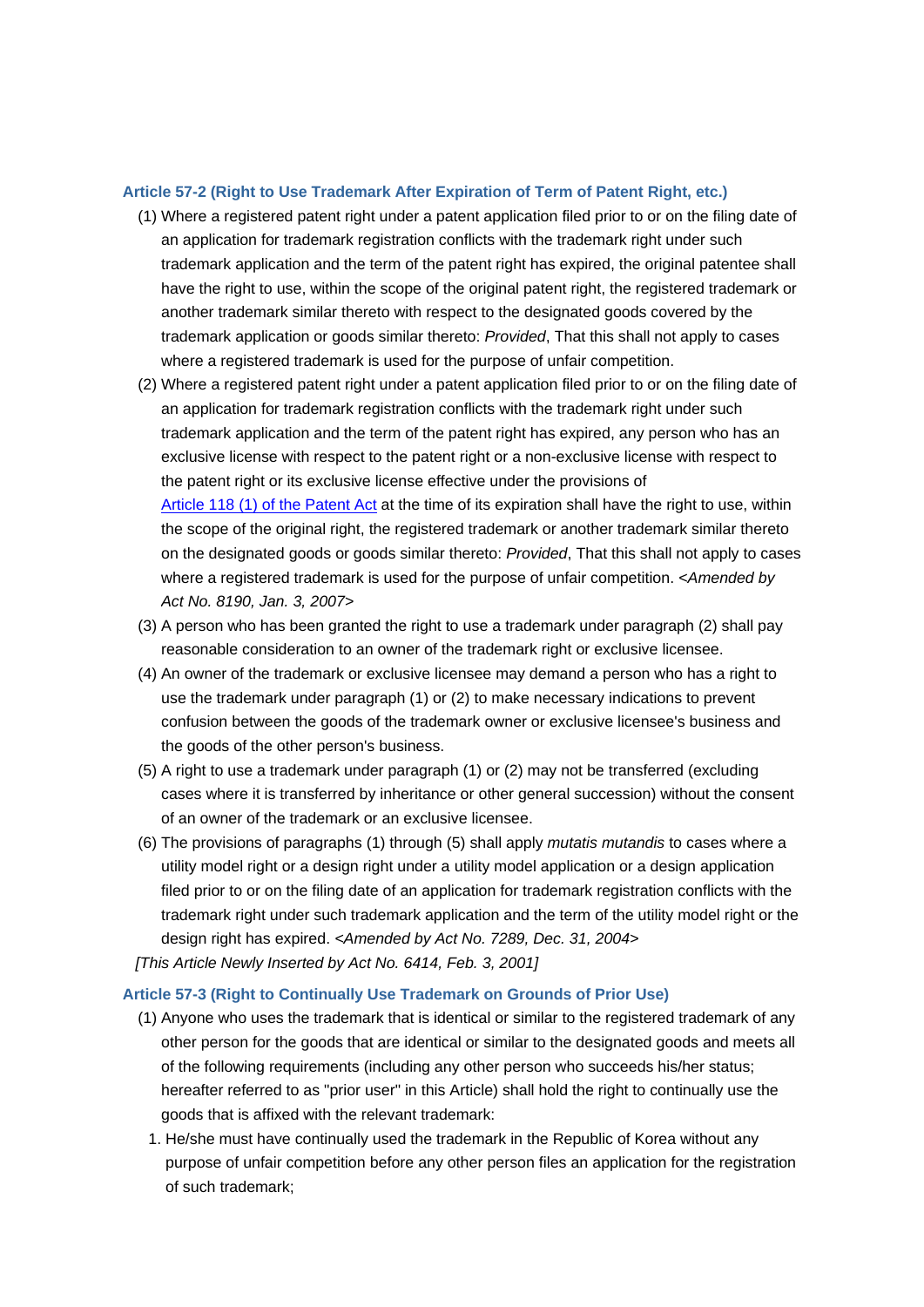### Article 57-2 (Right to Use Trademark After Expiration of Term of Patent Right, etc.)

(1) Where a registered patent right under a patent application filed prior to or on the filing date of an application for trademark registration conflicts with the trademark right under such trademark application and the term of the patent right has expired, the original patentee shall have the right to use, within the scope of the original patent right, the registered trademark or another trademark similar thereto with respect to the designated goods covered by the trademark application or goods similar thereto: *Provided*, That this shall not apply to cases where a registered trademark is used for the purpose of unfair competition.

(2) Where a registered patent right under a patent application filed prior to or on the filing date of an application for trademark registration conflicts with the trademark right under such trademark application and the term of the patent right has expired, any person who has an exclusive license with respect to the patent right or a non-exclusive license with respect to the patent right or its exclusive license effective under the provisions of Article 118 (1) of the Patent Act at the time of its expiration shall have the right to use, within the scope of the original right, the registered trademark or another trademark similar thereto on the designated goods or goods similar thereto: *Provided*, That this shall not apply to cases where a registered trademark is used for the purpose of unfair competition. *<Amended by Act No. 8190, Jan. 3, 2007>*

(3) A person who has been granted the right to use a trademark under paragraph (2) shall pay reasonable consideration to an owner of the trademark right or exclusive licensee.

(4) An owner of the trademark or exclusive licensee may demand a person who has a right to use the trademark under paragraph (1) or (2) to make necessary indications to prevent confusion between the goods of the trademark owner or exclusive licensee's business and the goods of the other person's business.

(5) A right to use a trademark under paragraph (1) or (2) may not be transferred (excluding cases where it is transferred by inheritance or other general succession) without the consent of an owner of the trademark or an exclusive licensee.

(6) The provisions of paragraphs (1) through (5) shall apply *mutatis mutandis* to cases where a utility model right or a design right under a utility model application or a design application filed prior to or on the filing date of an application for trademark registration conflicts with the trademark right under such trademark application and the term of the utility model right or the design right has expired. *<Amended by Act No. 7289, Dec. 31, 2004>*

*[This Article Newly Inserted by Act No. 6414, Feb. 3, 2001]*

### Article 57-3 (Right to Continually Use Trademark on Grounds of Prior Use)

(1) Anyone who uses the trademark that is identical or similar to the registered trademark of any other person for the goods that are identical or similar to the designated goods and meets all of the following requirements (including any other person who succeeds his/her status; hereafter referred to as "prior user" in this Article) shall hold the right to continually use the goods that is affixed with the relevant trademark:

1. He/she must have continually used the trademark in the Republic of Korea without any purpose of unfair competition before any other person files an application for the registration of such trademark;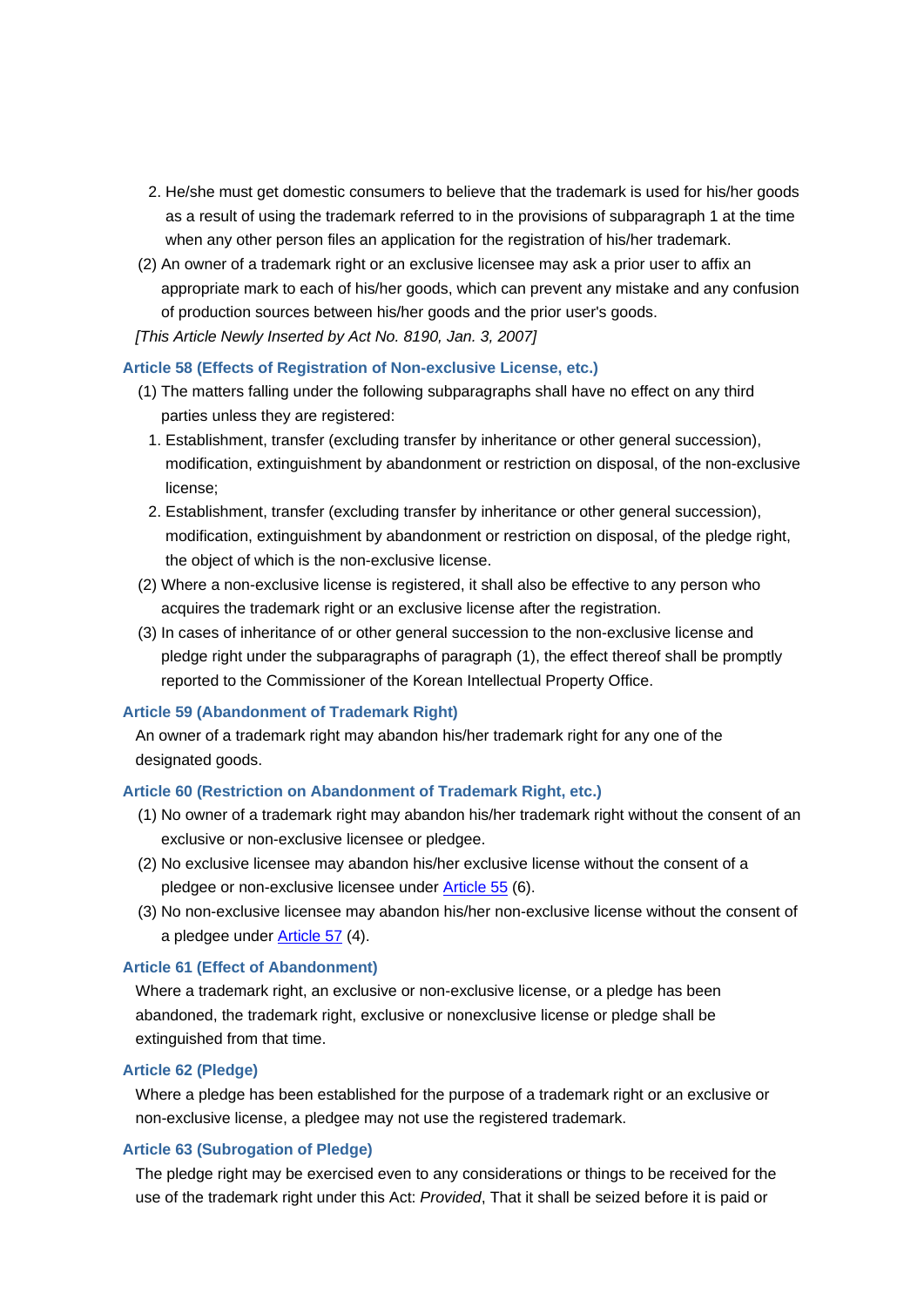2. He/she must get domestic consumers to believe that the trademark is used for his/her goods as a result of using the trademark referred to in the provisions of subparagraph 1 at the time when any other person files an application for the registration of his/her trademark.

(2) An owner of a trademark right or an exclusive licensee may ask a prior user to affix an appropriate mark to each of his/her goods, which can prevent any mistake and any confusion of production sources between his/her goods and the prior user's goods.

*[This Article Newly Inserted by Act No. 8190, Jan. 3, 2007]*

### Article 58 (Effects of Registration of Non-exclusive License, etc.)

(1) The matters falling under the following subparagraphs shall have no effect on any third parties unless they are registered:

1. Establishment, transfer (excluding transfer by inheritance or other general succession), modification, extinguishment by abandonment or restriction on disposal, of the non-exclusive license;
2. Establishment, transfer (excluding transfer by inheritance or other general succession), modification, extinguishment by abandonment or restriction on disposal, of the pledge right, the object of which is the non-exclusive license.

(2) Where a non-exclusive license is registered, it shall also be effective to any person who acquires the trademark right or an exclusive license after the registration.

(3) In cases of inheritance of or other general succession to the non-exclusive license and pledge right under the subparagraphs of paragraph (1), the effect thereof shall be promptly reported to the Commissioner of the Korean Intellectual Property Office.

### Article 59 (Abandonment of Trademark Right)

An owner of a trademark right may abandon his/her trademark right for any one of the designated goods.

### Article 60 (Restriction on Abandonment of Trademark Right, etc.)

(1) No owner of a trademark right may abandon his/her trademark right without the consent of an exclusive or non-exclusive licensee or pledgee.

(2) No exclusive licensee may abandon his/her exclusive license without the consent of a pledgee or non-exclusive licensee under Article 55 (6).

(3) No non-exclusive licensee may abandon his/her non-exclusive license without the consent of a pledgee under Article 57 (4).

### Article 61 (Effect of Abandonment)

Where a trademark right, an exclusive or non-exclusive license, or a pledge has been abandoned, the trademark right, exclusive or nonexclusive license or pledge shall be extinguished from that time.

### Article 62 (Pledge)

Where a pledge has been established for the purpose of a trademark right or an exclusive or non-exclusive license, a pledgee may not use the registered trademark.

### Article 63 (Subrogation of Pledge)

The pledge right may be exercised even to any considerations or things to be received for the use of the trademark right under this Act: *Provided*, That it shall be seized before it is paid or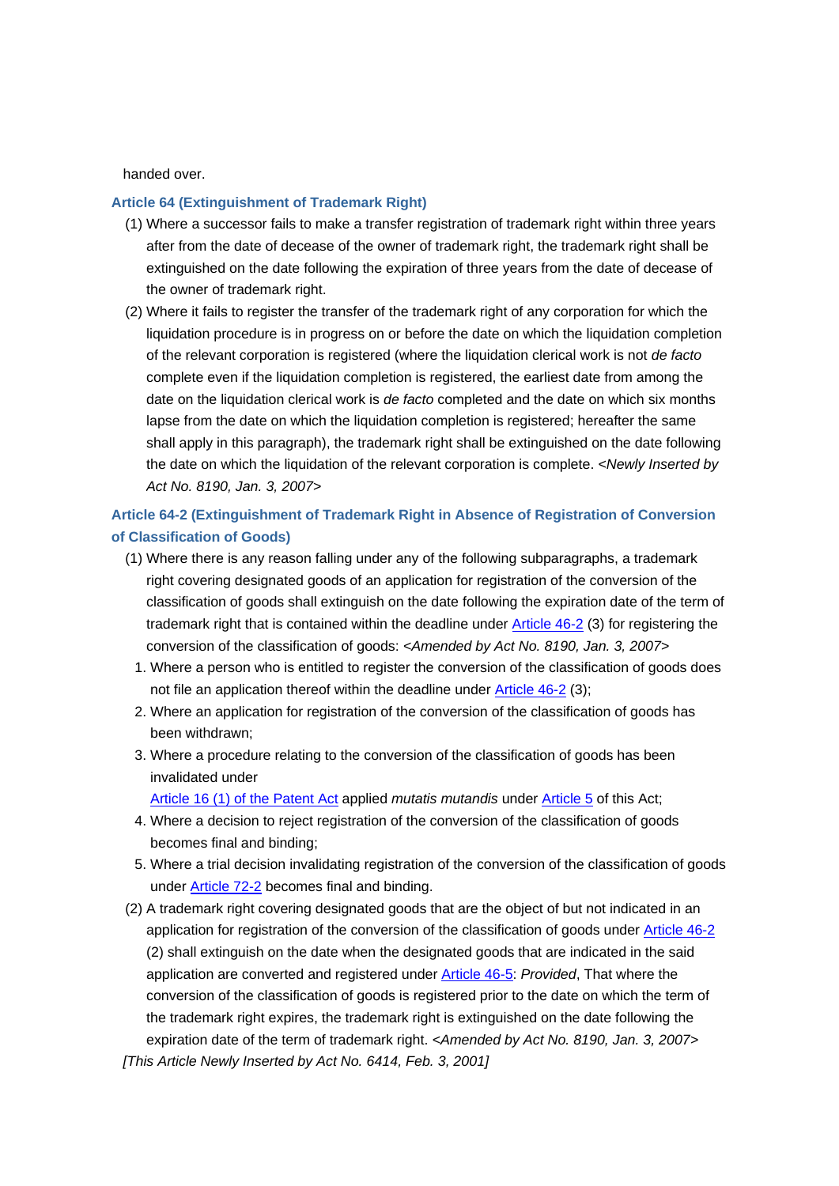handed over.

### Article 64 (Extinguishment of Trademark Right)

(1) Where a successor fails to make a transfer registration of trademark right within three years after from the date of decease of the owner of trademark right, the trademark right shall be extinguished on the date following the expiration of three years from the date of decease of the owner of trademark right.

(2) Where it fails to register the transfer of the trademark right of any corporation for which the liquidation procedure is in progress on or before the date on which the liquidation completion of the relevant corporation is registered (where the liquidation clerical work is not *de facto* complete even if the liquidation completion is registered, the earliest date from among the date on the liquidation clerical work is *de facto* completed and the date on which six months lapse from the date on which the liquidation completion is registered; hereafter the same shall apply in this paragraph), the trademark right shall be extinguished on the date following the date on which the liquidation of the relevant corporation is complete. *<Newly Inserted by Act No. 8190, Jan. 3, 2007>*

### Article 64-2 (Extinguishment of Trademark Right in Absence of Registration of Conversion of Classification of Goods)

(1) Where there is any reason falling under any of the following subparagraphs, a trademark right covering designated goods of an application for registration of the conversion of the classification of goods shall extinguish on the date following the expiration date of the term of trademark right that is contained within the deadline under Article 46-2 (3) for registering the conversion of the classification of goods: *<Amended by Act No. 8190, Jan. 3, 2007>*

1. Where a person who is entitled to register the conversion of the classification of goods does not file an application thereof within the deadline under Article 46-2 (3);
2. Where an application for registration of the conversion of the classification of goods has been withdrawn;
3. Where a procedure relating to the conversion of the classification of goods has been invalidated under Article 16 (1) of the Patent Act applied *mutatis mutandis* under Article 5 of this Act;
4. Where a decision to reject registration of the conversion of the classification of goods becomes final and binding;
5. Where a trial decision invalidating registration of the conversion of the classification of goods under Article 72-2 becomes final and binding.

(2) A trademark right covering designated goods that are the object of but not indicated in an application for registration of the conversion of the classification of goods under Article 46-2 (2) shall extinguish on the date when the designated goods that are indicated in the said application are converted and registered under Article 46-5: *Provided*, That where the conversion of the classification of goods is registered prior to the date on which the term of the trademark right expires, the trademark right is extinguished on the date following the expiration date of the term of trademark right. *<Amended by Act No. 8190, Jan. 3, 2007>*

*[This Article Newly Inserted by Act No. 6414, Feb. 3, 2001]*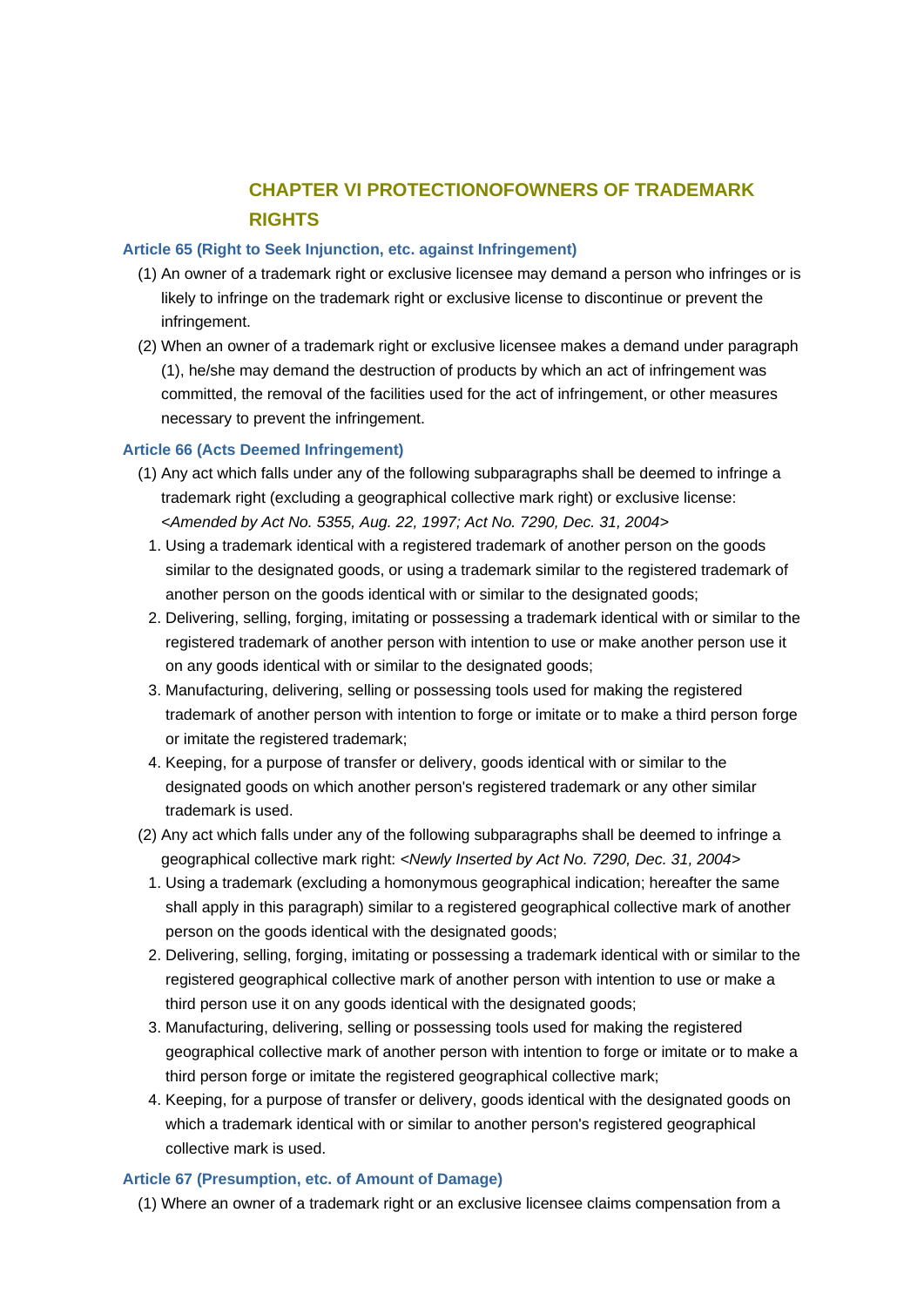## CHAPTER VI PROTECTIONOFOWNERS OF TRADEMARK RIGHTS

### Article 65 (Right to Seek Injunction, etc. against Infringement)

(1) An owner of a trademark right or exclusive licensee may demand a person who infringes or is likely to infringe on the trademark right or exclusive license to discontinue or prevent the infringement.

(2) When an owner of a trademark right or exclusive licensee makes a demand under paragraph (1), he/she may demand the destruction of products by which an act of infringement was committed, the removal of the facilities used for the act of infringement, or other measures necessary to prevent the infringement.

### Article 66 (Acts Deemed Infringement)

(1) Any act which falls under any of the following subparagraphs shall be deemed to infringe a trademark right (excluding a geographical collective mark right) or exclusive license: *<Amended by Act No. 5355, Aug. 22, 1997; Act No. 7290, Dec. 31, 2004>*

1. Using a trademark identical with a registered trademark of another person on the goods similar to the designated goods, or using a trademark similar to the registered trademark of another person on the goods identical with or similar to the designated goods;
2. Delivering, selling, forging, imitating or possessing a trademark identical with or similar to the registered trademark of another person with intention to use or make another person use it on any goods identical with or similar to the designated goods;
3. Manufacturing, delivering, selling or possessing tools used for making the registered trademark of another person with intention to forge or imitate or to make a third person forge or imitate the registered trademark;
4. Keeping, for a purpose of transfer or delivery, goods identical with or similar to the designated goods on which another person's registered trademark or any other similar trademark is used.

(2) Any act which falls under any of the following subparagraphs shall be deemed to infringe a geographical collective mark right: *<Newly Inserted by Act No. 7290, Dec. 31, 2004>*

1. Using a trademark (excluding a homonymous geographical indication; hereafter the same shall apply in this paragraph) similar to a registered geographical collective mark of another person on the goods identical with the designated goods;
2. Delivering, selling, forging, imitating or possessing a trademark identical with or similar to the registered geographical collective mark of another person with intention to use or make a third person use it on any goods identical with the designated goods;
3. Manufacturing, delivering, selling or possessing tools used for making the registered geographical collective mark of another person with intention to forge or imitate or to make a third person forge or imitate the registered geographical collective mark;
4. Keeping, for a purpose of transfer or delivery, goods identical with the designated goods on which a trademark identical with or similar to another person's registered geographical collective mark is used.

### Article 67 (Presumption, etc. of Amount of Damage)

(1) Where an owner of a trademark right or an exclusive licensee claims compensation from a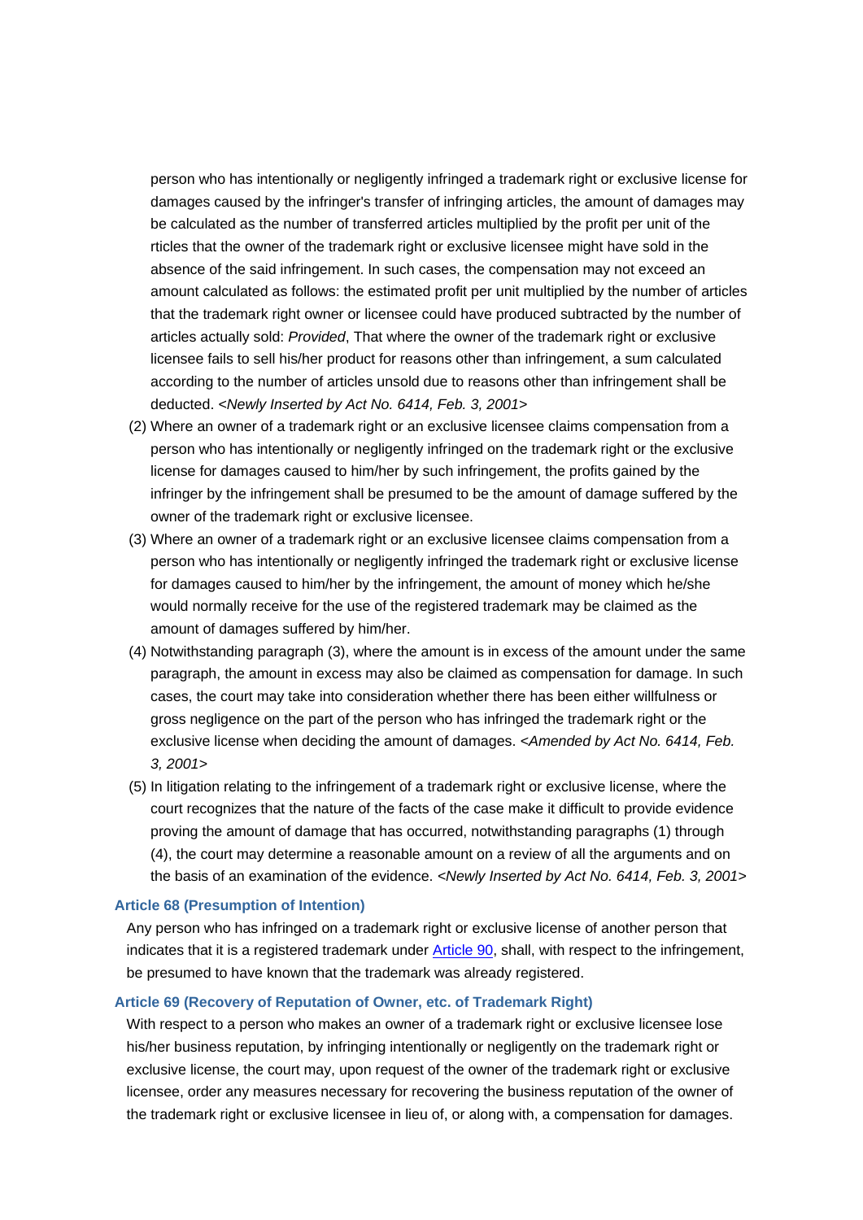person who has intentionally or negligently infringed a trademark right or exclusive license for damages caused by the infringer's transfer of infringing articles, the amount of damages may be calculated as the number of transferred articles multiplied by the profit per unit of the rticles that the owner of the trademark right or exclusive licensee might have sold in the absence of the said infringement. In such cases, the compensation may not exceed an amount calculated as follows: the estimated profit per unit multiplied by the number of articles that the trademark right owner or licensee could have produced subtracted by the number of articles actually sold: *Provided*, That where the owner of the trademark right or exclusive licensee fails to sell his/her product for reasons other than infringement, a sum calculated according to the number of articles unsold due to reasons other than infringement shall be deducted. *<Newly Inserted by Act No. 6414, Feb. 3, 2001>*

(2) Where an owner of a trademark right or an exclusive licensee claims compensation from a person who has intentionally or negligently infringed on the trademark right or the exclusive license for damages caused to him/her by such infringement, the profits gained by the infringer by the infringement shall be presumed to be the amount of damage suffered by the owner of the trademark right or exclusive licensee.

(3) Where an owner of a trademark right or an exclusive licensee claims compensation from a person who has intentionally or negligently infringed the trademark right or exclusive license for damages caused to him/her by the infringement, the amount of money which he/she would normally receive for the use of the registered trademark may be claimed as the amount of damages suffered by him/her.

(4) Notwithstanding paragraph (3), where the amount is in excess of the amount under the same paragraph, the amount in excess may also be claimed as compensation for damage. In such cases, the court may take into consideration whether there has been either willfulness or gross negligence on the part of the person who has infringed the trademark right or the exclusive license when deciding the amount of damages. *<Amended by Act No. 6414, Feb. 3, 2001>*

(5) In litigation relating to the infringement of a trademark right or exclusive license, where the court recognizes that the nature of the facts of the case make it difficult to provide evidence proving the amount of damage that has occurred, notwithstanding paragraphs (1) through (4), the court may determine a reasonable amount on a review of all the arguments and on the basis of an examination of the evidence. *<Newly Inserted by Act No. 6414, Feb. 3, 2001>*

### Article 68 (Presumption of Intention)

Any person who has infringed on a trademark right or exclusive license of another person that indicates that it is a registered trademark under Article 90, shall, with respect to the infringement, be presumed to have known that the trademark was already registered.

### Article 69 (Recovery of Reputation of Owner, etc. of Trademark Right)

With respect to a person who makes an owner of a trademark right or exclusive licensee lose his/her business reputation, by infringing intentionally or negligently on the trademark right or exclusive license, the court may, upon request of the owner of the trademark right or exclusive licensee, order any measures necessary for recovering the business reputation of the owner of the trademark right or exclusive licensee in lieu of, or along with, a compensation for damages.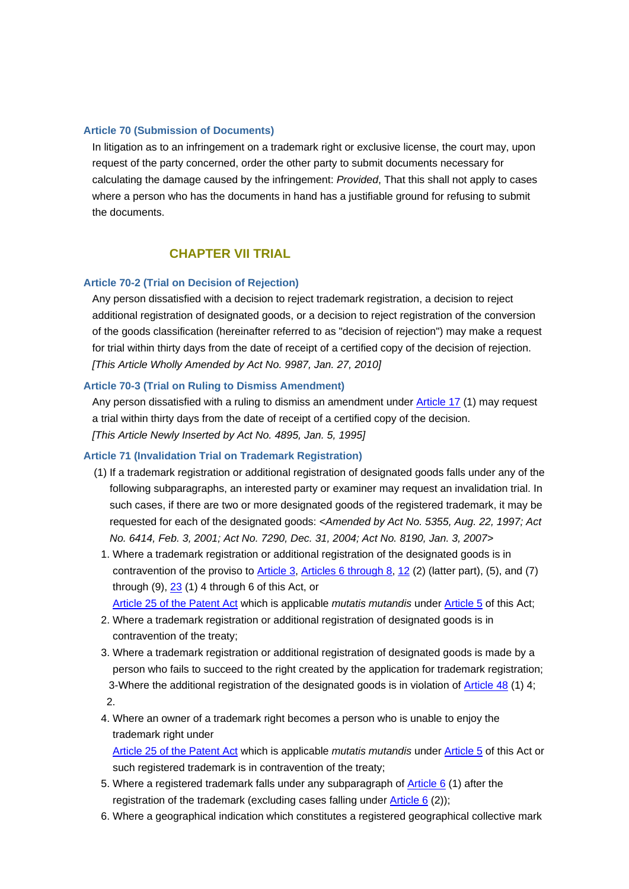### Article 70 (Submission of Documents)

In litigation as to an infringement on a trademark right or exclusive license, the court may, upon request of the party concerned, order the other party to submit documents necessary for calculating the damage caused by the infringement: *Provided*, That this shall not apply to cases where a person who has the documents in hand has a justifiable ground for refusing to submit the documents.

## CHAPTER VII TRIAL

### Article 70-2 (Trial on Decision of Rejection)

Any person dissatisfied with a decision to reject trademark registration, a decision to reject additional registration of designated goods, or a decision to reject registration of the conversion of the goods classification (hereinafter referred to as "decision of rejection") may make a request for trial within thirty days from the date of receipt of a certified copy of the decision of rejection. *[This Article Wholly Amended by Act No. 9987, Jan. 27, 2010]*

### Article 70-3 (Trial on Ruling to Dismiss Amendment)

Any person dissatisfied with a ruling to dismiss an amendment under Article 17 (1) may request a trial within thirty days from the date of receipt of a certified copy of the decision. *[This Article Newly Inserted by Act No. 4895, Jan. 5, 1995]*

### Article 71 (Invalidation Trial on Trademark Registration)

(1) If a trademark registration or additional registration of designated goods falls under any of the following subparagraphs, an interested party or examiner may request an invalidation trial. In such cases, if there are two or more designated goods of the registered trademark, it may be requested for each of the designated goods: *<Amended by Act No. 5355, Aug. 22, 1997; Act No. 6414, Feb. 3, 2001; Act No. 7290, Dec. 31, 2004; Act No. 8190, Jan. 3, 2007>*

1. Where a trademark registration or additional registration of the designated goods is in contravention of the proviso to Article 3, Articles 6 through 8, 12 (2) (latter part), (5), and (7) through (9), 23 (1) 4 through 6 of this Act, or Article 25 of the Patent Act which is applicable *mutatis mutandis* under Article 5 of this Act;
2. Where a trademark registration or additional registration of designated goods is in contravention of the treaty;
3. Where a trademark registration or additional registration of designated goods is made by a person who fails to succeed to the right created by the application for trademark registration;

3-Where the additional registration of the designated goods is in violation of Article 48 (1) 4; 2.

4. Where an owner of a trademark right becomes a person who is unable to enjoy the trademark right under Article 25 of the Patent Act which is applicable *mutatis mutandis* under Article 5 of this Act or such registered trademark is in contravention of the treaty;
5. Where a registered trademark falls under any subparagraph of Article 6 (1) after the registration of the trademark (excluding cases falling under Article 6 (2));
6. Where a geographical indication which constitutes a registered geographical collective mark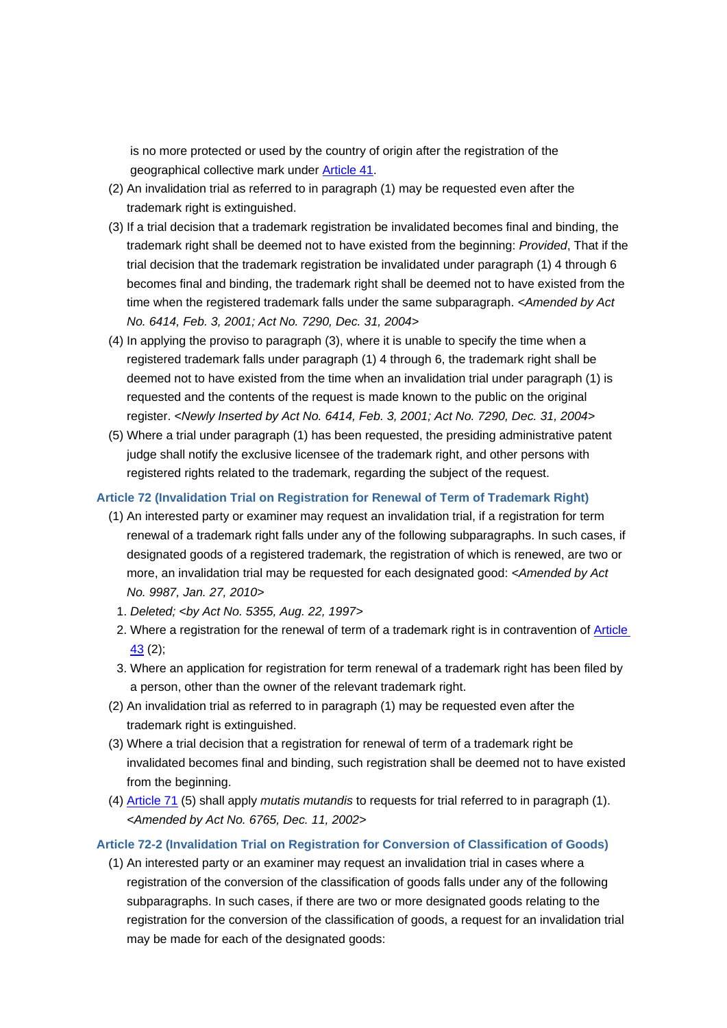is no more protected or used by the country of origin after the registration of the geographical collective mark under Article 41.

(2) An invalidation trial as referred to in paragraph (1) may be requested even after the trademark right is extinguished.

(3) If a trial decision that a trademark registration be invalidated becomes final and binding, the trademark right shall be deemed not to have existed from the beginning: *Provided*, That if the trial decision that the trademark registration be invalidated under paragraph (1) 4 through 6 becomes final and binding, the trademark right shall be deemed not to have existed from the time when the registered trademark falls under the same subparagraph. *<Amended by Act No. 6414, Feb. 3, 2001; Act No. 7290, Dec. 31, 2004>*

(4) In applying the proviso to paragraph (3), where it is unable to specify the time when a registered trademark falls under paragraph (1) 4 through 6, the trademark right shall be deemed not to have existed from the time when an invalidation trial under paragraph (1) is requested and the contents of the request is made known to the public on the original register. *<Newly Inserted by Act No. 6414, Feb. 3, 2001; Act No. 7290, Dec. 31, 2004>*

(5) Where a trial under paragraph (1) has been requested, the presiding administrative patent judge shall notify the exclusive licensee of the trademark right, and other persons with registered rights related to the trademark, regarding the subject of the request.

### Article 72 (Invalidation Trial on Registration for Renewal of Term of Trademark Right)

(1) An interested party or examiner may request an invalidation trial, if a registration for term renewal of a trademark right falls under any of the following subparagraphs. In such cases, if designated goods of a registered trademark, the registration of which is renewed, are two or more, an invalidation trial may be requested for each designated good: *<Amended by Act No. 9987, Jan. 27, 2010>*

1. *Deleted; <by Act No. 5355, Aug. 22, 1997>*
2. Where a registration for the renewal of term of a trademark right is in contravention of Article 43 (2);
3. Where an application for registration for term renewal of a trademark right has been filed by a person, other than the owner of the relevant trademark right.

(2) An invalidation trial as referred to in paragraph (1) may be requested even after the trademark right is extinguished.

(3) Where a trial decision that a registration for renewal of term of a trademark right be invalidated becomes final and binding, such registration shall be deemed not to have existed from the beginning.

(4) Article 71 (5) shall apply *mutatis mutandis* to requests for trial referred to in paragraph (1). *<Amended by Act No. 6765, Dec. 11, 2002>*

### Article 72-2 (Invalidation Trial on Registration for Conversion of Classification of Goods)

(1) An interested party or an examiner may request an invalidation trial in cases where a registration of the conversion of the classification of goods falls under any of the following subparagraphs. In such cases, if there are two or more designated goods relating to the registration for the conversion of the classification of goods, a request for an invalidation trial may be made for each of the designated goods: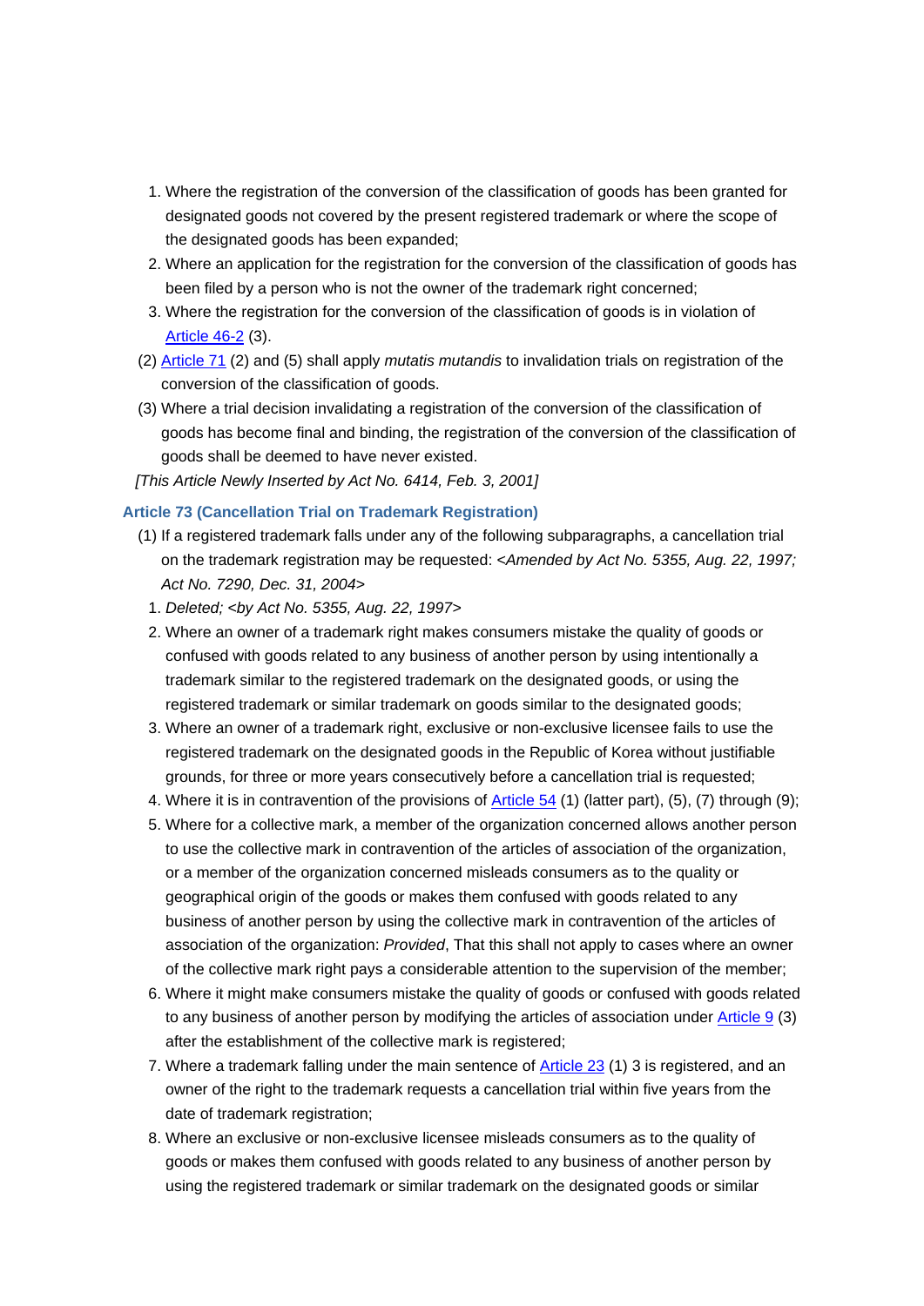1. Where the registration of the conversion of the classification of goods has been granted for designated goods not covered by the present registered trademark or where the scope of the designated goods has been expanded;
2. Where an application for the registration for the conversion of the classification of goods has been filed by a person who is not the owner of the trademark right concerned;
3. Where the registration for the conversion of the classification of goods is in violation of Article 46-2 (3).

(2) Article 71 (2) and (5) shall apply *mutatis mutandis* to invalidation trials on registration of the conversion of the classification of goods.

(3) Where a trial decision invalidating a registration of the conversion of the classification of goods has become final and binding, the registration of the conversion of the classification of goods shall be deemed to have never existed.

*[This Article Newly Inserted by Act No. 6414, Feb. 3, 2001]*

### Article 73 (Cancellation Trial on Trademark Registration)

(1) If a registered trademark falls under any of the following subparagraphs, a cancellation trial on the trademark registration may be requested: *<Amended by Act No. 5355, Aug. 22, 1997; Act No. 7290, Dec. 31, 2004>*

1. *Deleted; <by Act No. 5355, Aug. 22, 1997>*
2. Where an owner of a trademark right makes consumers mistake the quality of goods or confused with goods related to any business of another person by using intentionally a trademark similar to the registered trademark on the designated goods, or using the registered trademark or similar trademark on goods similar to the designated goods;
3. Where an owner of a trademark right, exclusive or non-exclusive licensee fails to use the registered trademark on the designated goods in the Republic of Korea without justifiable grounds, for three or more years consecutively before a cancellation trial is requested;
4. Where it is in contravention of the provisions of Article 54 (1) (latter part), (5), (7) through (9);
5. Where for a collective mark, a member of the organization concerned allows another person to use the collective mark in contravention of the articles of association of the organization, or a member of the organization concerned misleads consumers as to the quality or geographical origin of the goods or makes them confused with goods related to any business of another person by using the collective mark in contravention of the articles of association of the organization: *Provided*, That this shall not apply to cases where an owner of the collective mark right pays a considerable attention to the supervision of the member;
6. Where it might make consumers mistake the quality of goods or confused with goods related to any business of another person by modifying the articles of association under Article 9 (3) after the establishment of the collective mark is registered;
7. Where a trademark falling under the main sentence of Article 23 (1) 3 is registered, and an owner of the right to the trademark requests a cancellation trial within five years from the date of trademark registration;
8. Where an exclusive or non-exclusive licensee misleads consumers as to the quality of goods or makes them confused with goods related to any business of another person by using the registered trademark or similar trademark on the designated goods or similar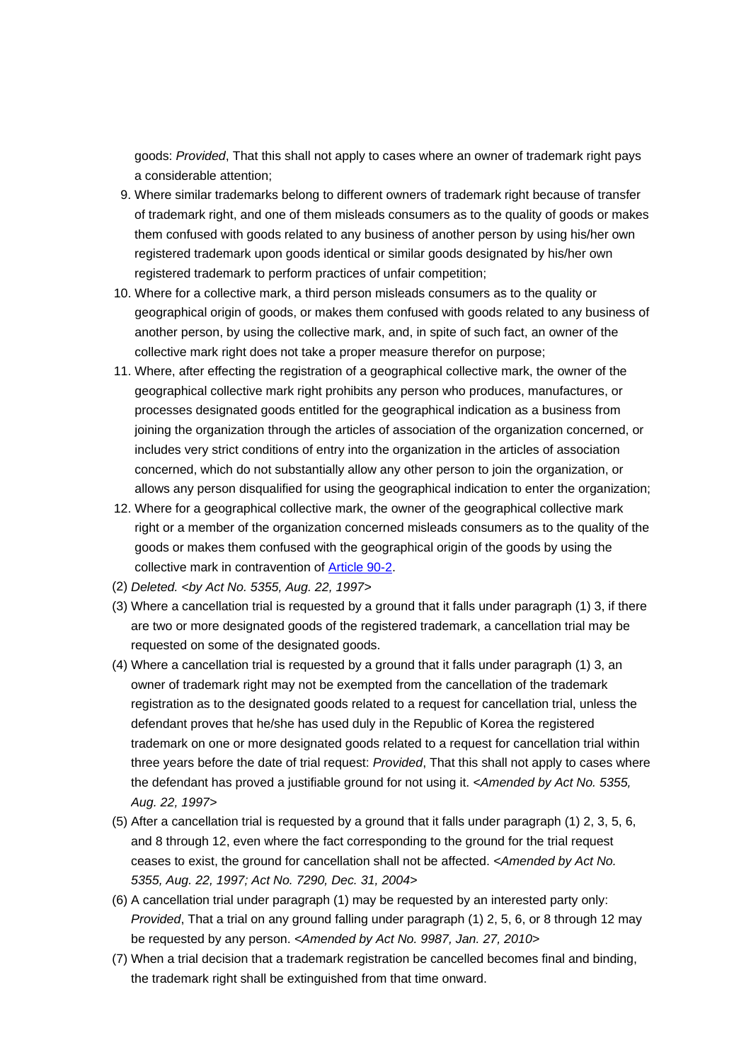goods: *Provided*, That this shall not apply to cases where an owner of trademark right pays a considerable attention;

9. Where similar trademarks belong to different owners of trademark right because of transfer of trademark right, and one of them misleads consumers as to the quality of goods or makes them confused with goods related to any business of another person by using his/her own registered trademark upon goods identical or similar goods designated by his/her own registered trademark to perform practices of unfair competition;
10. Where for a collective mark, a third person misleads consumers as to the quality or geographical origin of goods, or makes them confused with goods related to any business of another person, by using the collective mark, and, in spite of such fact, an owner of the collective mark right does not take a proper measure therefor on purpose;
11. Where, after effecting the registration of a geographical collective mark, the owner of the geographical collective mark right prohibits any person who produces, manufactures, or processes designated goods entitled for the geographical indication as a business from joining the organization through the articles of association of the organization concerned, or includes very strict conditions of entry into the organization in the articles of association concerned, which do not substantially allow any other person to join the organization, or allows any person disqualified for using the geographical indication to enter the organization;
12. Where for a geographical collective mark, the owner of the geographical collective mark right or a member of the organization concerned misleads consumers as to the quality of the goods or makes them confused with the geographical origin of the goods by using the collective mark in contravention of Article 90-2.

(2) *Deleted. <by Act No. 5355, Aug. 22, 1997>*

(3) Where a cancellation trial is requested by a ground that it falls under paragraph (1) 3, if there are two or more designated goods of the registered trademark, a cancellation trial may be requested on some of the designated goods.

(4) Where a cancellation trial is requested by a ground that it falls under paragraph (1) 3, an owner of trademark right may not be exempted from the cancellation of the trademark registration as to the designated goods related to a request for cancellation trial, unless the defendant proves that he/she has used duly in the Republic of Korea the registered trademark on one or more designated goods related to a request for cancellation trial within three years before the date of trial request: *Provided*, That this shall not apply to cases where the defendant has proved a justifiable ground for not using it. *<Amended by Act No. 5355, Aug. 22, 1997>*

(5) After a cancellation trial is requested by a ground that it falls under paragraph (1) 2, 3, 5, 6, and 8 through 12, even where the fact corresponding to the ground for the trial request ceases to exist, the ground for cancellation shall not be affected. *<Amended by Act No. 5355, Aug. 22, 1997; Act No. 7290, Dec. 31, 2004>*

(6) A cancellation trial under paragraph (1) may be requested by an interested party only: *Provided*, That a trial on any ground falling under paragraph (1) 2, 5, 6, or 8 through 12 may be requested by any person. *<Amended by Act No. 9987, Jan. 27, 2010>*

(7) When a trial decision that a trademark registration be cancelled becomes final and binding, the trademark right shall be extinguished from that time onward.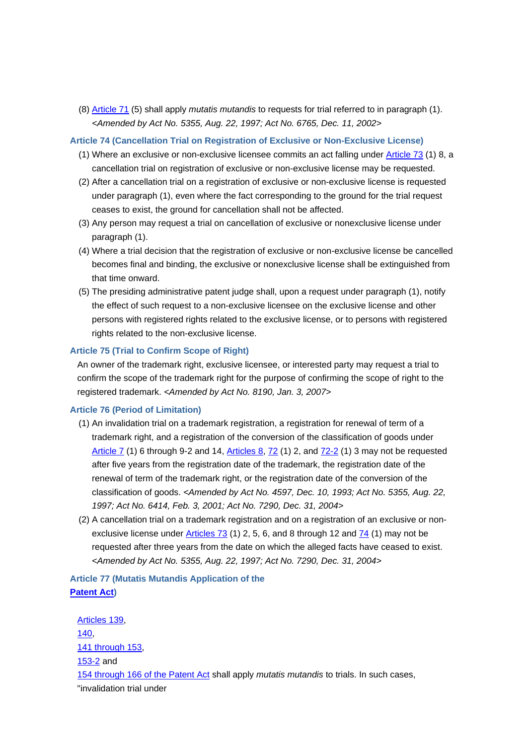(8) Article 71 (5) shall apply *mutatis mutandis* to requests for trial referred to in paragraph (1). *<Amended by Act No. 5355, Aug. 22, 1997; Act No. 6765, Dec. 11, 2002>*

### Article 74 (Cancellation Trial on Registration of Exclusive or Non-Exclusive License)

(1) Where an exclusive or non-exclusive licensee commits an act falling under Article 73 (1) 8, a cancellation trial on registration of exclusive or non-exclusive license may be requested.

(2) After a cancellation trial on a registration of exclusive or non-exclusive license is requested under paragraph (1), even where the fact corresponding to the ground for the trial request ceases to exist, the ground for cancellation shall not be affected.

(3) Any person may request a trial on cancellation of exclusive or nonexclusive license under paragraph (1).

(4) Where a trial decision that the registration of exclusive or non-exclusive license be cancelled becomes final and binding, the exclusive or nonexclusive license shall be extinguished from that time onward.

(5) The presiding administrative patent judge shall, upon a request under paragraph (1), notify the effect of such request to a non-exclusive licensee on the exclusive license and other persons with registered rights related to the exclusive license, or to persons with registered rights related to the non-exclusive license.

### Article 75 (Trial to Confirm Scope of Right)

An owner of the trademark right, exclusive licensee, or interested party may request a trial to confirm the scope of the trademark right for the purpose of confirming the scope of right to the registered trademark. *<Amended by Act No. 8190, Jan. 3, 2007>*

### Article 76 (Period of Limitation)

(1) An invalidation trial on a trademark registration, a registration for renewal of term of a trademark right, and a registration of the conversion of the classification of goods under Article 7 (1) 6 through 9-2 and 14, Articles 8, 72 (1) 2, and 72-2 (1) 3 may not be requested after five years from the registration date of the trademark, the registration date of the renewal of term of the trademark right, or the registration date of the conversion of the classification of goods. *<Amended by Act No. 4597, Dec. 10, 1993; Act No. 5355, Aug. 22, 1997; Act No. 6414, Feb. 3, 2001; Act No. 7290, Dec. 31, 2004>*

(2) A cancellation trial on a trademark registration and on a registration of an exclusive or non-exclusive license under Articles 73 (1) 2, 5, 6, and 8 through 12 and 74 (1) may not be requested after three years from the date on which the alleged facts have ceased to exist. *<Amended by Act No. 5355, Aug. 22, 1997; Act No. 7290, Dec. 31, 2004>*

### Article 77 (Mutatis Mutandis Application of the Patent Act)

Articles 139, 140, 141 through 153, 153-2 and 154 through 166 of the Patent Act shall apply *mutatis mutandis* to trials. In such cases, "invalidation trial under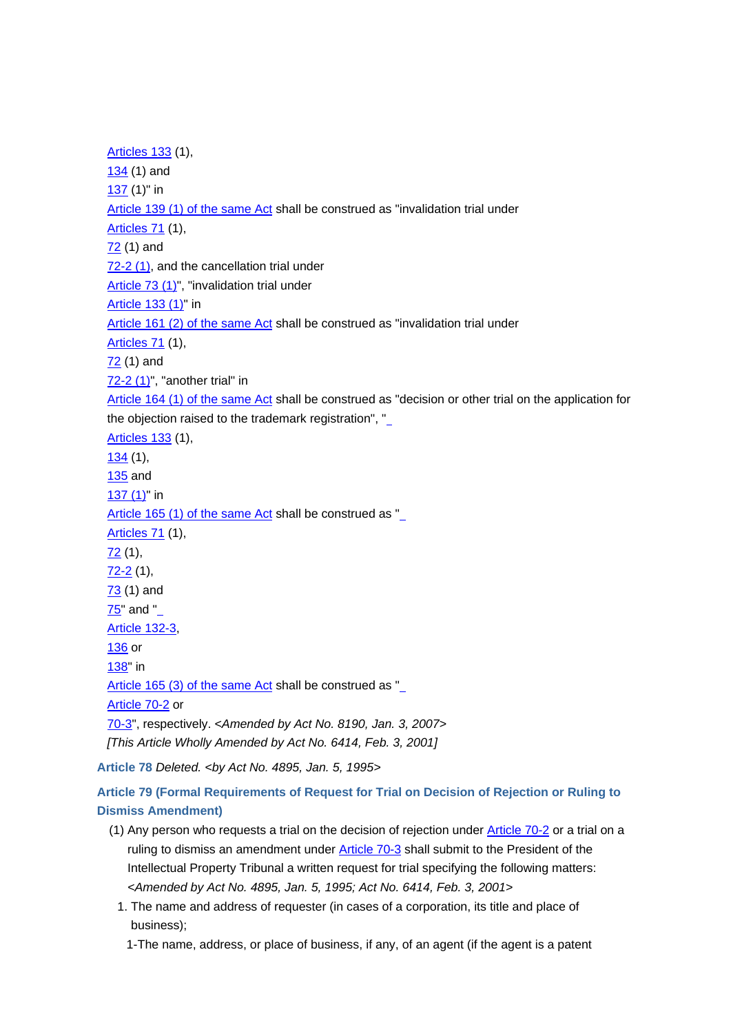Articles 133 (1), 134 (1) and 137 (1)" in Article 139 (1) of the same Act shall be construed as "invalidation trial under Articles 71 (1), 72 (1) and 72-2 (1), and the cancellation trial under Article 73 (1)", "invalidation trial under Article 133 (1)" in Article 161 (2) of the same Act shall be construed as "invalidation trial under Articles 71 (1), 72 (1) and 72-2 (1)", "another trial" in Article 164 (1) of the same Act shall be construed as "decision or other trial on the application for the objection raised to the trademark registration", " Articles 133 (1), 134 (1), 135 and 137 (1)" in Article 165 (1) of the same Act shall be construed as " Articles 71 (1), 72 (1), 72-2 (1), 73 (1) and 75" and " Article 132-3, 136 or 138" in Article 165 (3) of the same Act shall be construed as " Article 70-2 or 70-3", respectively. *<Amended by Act No. 8190, Jan. 3, 2007>*

*[This Article Wholly Amended by Act No. 6414, Feb. 3, 2001]*

**Article 78** *Deleted. <by Act No. 4895, Jan. 5, 1995>*

**Article 79 (Formal Requirements of Request for Trial on Decision of Rejection or Ruling to Dismiss Amendment)**

(1) Any person who requests a trial on the decision of rejection under Article 70-2 or a trial on a ruling to dismiss an amendment under Article 70-3 shall submit to the President of the Intellectual Property Tribunal a written request for trial specifying the following matters: *<Amended by Act No. 4895, Jan. 5, 1995; Act No. 6414, Feb. 3, 2001>*

1. The name and address of requester (in cases of a corporation, its title and place of business);

1-The name, address, or place of business, if any, of an agent (if the agent is a patent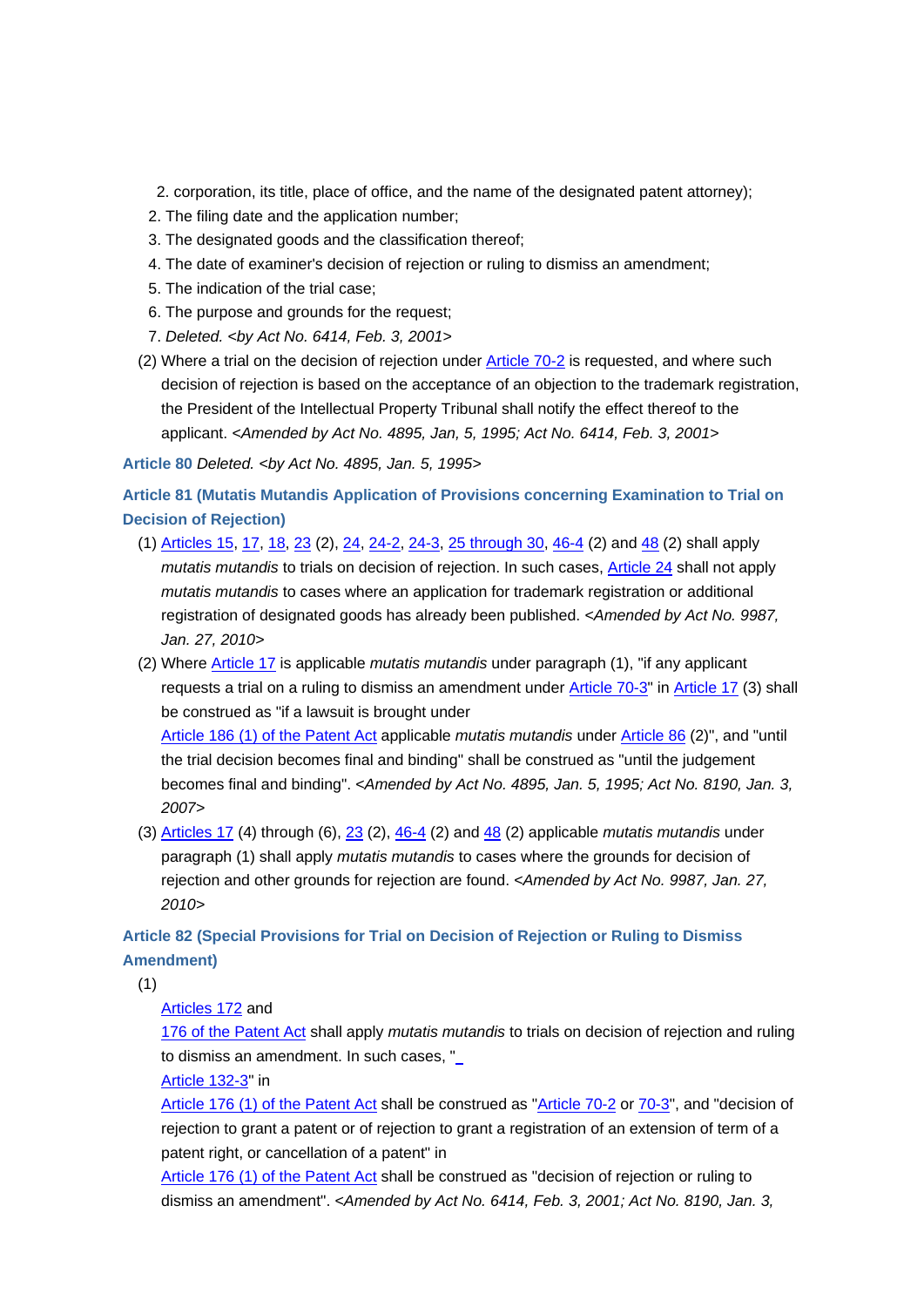2. corporation, its title, place of office, and the name of the designated patent attorney);
2. The filing date and the application number;
3. The designated goods and the classification thereof;
4. The date of examiner's decision of rejection or ruling to dismiss an amendment;
5. The indication of the trial case;
6. The purpose and grounds for the request;
7. *Deleted. <by Act No. 6414, Feb. 3, 2001>*

(2) Where a trial on the decision of rejection under Article 70-2 is requested, and where such decision of rejection is based on the acceptance of an objection to the trademark registration, the President of the Intellectual Property Tribunal shall notify the effect thereof to the applicant. *<Amended by Act No. 4895, Jan, 5, 1995; Act No. 6414, Feb. 3, 2001>*

**Article 80** *Deleted. <by Act No. 4895, Jan. 5, 1995>*

**Article 81 (Mutatis Mutandis Application of Provisions concerning Examination to Trial on Decision of Rejection)**

(1) Articles 15, 17, 18, 23 (2), 24, 24-2, 24-3, 25 through 30, 46-4 (2) and 48 (2) shall apply *mutatis mutandis* to trials on decision of rejection. In such cases, Article 24 shall not apply *mutatis mutandis* to cases where an application for trademark registration or additional registration of designated goods has already been published. *<Amended by Act No. 9987, Jan. 27, 2010>*

(2) Where Article 17 is applicable *mutatis mutandis* under paragraph (1), "if any applicant requests a trial on a ruling to dismiss an amendment under Article 70-3" in Article 17 (3) shall be construed as "if a lawsuit is brought under Article 186 (1) of the Patent Act applicable *mutatis mutandis* under Article 86 (2)", and "until the trial decision becomes final and binding" shall be construed as "until the judgement becomes final and binding". *<Amended by Act No. 4895, Jan. 5, 1995; Act No. 8190, Jan. 3, 2007>*

(3) Articles 17 (4) through (6), 23 (2), 46-4 (2) and 48 (2) applicable *mutatis mutandis* under paragraph (1) shall apply *mutatis mutandis* to cases where the grounds for decision of rejection and other grounds for rejection are found. *<Amended by Act No. 9987, Jan. 27, 2010>*

**Article 82 (Special Provisions for Trial on Decision of Rejection or Ruling to Dismiss Amendment)**

(1) Articles 172 and 176 of the Patent Act shall apply *mutatis mutandis* to trials on decision of rejection and ruling to dismiss an amendment. In such cases, " Article 132-3" in Article 176 (1) of the Patent Act shall be construed as "Article 70-2 or 70-3", and "decision of rejection to grant a patent or of rejection to grant a registration of an extension of term of a patent right, or cancellation of a patent" in Article 176 (1) of the Patent Act shall be construed as "decision of rejection or ruling to dismiss an amendment". *<Amended by Act No. 6414, Feb. 3, 2001; Act No. 8190, Jan. 3,*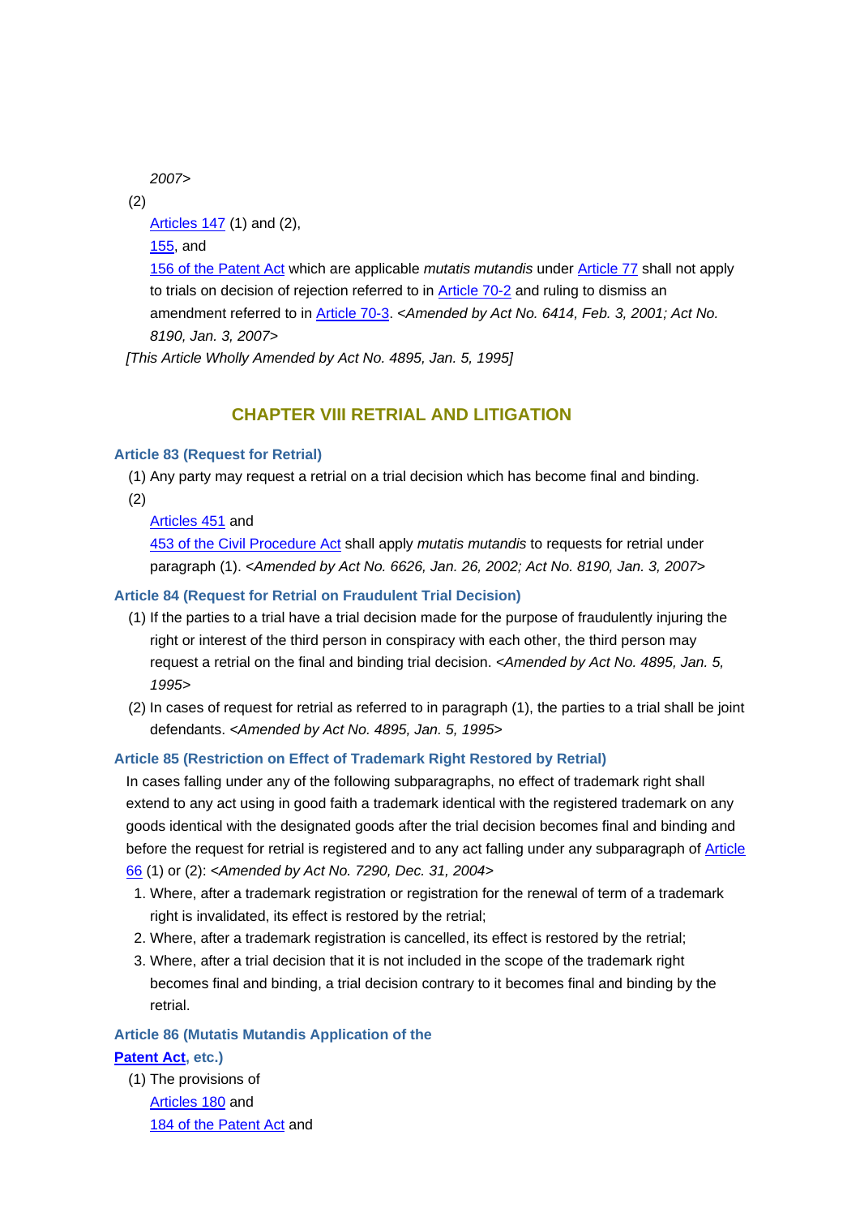*2007>*

(2) Articles 147 (1) and (2), 155, and 156 of the Patent Act which are applicable *mutatis mutandis* under Article 77 shall not apply to trials on decision of rejection referred to in Article 70-2 and ruling to dismiss an amendment referred to in Article 70-3. *<Amended by Act No. 6414, Feb. 3, 2001; Act No. 8190, Jan. 3, 2007>*

*[This Article Wholly Amended by Act No. 4895, Jan. 5, 1995]*

## CHAPTER VIII RETRIAL AND LITIGATION

### Article 83 (Request for Retrial)

(1) Any party may request a retrial on a trial decision which has become final and binding.

(2) Articles 451 and 453 of the Civil Procedure Act shall apply *mutatis mutandis* to requests for retrial under paragraph (1). *<Amended by Act No. 6626, Jan. 26, 2002; Act No. 8190, Jan. 3, 2007>*

### Article 84 (Request for Retrial on Fraudulent Trial Decision)

(1) If the parties to a trial have a trial decision made for the purpose of fraudulently injuring the right or interest of the third person in conspiracy with each other, the third person may request a retrial on the final and binding trial decision. *<Amended by Act No. 4895, Jan. 5, 1995>*

(2) In cases of request for retrial as referred to in paragraph (1), the parties to a trial shall be joint defendants. *<Amended by Act No. 4895, Jan. 5, 1995>*

### Article 85 (Restriction on Effect of Trademark Right Restored by Retrial)

In cases falling under any of the following subparagraphs, no effect of trademark right shall extend to any act using in good faith a trademark identical with the registered trademark on any goods identical with the designated goods after the trial decision becomes final and binding and before the request for retrial is registered and to any act falling under any subparagraph of Article 66 (1) or (2): *<Amended by Act No. 7290, Dec. 31, 2004>*

1. Where, after a trademark registration or registration for the renewal of term of a trademark right is invalidated, its effect is restored by the retrial;
2. Where, after a trademark registration is cancelled, its effect is restored by the retrial;
3. Where, after a trial decision that it is not included in the scope of the trademark right becomes final and binding, a trial decision contrary to it becomes final and binding by the retrial.

### Article 86 (Mutatis Mutandis Application of the Patent Act, etc.)

(1) The provisions of Articles 180 and 184 of the Patent Act and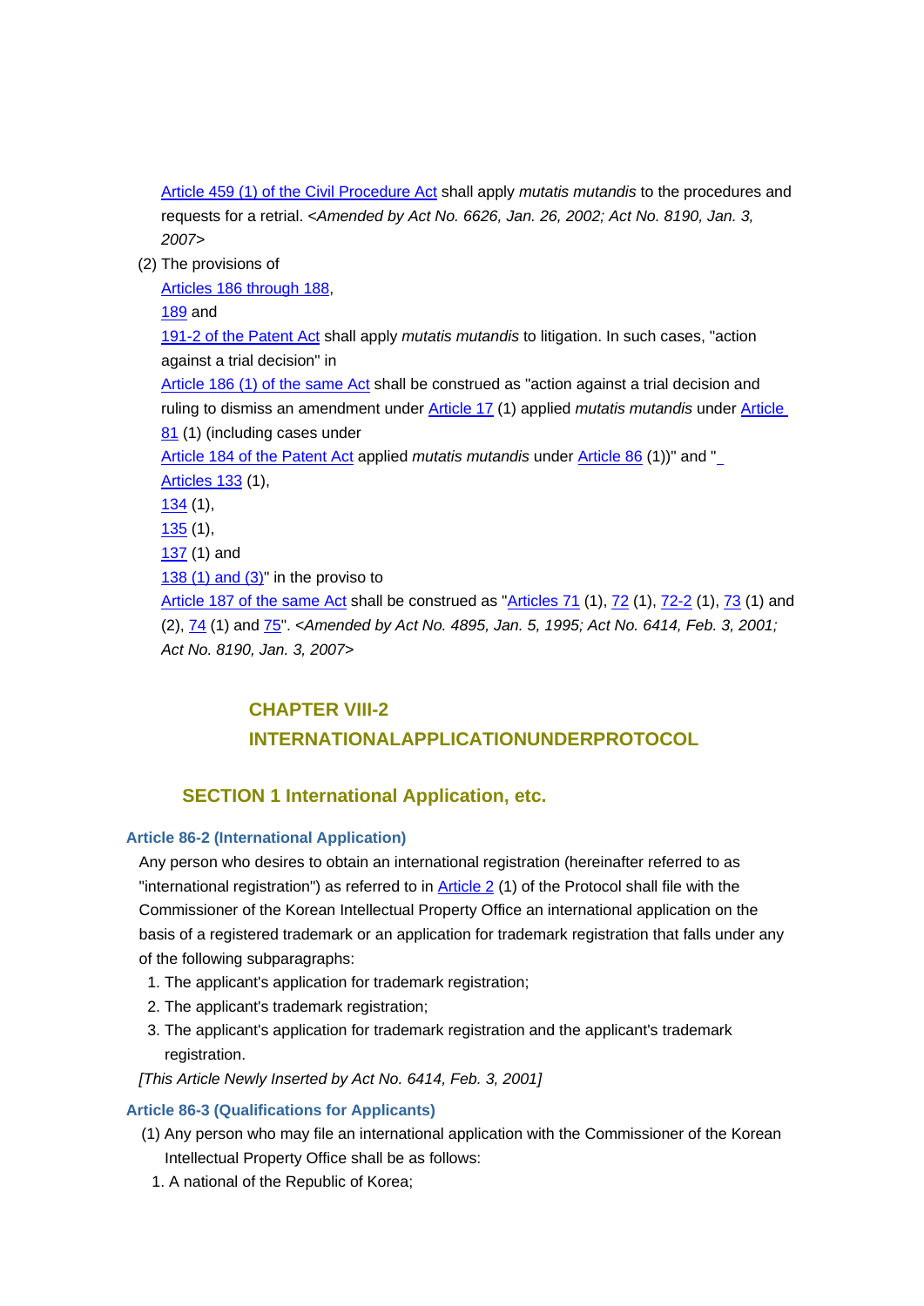Article 459 (1) of the Civil Procedure Act shall apply *mutatis mutandis* to the procedures and requests for a retrial. <*Amended by Act No. 6626, Jan. 26, 2002; Act No. 8190, Jan. 3, 2007*>

(2) The provisions of Articles 186 through 188, 189 and 191-2 of the Patent Act shall apply *mutatis mutandis* to litigation. In such cases, "action against a trial decision" in Article 186 (1) of the same Act shall be construed as "action against a trial decision and ruling to dismiss an amendment under Article 17 (1) applied *mutatis mutandis* under Article 81 (1) (including cases under Article 184 of the Patent Act applied *mutatis mutandis* under Article 86 (1))" and " Articles 133 (1), 134 (1), 135 (1), 137 (1) and 138 (1) and (3)" in the proviso to Article 187 of the same Act shall be construed as "Articles 71 (1), 72 (1), 72-2 (1), 73 (1) and (2), 74 (1) and 75". <*Amended by Act No. 4895, Jan. 5, 1995; Act No. 6414, Feb. 3, 2001; Act No. 8190, Jan. 3, 2007*>

## CHAPTER VIII-2 INTERNATIONALAPPLICATIONUNDERPROTOCOL

### SECTION 1 International Application, etc.

#### Article 86-2 (International Application)

Any person who desires to obtain an international registration (hereinafter referred to as "international registration") as referred to in Article 2 (1) of the Protocol shall file with the Commissioner of the Korean Intellectual Property Office an international application on the basis of a registered trademark or an application for trademark registration that falls under any of the following subparagraphs:

1. The applicant's application for trademark registration;
2. The applicant's trademark registration;
3. The applicant's application for trademark registration and the applicant's trademark registration.

*[This Article Newly Inserted by Act No. 6414, Feb. 3, 2001]*

#### Article 86-3 (Qualifications for Applicants)

(1) Any person who may file an international application with the Commissioner of the Korean Intellectual Property Office shall be as follows:

1. A national of the Republic of Korea;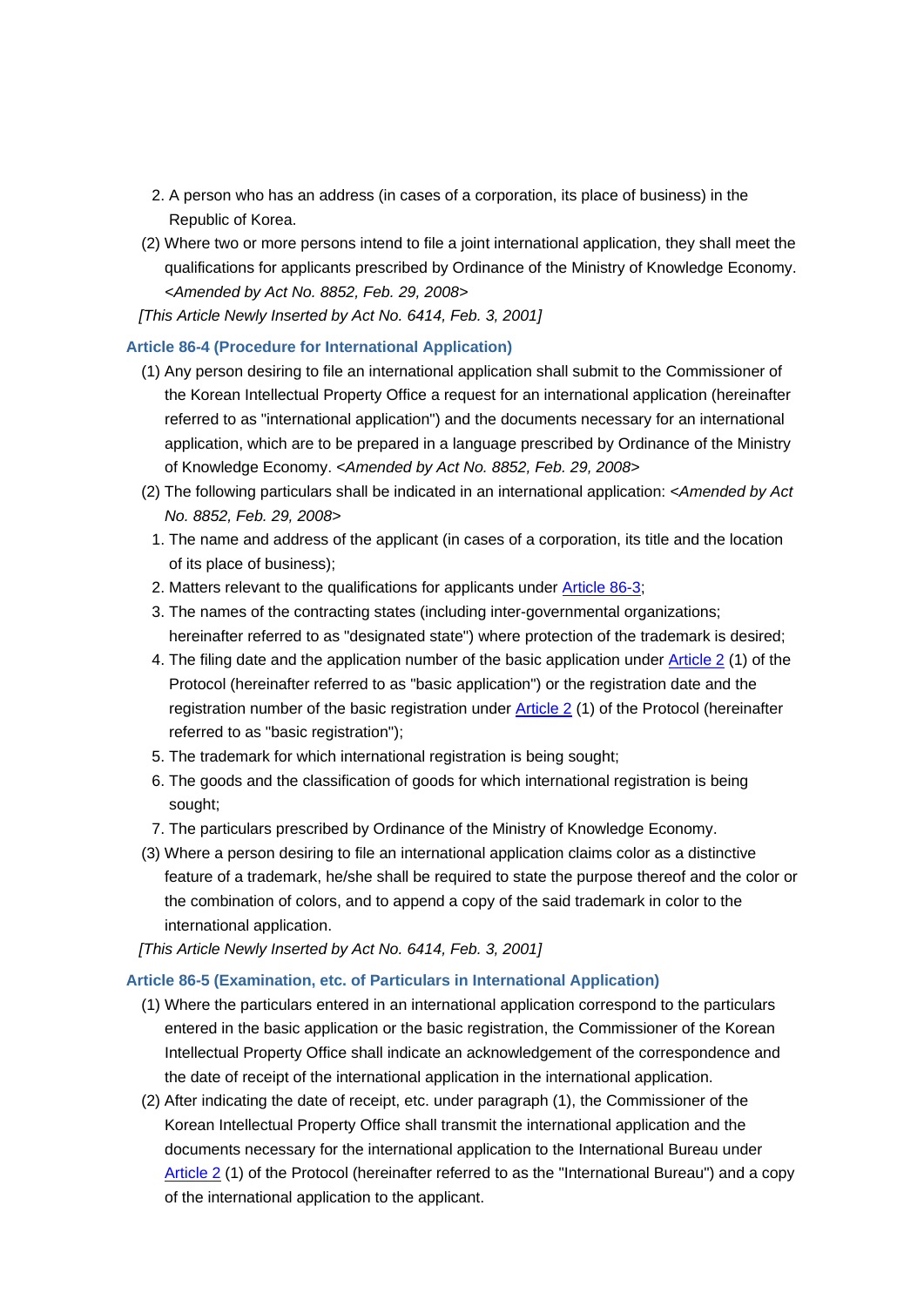2. A person who has an address (in cases of a corporation, its place of business) in the Republic of Korea.

(2) Where two or more persons intend to file a joint international application, they shall meet the qualifications for applicants prescribed by Ordinance of the Ministry of Knowledge Economy. <*Amended by Act No. 8852, Feb. 29, 2008*>

*[This Article Newly Inserted by Act No. 6414, Feb. 3, 2001]*

### Article 86-4 (Procedure for International Application)

(1) Any person desiring to file an international application shall submit to the Commissioner of the Korean Intellectual Property Office a request for an international application (hereinafter referred to as "international application") and the documents necessary for an international application, which are to be prepared in a language prescribed by Ordinance of the Ministry of Knowledge Economy. <*Amended by Act No. 8852, Feb. 29, 2008*>

(2) The following particulars shall be indicated in an international application: <*Amended by Act No. 8852, Feb. 29, 2008*>

1. The name and address of the applicant (in cases of a corporation, its title and the location of its place of business);
2. Matters relevant to the qualifications for applicants under Article 86-3;
3. The names of the contracting states (including inter-governmental organizations; hereinafter referred to as "designated state") where protection of the trademark is desired;
4. The filing date and the application number of the basic application under Article 2 (1) of the Protocol (hereinafter referred to as "basic application") or the registration date and the registration number of the basic registration under Article 2 (1) of the Protocol (hereinafter referred to as "basic registration");
5. The trademark for which international registration is being sought;
6. The goods and the classification of goods for which international registration is being sought;
7. The particulars prescribed by Ordinance of the Ministry of Knowledge Economy.

(3) Where a person desiring to file an international application claims color as a distinctive feature of a trademark, he/she shall be required to state the purpose thereof and the color or the combination of colors, and to append a copy of the said trademark in color to the international application.

*[This Article Newly Inserted by Act No. 6414, Feb. 3, 2001]*

### Article 86-5 (Examination, etc. of Particulars in International Application)

(1) Where the particulars entered in an international application correspond to the particulars entered in the basic application or the basic registration, the Commissioner of the Korean Intellectual Property Office shall indicate an acknowledgement of the correspondence and the date of receipt of the international application in the international application.

(2) After indicating the date of receipt, etc. under paragraph (1), the Commissioner of the Korean Intellectual Property Office shall transmit the international application and the documents necessary for the international application to the International Bureau under Article 2 (1) of the Protocol (hereinafter referred to as the "International Bureau") and a copy of the international application to the applicant.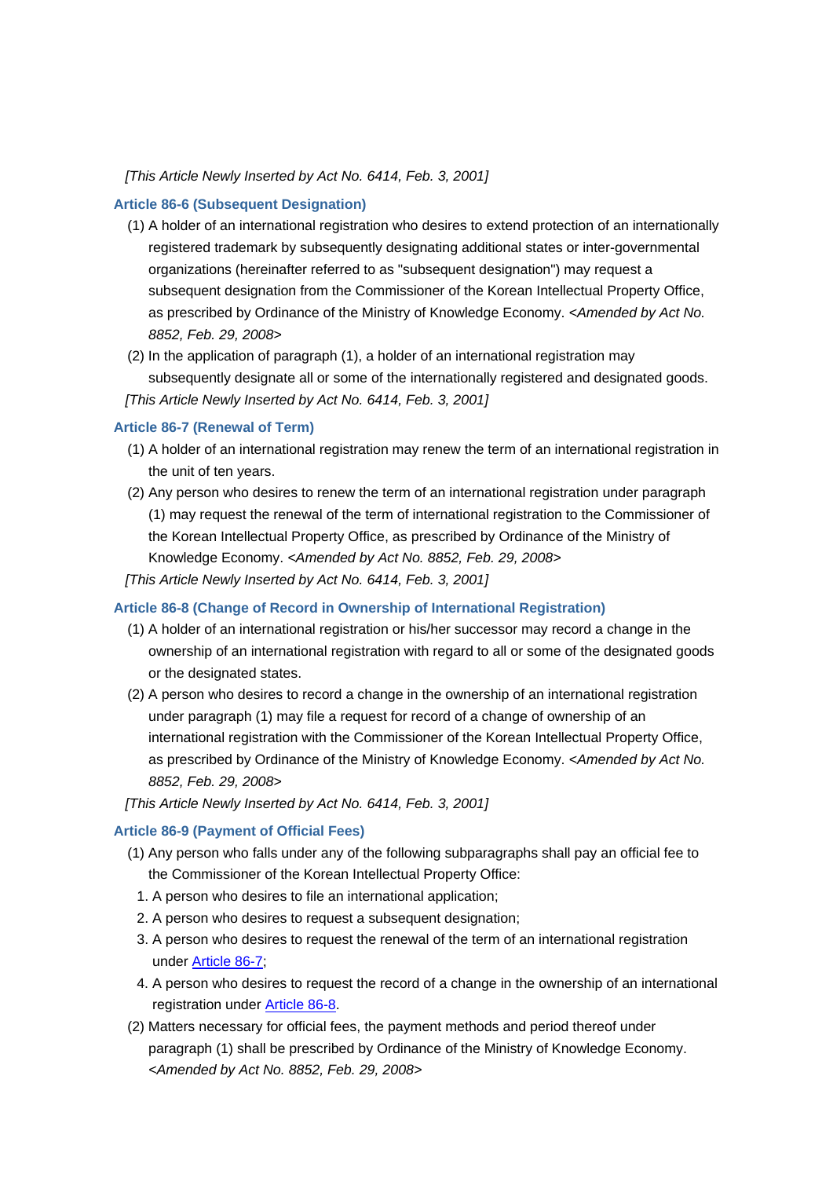*[This Article Newly Inserted by Act No. 6414, Feb. 3, 2001]*

### Article 86-6 (Subsequent Designation)

(1) A holder of an international registration who desires to extend protection of an internationally registered trademark by subsequently designating additional states or inter-governmental organizations (hereinafter referred to as "subsequent designation") may request a subsequent designation from the Commissioner of the Korean Intellectual Property Office, as prescribed by Ordinance of the Ministry of Knowledge Economy. *<Amended by Act No. 8852, Feb. 29, 2008>*

(2) In the application of paragraph (1), a holder of an international registration may subsequently designate all or some of the internationally registered and designated goods.

*[This Article Newly Inserted by Act No. 6414, Feb. 3, 2001]*

### Article 86-7 (Renewal of Term)

(1) A holder of an international registration may renew the term of an international registration in the unit of ten years.

(2) Any person who desires to renew the term of an international registration under paragraph (1) may request the renewal of the term of international registration to the Commissioner of the Korean Intellectual Property Office, as prescribed by Ordinance of the Ministry of Knowledge Economy. *<Amended by Act No. 8852, Feb. 29, 2008>*

*[This Article Newly Inserted by Act No. 6414, Feb. 3, 2001]*

### Article 86-8 (Change of Record in Ownership of International Registration)

(1) A holder of an international registration or his/her successor may record a change in the ownership of an international registration with regard to all or some of the designated goods or the designated states.

(2) A person who desires to record a change in the ownership of an international registration under paragraph (1) may file a request for record of a change of ownership of an international registration with the Commissioner of the Korean Intellectual Property Office, as prescribed by Ordinance of the Ministry of Knowledge Economy. *<Amended by Act No. 8852, Feb. 29, 2008>*

*[This Article Newly Inserted by Act No. 6414, Feb. 3, 2001]*

### Article 86-9 (Payment of Official Fees)

(1) Any person who falls under any of the following subparagraphs shall pay an official fee to the Commissioner of the Korean Intellectual Property Office:

1. A person who desires to file an international application;
2. A person who desires to request a subsequent designation;
3. A person who desires to request the renewal of the term of an international registration under Article 86-7;
4. A person who desires to request the record of a change in the ownership of an international registration under Article 86-8.

(2) Matters necessary for official fees, the payment methods and period thereof under paragraph (1) shall be prescribed by Ordinance of the Ministry of Knowledge Economy. *<Amended by Act No. 8852, Feb. 29, 2008>*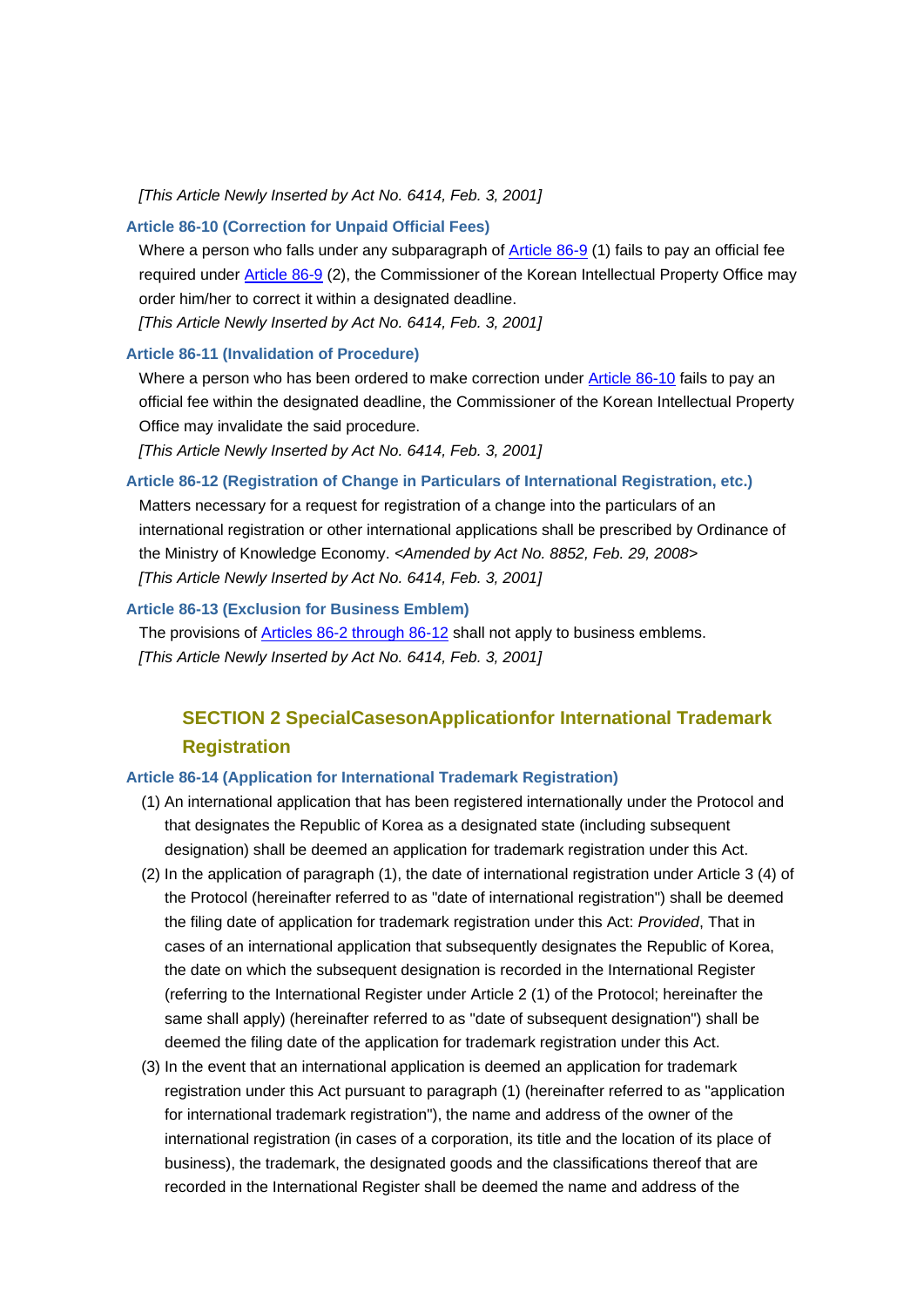*[This Article Newly Inserted by Act No. 6414, Feb. 3, 2001]*

**Article 86-10 (Correction for Unpaid Official Fees)**

Where a person who falls under any subparagraph of Article 86-9 (1) fails to pay an official fee required under Article 86-9 (2), the Commissioner of the Korean Intellectual Property Office may order him/her to correct it within a designated deadline.

*[This Article Newly Inserted by Act No. 6414, Feb. 3, 2001]*

**Article 86-11 (Invalidation of Procedure)**

Where a person who has been ordered to make correction under Article 86-10 fails to pay an official fee within the designated deadline, the Commissioner of the Korean Intellectual Property Office may invalidate the said procedure.

*[This Article Newly Inserted by Act No. 6414, Feb. 3, 2001]*

**Article 86-12 (Registration of Change in Particulars of International Registration, etc.)**

Matters necessary for a request for registration of a change into the particulars of an international registration or other international applications shall be prescribed by Ordinance of the Ministry of Knowledge Economy. *<Amended by Act No. 8852, Feb. 29, 2008>*

*[This Article Newly Inserted by Act No. 6414, Feb. 3, 2001]*

**Article 86-13 (Exclusion for Business Emblem)**

The provisions of Articles 86-2 through 86-12 shall not apply to business emblems.

*[This Article Newly Inserted by Act No. 6414, Feb. 3, 2001]*

## SECTION 2 SpecialCasesonApplicationfor International Trademark Registration

**Article 86-14 (Application for International Trademark Registration)**

(1) An international application that has been registered internationally under the Protocol and that designates the Republic of Korea as a designated state (including subsequent designation) shall be deemed an application for trademark registration under this Act.

(2) In the application of paragraph (1), the date of international registration under Article 3 (4) of the Protocol (hereinafter referred to as "date of international registration") shall be deemed the filing date of application for trademark registration under this Act: *Provided*, That in cases of an international application that subsequently designates the Republic of Korea, the date on which the subsequent designation is recorded in the International Register (referring to the International Register under Article 2 (1) of the Protocol; hereinafter the same shall apply) (hereinafter referred to as "date of subsequent designation") shall be deemed the filing date of the application for trademark registration under this Act.

(3) In the event that an international application is deemed an application for trademark registration under this Act pursuant to paragraph (1) (hereinafter referred to as "application for international trademark registration"), the name and address of the owner of the international registration (in cases of a corporation, its title and the location of its place of business), the trademark, the designated goods and the classifications thereof that are recorded in the International Register shall be deemed the name and address of the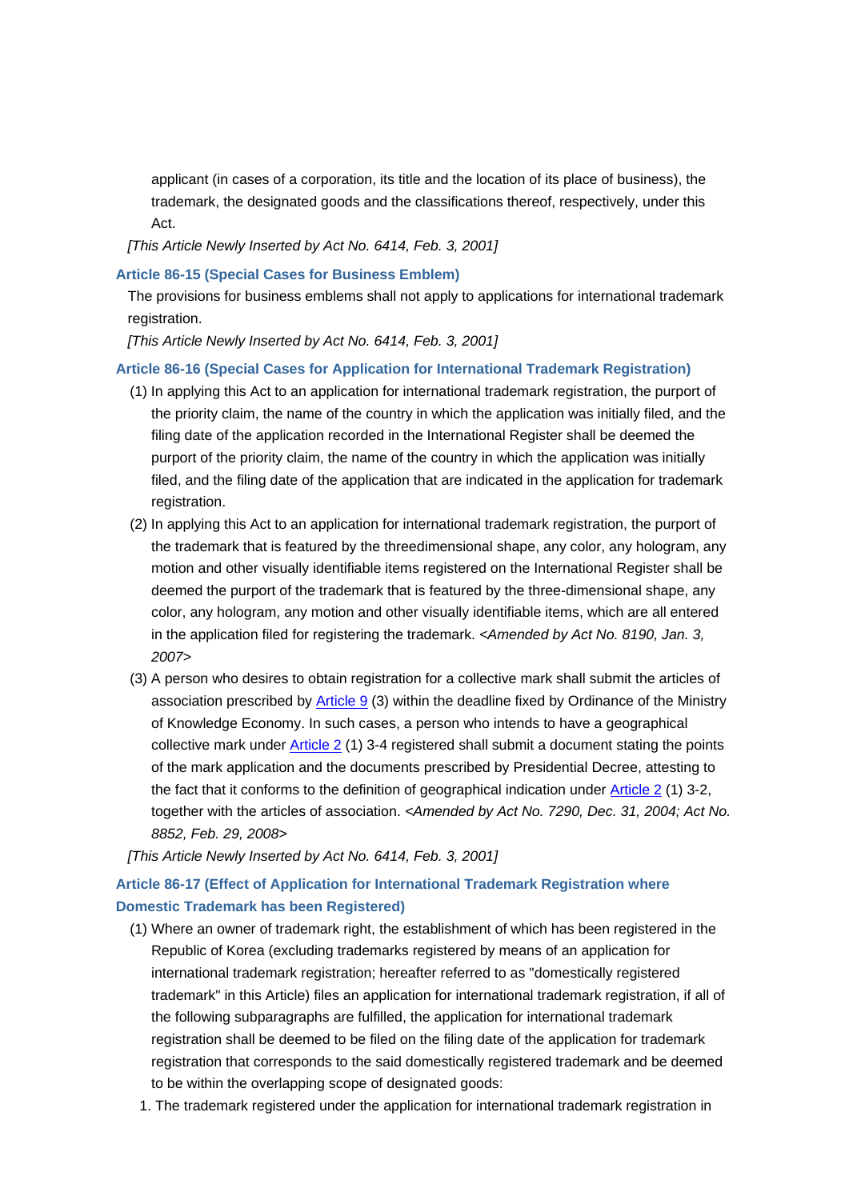applicant (in cases of a corporation, its title and the location of its place of business), the trademark, the designated goods and the classifications thereof, respectively, under this Act.

*[This Article Newly Inserted by Act No. 6414, Feb. 3, 2001]*

### Article 86-15 (Special Cases for Business Emblem)

The provisions for business emblems shall not apply to applications for international trademark registration.

*[This Article Newly Inserted by Act No. 6414, Feb. 3, 2001]*

### Article 86-16 (Special Cases for Application for International Trademark Registration)

(1) In applying this Act to an application for international trademark registration, the purport of the priority claim, the name of the country in which the application was initially filed, and the filing date of the application recorded in the International Register shall be deemed the purport of the priority claim, the name of the country in which the application was initially filed, and the filing date of the application that are indicated in the application for trademark registration.

(2) In applying this Act to an application for international trademark registration, the purport of the trademark that is featured by the threedimensional shape, any color, any hologram, any motion and other visually identifiable items registered on the International Register shall be deemed the purport of the trademark that is featured by the three-dimensional shape, any color, any hologram, any motion and other visually identifiable items, which are all entered in the application filed for registering the trademark. *<Amended by Act No. 8190, Jan. 3, 2007>*

(3) A person who desires to obtain registration for a collective mark shall submit the articles of association prescribed by Article 9 (3) within the deadline fixed by Ordinance of the Ministry of Knowledge Economy. In such cases, a person who intends to have a geographical collective mark under Article 2 (1) 3-4 registered shall submit a document stating the points of the mark application and the documents prescribed by Presidential Decree, attesting to the fact that it conforms to the definition of geographical indication under Article 2 (1) 3-2, together with the articles of association. *<Amended by Act No. 7290, Dec. 31, 2004; Act No. 8852, Feb. 29, 2008>*

*[This Article Newly Inserted by Act No. 6414, Feb. 3, 2001]*

### Article 86-17 (Effect of Application for International Trademark Registration where Domestic Trademark has been Registered)

(1) Where an owner of trademark right, the establishment of which has been registered in the Republic of Korea (excluding trademarks registered by means of an application for international trademark registration; hereafter referred to as "domestically registered trademark" in this Article) files an application for international trademark registration, if all of the following subparagraphs are fulfilled, the application for international trademark registration shall be deemed to be filed on the filing date of the application for trademark registration that corresponds to the said domestically registered trademark and be deemed to be within the overlapping scope of designated goods:

1. The trademark registered under the application for international trademark registration in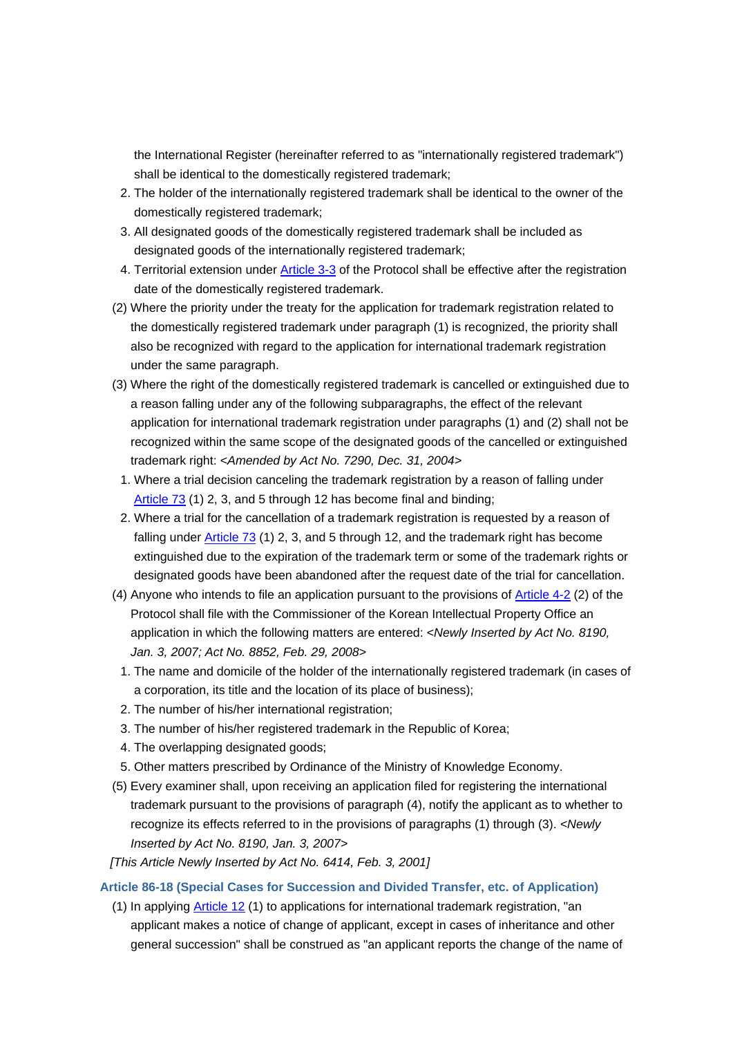the International Register (hereinafter referred to as "internationally registered trademark") shall be identical to the domestically registered trademark;

2. The holder of the internationally registered trademark shall be identical to the owner of the domestically registered trademark;
3. All designated goods of the domestically registered trademark shall be included as designated goods of the internationally registered trademark;
4. Territorial extension under Article 3-3 of the Protocol shall be effective after the registration date of the domestically registered trademark.

(2) Where the priority under the treaty for the application for trademark registration related to the domestically registered trademark under paragraph (1) is recognized, the priority shall also be recognized with regard to the application for international trademark registration under the same paragraph.

(3) Where the right of the domestically registered trademark is cancelled or extinguished due to a reason falling under any of the following subparagraphs, the effect of the relevant application for international trademark registration under paragraphs (1) and (2) shall not be recognized within the same scope of the designated goods of the cancelled or extinguished trademark right: *<Amended by Act No. 7290, Dec. 31, 2004>*

1. Where a trial decision canceling the trademark registration by a reason of falling under Article 73 (1) 2, 3, and 5 through 12 has become final and binding;
2. Where a trial for the cancellation of a trademark registration is requested by a reason of falling under Article 73 (1) 2, 3, and 5 through 12, and the trademark right has become extinguished due to the expiration of the trademark term or some of the trademark rights or designated goods have been abandoned after the request date of the trial for cancellation.

(4) Anyone who intends to file an application pursuant to the provisions of Article 4-2 (2) of the Protocol shall file with the Commissioner of the Korean Intellectual Property Office an application in which the following matters are entered: *<Newly Inserted by Act No. 8190, Jan. 3, 2007; Act No. 8852, Feb. 29, 2008>*

1. The name and domicile of the holder of the internationally registered trademark (in cases of a corporation, its title and the location of its place of business);
2. The number of his/her international registration;
3. The number of his/her registered trademark in the Republic of Korea;
4. The overlapping designated goods;
5. Other matters prescribed by Ordinance of the Ministry of Knowledge Economy.

(5) Every examiner shall, upon receiving an application filed for registering the international trademark pursuant to the provisions of paragraph (4), notify the applicant as to whether to recognize its effects referred to in the provisions of paragraphs (1) through (3). *<Newly Inserted by Act No. 8190, Jan. 3, 2007>*

*[This Article Newly Inserted by Act No. 6414, Feb. 3, 2001]*

### Article 86-18 (Special Cases for Succession and Divided Transfer, etc. of Application)

(1) In applying Article 12 (1) to applications for international trademark registration, "an applicant makes a notice of change of applicant, except in cases of inheritance and other general succession" shall be construed as "an applicant reports the change of the name of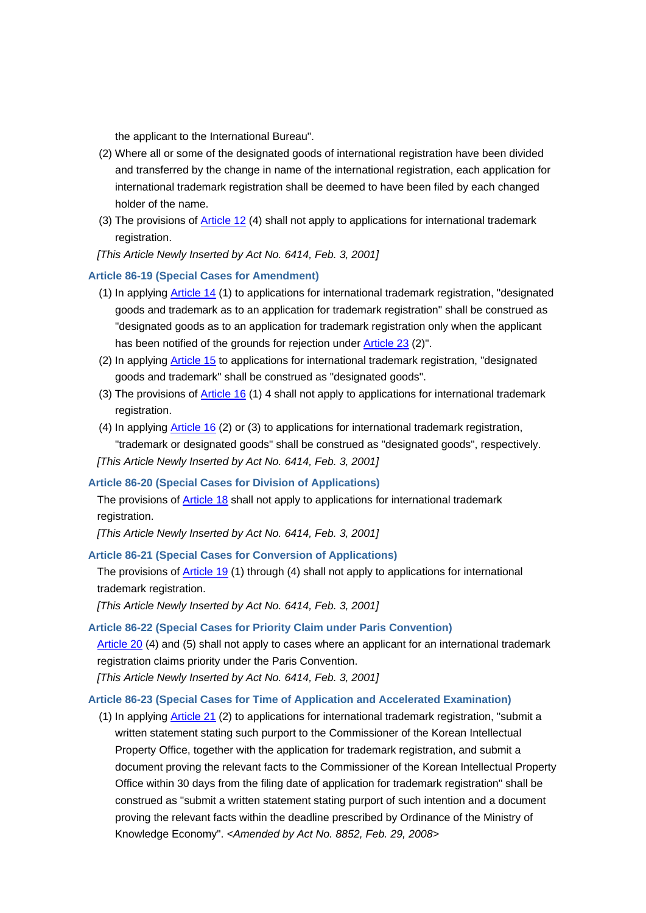the applicant to the International Bureau".

(2) Where all or some of the designated goods of international registration have been divided and transferred by the change in name of the international registration, each application for international trademark registration shall be deemed to have been filed by each changed holder of the name.

(3) The provisions of Article 12 (4) shall not apply to applications for international trademark registration.

*[This Article Newly Inserted by Act No. 6414, Feb. 3, 2001]*

### Article 86-19 (Special Cases for Amendment)

(1) In applying Article 14 (1) to applications for international trademark registration, "designated goods and trademark as to an application for trademark registration" shall be construed as "designated goods as to an application for trademark registration only when the applicant has been notified of the grounds for rejection under Article 23 (2)".

(2) In applying Article 15 to applications for international trademark registration, "designated goods and trademark" shall be construed as "designated goods".

(3) The provisions of Article 16 (1) 4 shall not apply to applications for international trademark registration.

(4) In applying Article 16 (2) or (3) to applications for international trademark registration, "trademark or designated goods" shall be construed as "designated goods", respectively.

*[This Article Newly Inserted by Act No. 6414, Feb. 3, 2001]*

### Article 86-20 (Special Cases for Division of Applications)

The provisions of Article 18 shall not apply to applications for international trademark registration.

*[This Article Newly Inserted by Act No. 6414, Feb. 3, 2001]*

### Article 86-21 (Special Cases for Conversion of Applications)

The provisions of Article 19 (1) through (4) shall not apply to applications for international trademark registration.

*[This Article Newly Inserted by Act No. 6414, Feb. 3, 2001]*

### Article 86-22 (Special Cases for Priority Claim under Paris Convention)

Article 20 (4) and (5) shall not apply to cases where an applicant for an international trademark registration claims priority under the Paris Convention.

*[This Article Newly Inserted by Act No. 6414, Feb. 3, 2001]*

### Article 86-23 (Special Cases for Time of Application and Accelerated Examination)

(1) In applying Article 21 (2) to applications for international trademark registration, "submit a written statement stating such purport to the Commissioner of the Korean Intellectual Property Office, together with the application for trademark registration, and submit a document proving the relevant facts to the Commissioner of the Korean Intellectual Property Office within 30 days from the filing date of application for trademark registration" shall be construed as "submit a written statement stating purport of such intention and a document proving the relevant facts within the deadline prescribed by Ordinance of the Ministry of Knowledge Economy". *<Amended by Act No. 8852, Feb. 29, 2008>*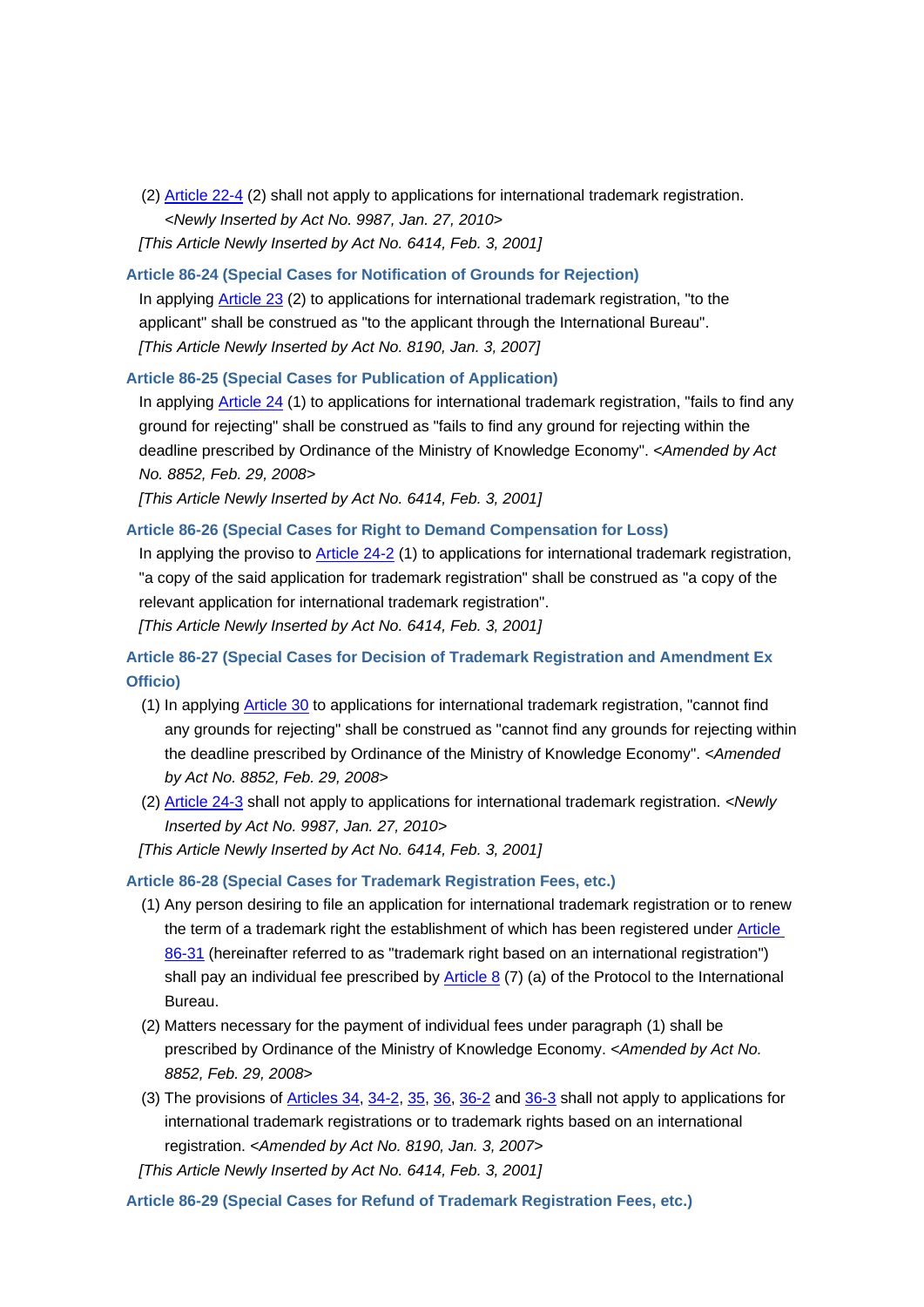(2) Article 22-4 (2) shall not apply to applications for international trademark registration. *<Newly Inserted by Act No. 9987, Jan. 27, 2010>*

*[This Article Newly Inserted by Act No. 6414, Feb. 3, 2001]*

### Article 86-24 (Special Cases for Notification of Grounds for Rejection)

In applying Article 23 (2) to applications for international trademark registration, "to the applicant" shall be construed as "to the applicant through the International Bureau".

*[This Article Newly Inserted by Act No. 8190, Jan. 3, 2007]*

### Article 86-25 (Special Cases for Publication of Application)

In applying Article 24 (1) to applications for international trademark registration, "fails to find any ground for rejecting" shall be construed as "fails to find any ground for rejecting within the deadline prescribed by Ordinance of the Ministry of Knowledge Economy". *<Amended by Act No. 8852, Feb. 29, 2008>*

*[This Article Newly Inserted by Act No. 6414, Feb. 3, 2001]*

### Article 86-26 (Special Cases for Right to Demand Compensation for Loss)

In applying the proviso to Article 24-2 (1) to applications for international trademark registration, "a copy of the said application for trademark registration" shall be construed as "a copy of the relevant application for international trademark registration".

*[This Article Newly Inserted by Act No. 6414, Feb. 3, 2001]*

### Article 86-27 (Special Cases for Decision of Trademark Registration and Amendment Ex Officio)

(1) In applying Article 30 to applications for international trademark registration, "cannot find any grounds for rejecting" shall be construed as "cannot find any grounds for rejecting within the deadline prescribed by Ordinance of the Ministry of Knowledge Economy". *<Amended by Act No. 8852, Feb. 29, 2008>*

(2) Article 24-3 shall not apply to applications for international trademark registration. *<Newly Inserted by Act No. 9987, Jan. 27, 2010>*

*[This Article Newly Inserted by Act No. 6414, Feb. 3, 2001]*

### Article 86-28 (Special Cases for Trademark Registration Fees, etc.)

(1) Any person desiring to file an application for international trademark registration or to renew the term of a trademark right the establishment of which has been registered under Article 86-31 (hereinafter referred to as "trademark right based on an international registration") shall pay an individual fee prescribed by Article 8 (7) (a) of the Protocol to the International Bureau.

(2) Matters necessary for the payment of individual fees under paragraph (1) shall be prescribed by Ordinance of the Ministry of Knowledge Economy. *<Amended by Act No. 8852, Feb. 29, 2008>*

(3) The provisions of Articles 34, 34-2, 35, 36, 36-2 and 36-3 shall not apply to applications for international trademark registrations or to trademark rights based on an international registration. *<Amended by Act No. 8190, Jan. 3, 2007>*

*[This Article Newly Inserted by Act No. 6414, Feb. 3, 2001]*

### Article 86-29 (Special Cases for Refund of Trademark Registration Fees, etc.)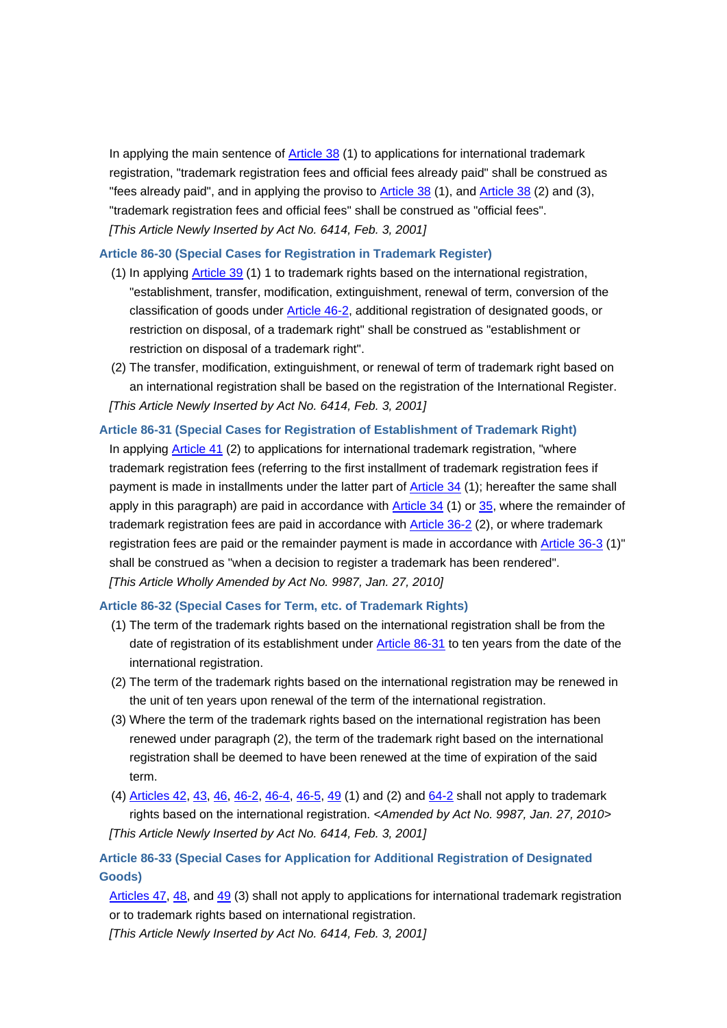In applying the main sentence of Article 38 (1) to applications for international trademark registration, "trademark registration fees and official fees already paid" shall be construed as "fees already paid", and in applying the proviso to Article 38 (1), and Article 38 (2) and (3), "trademark registration fees and official fees" shall be construed as "official fees".
*[This Article Newly Inserted by Act No. 6414, Feb. 3, 2001]*

### Article 86-30 (Special Cases for Registration in Trademark Register)

(1) In applying Article 39 (1) 1 to trademark rights based on the international registration, "establishment, transfer, modification, extinguishment, renewal of term, conversion of the classification of goods under Article 46-2, additional registration of designated goods, or restriction on disposal, of a trademark right" shall be construed as "establishment or restriction on disposal of a trademark right".

(2) The transfer, modification, extinguishment, or renewal of term of trademark right based on an international registration shall be based on the registration of the International Register.

*[This Article Newly Inserted by Act No. 6414, Feb. 3, 2001]*

### Article 86-31 (Special Cases for Registration of Establishment of Trademark Right)

In applying Article 41 (2) to applications for international trademark registration, "where trademark registration fees (referring to the first installment of trademark registration fees if payment is made in installments under the latter part of Article 34 (1); hereafter the same shall apply in this paragraph) are paid in accordance with Article 34 (1) or 35, where the remainder of trademark registration fees are paid in accordance with Article 36-2 (2), or where trademark registration fees are paid or the remainder payment is made in accordance with Article 36-3 (1)" shall be construed as "when a decision to register a trademark has been rendered".
*[This Article Wholly Amended by Act No. 9987, Jan. 27, 2010]*

### Article 86-32 (Special Cases for Term, etc. of Trademark Rights)

(1) The term of the trademark rights based on the international registration shall be from the date of registration of its establishment under Article 86-31 to ten years from the date of the international registration.

(2) The term of the trademark rights based on the international registration may be renewed in the unit of ten years upon renewal of the term of the international registration.

(3) Where the term of the trademark rights based on the international registration has been renewed under paragraph (2), the term of the trademark right based on the international registration shall be deemed to have been renewed at the time of expiration of the said term.

(4) Articles 42, 43, 46, 46-2, 46-4, 46-5, 49 (1) and (2) and 64-2 shall not apply to trademark rights based on the international registration. *<Amended by Act No. 9987, Jan. 27, 2010>*

*[This Article Newly Inserted by Act No. 6414, Feb. 3, 2001]*

### Article 86-33 (Special Cases for Application for Additional Registration of Designated Goods)

Articles 47, 48, and 49 (3) shall not apply to applications for international trademark registration or to trademark rights based on international registration.
*[This Article Newly Inserted by Act No. 6414, Feb. 3, 2001]*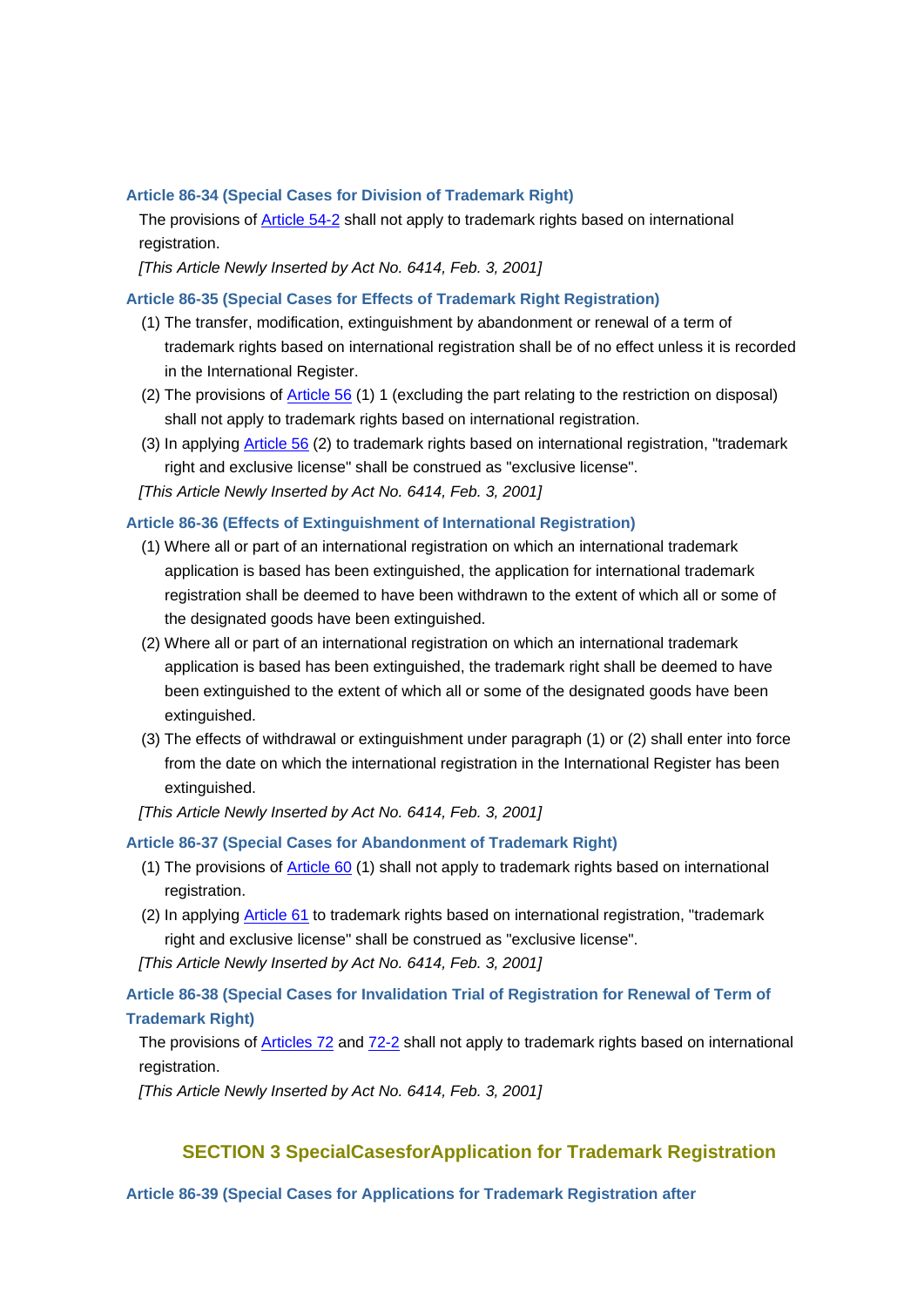#### Article 86-34 (Special Cases for Division of Trademark Right)

The provisions of Article 54-2 shall not apply to trademark rights based on international registration.

*[This Article Newly Inserted by Act No. 6414, Feb. 3, 2001]*

#### Article 86-35 (Special Cases for Effects of Trademark Right Registration)

(1) The transfer, modification, extinguishment by abandonment or renewal of a term of trademark rights based on international registration shall be of no effect unless it is recorded in the International Register.

(2) The provisions of Article 56 (1) 1 (excluding the part relating to the restriction on disposal) shall not apply to trademark rights based on international registration.

(3) In applying Article 56 (2) to trademark rights based on international registration, "trademark right and exclusive license" shall be construed as "exclusive license".

*[This Article Newly Inserted by Act No. 6414, Feb. 3, 2001]*

#### Article 86-36 (Effects of Extinguishment of International Registration)

(1) Where all or part of an international registration on which an international trademark application is based has been extinguished, the application for international trademark registration shall be deemed to have been withdrawn to the extent of which all or some of the designated goods have been extinguished.

(2) Where all or part of an international registration on which an international trademark application is based has been extinguished, the trademark right shall be deemed to have been extinguished to the extent of which all or some of the designated goods have been extinguished.

(3) The effects of withdrawal or extinguishment under paragraph (1) or (2) shall enter into force from the date on which the international registration in the International Register has been extinguished.

*[This Article Newly Inserted by Act No. 6414, Feb. 3, 2001]*

#### Article 86-37 (Special Cases for Abandonment of Trademark Right)

(1) The provisions of Article 60 (1) shall not apply to trademark rights based on international registration.

(2) In applying Article 61 to trademark rights based on international registration, "trademark right and exclusive license" shall be construed as "exclusive license".

*[This Article Newly Inserted by Act No. 6414, Feb. 3, 2001]*

#### Article 86-38 (Special Cases for Invalidation Trial of Registration for Renewal of Term of Trademark Right)

The provisions of Articles 72 and 72-2 shall not apply to trademark rights based on international registration.

*[This Article Newly Inserted by Act No. 6414, Feb. 3, 2001]*

### SECTION 3 SpecialCasesforApplication for Trademark Registration

#### Article 86-39 (Special Cases for Applications for Trademark Registration after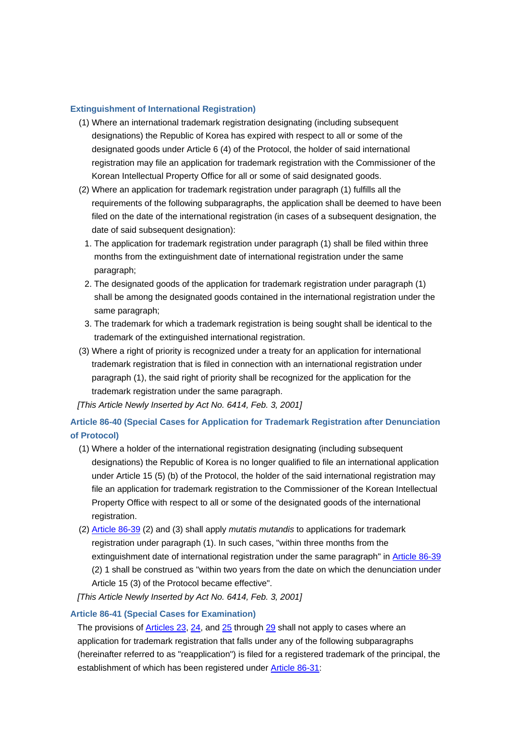### Extinguishment of International Registration)

(1) Where an international trademark registration designating (including subsequent designations) the Republic of Korea has expired with respect to all or some of the designated goods under Article 6 (4) of the Protocol, the holder of said international registration may file an application for trademark registration with the Commissioner of the Korean Intellectual Property Office for all or some of said designated goods.

(2) Where an application for trademark registration under paragraph (1) fulfills all the requirements of the following subparagraphs, the application shall be deemed to have been filed on the date of the international registration (in cases of a subsequent designation, the date of said subsequent designation):

1. The application for trademark registration under paragraph (1) shall be filed within three months from the extinguishment date of international registration under the same paragraph;
2. The designated goods of the application for trademark registration under paragraph (1) shall be among the designated goods contained in the international registration under the same paragraph;
3. The trademark for which a trademark registration is being sought shall be identical to the trademark of the extinguished international registration.

(3) Where a right of priority is recognized under a treaty for an application for international trademark registration that is filed in connection with an international registration under paragraph (1), the said right of priority shall be recognized for the application for the trademark registration under the same paragraph.

*[This Article Newly Inserted by Act No. 6414, Feb. 3, 2001]*

### Article 86-40 (Special Cases for Application for Trademark Registration after Denunciation of Protocol)

(1) Where a holder of the international registration designating (including subsequent designations) the Republic of Korea is no longer qualified to file an international application under Article 15 (5) (b) of the Protocol, the holder of the said international registration may file an application for trademark registration to the Commissioner of the Korean Intellectual Property Office with respect to all or some of the designated goods of the international registration.

(2) Article 86-39 (2) and (3) shall apply *mutatis mutandis* to applications for trademark registration under paragraph (1). In such cases, "within three months from the extinguishment date of international registration under the same paragraph" in Article 86-39 (2) 1 shall be construed as "within two years from the date on which the denunciation under Article 15 (3) of the Protocol became effective".

*[This Article Newly Inserted by Act No. 6414, Feb. 3, 2001]*

### Article 86-41 (Special Cases for Examination)

The provisions of Articles 23, 24, and 25 through 29 shall not apply to cases where an application for trademark registration that falls under any of the following subparagraphs (hereinafter referred to as "reapplication") is filed for a registered trademark of the principal, the establishment of which has been registered under Article 86-31: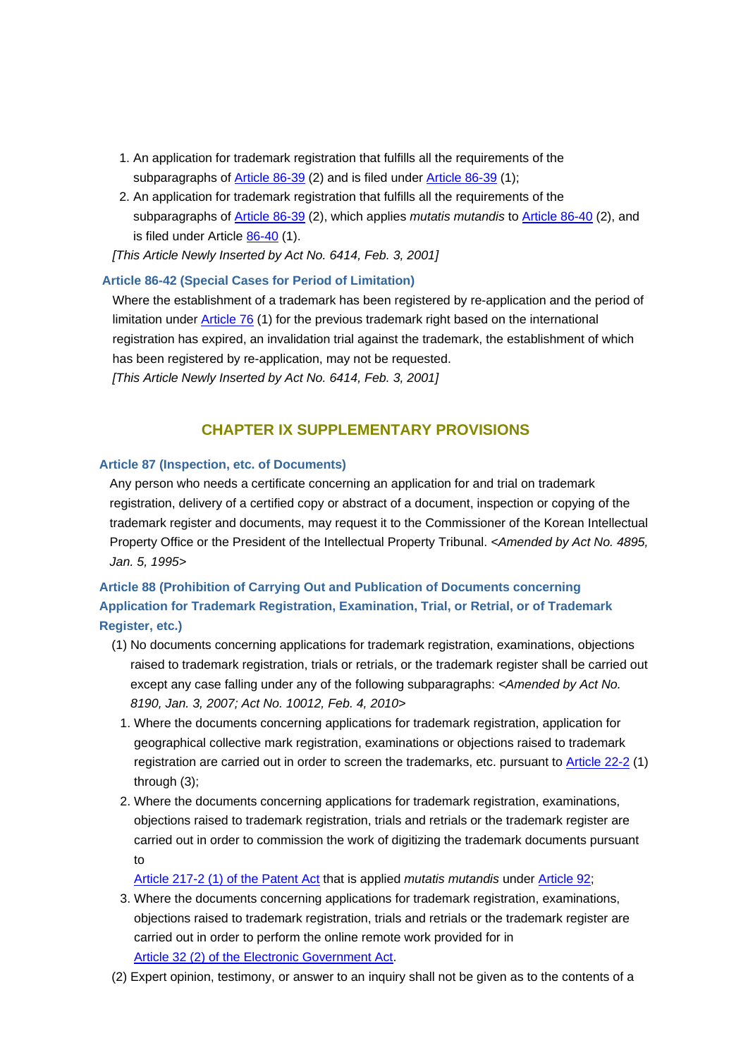1. An application for trademark registration that fulfills all the requirements of the subparagraphs of Article 86-39 (2) and is filed under Article 86-39 (1);
2. An application for trademark registration that fulfills all the requirements of the subparagraphs of Article 86-39 (2), which applies *mutatis mutandis* to Article 86-40 (2), and is filed under Article 86-40 (1).

*[This Article Newly Inserted by Act No. 6414, Feb. 3, 2001]*

### Article 86-42 (Special Cases for Period of Limitation)

Where the establishment of a trademark has been registered by re-application and the period of limitation under Article 76 (1) for the previous trademark right based on the international registration has expired, an invalidation trial against the trademark, the establishment of which has been registered by re-application, may not be requested.

*[This Article Newly Inserted by Act No. 6414, Feb. 3, 2001]*

## CHAPTER IX SUPPLEMENTARY PROVISIONS

### Article 87 (Inspection, etc. of Documents)

Any person who needs a certificate concerning an application for and trial on trademark registration, delivery of a certified copy or abstract of a document, inspection or copying of the trademark register and documents, may request it to the Commissioner of the Korean Intellectual Property Office or the President of the Intellectual Property Tribunal. *<Amended by Act No. 4895, Jan. 5, 1995>*

### Article 88 (Prohibition of Carrying Out and Publication of Documents concerning Application for Trademark Registration, Examination, Trial, or Retrial, or of Trademark Register, etc.)

(1) No documents concerning applications for trademark registration, examinations, objections raised to trademark registration, trials or retrials, or the trademark register shall be carried out except any case falling under any of the following subparagraphs: *<Amended by Act No. 8190, Jan. 3, 2007; Act No. 10012, Feb. 4, 2010>*

1. Where the documents concerning applications for trademark registration, application for geographical collective mark registration, examinations or objections raised to trademark registration are carried out in order to screen the trademarks, etc. pursuant to Article 22-2 (1) through (3);
2. Where the documents concerning applications for trademark registration, examinations, objections raised to trademark registration, trials and retrials or the trademark register are carried out in order to commission the work of digitizing the trademark documents pursuant to Article 217-2 (1) of the Patent Act that is applied *mutatis mutandis* under Article 92;
3. Where the documents concerning applications for trademark registration, examinations, objections raised to trademark registration, trials and retrials or the trademark register are carried out in order to perform the online remote work provided for in Article 32 (2) of the Electronic Government Act.

(2) Expert opinion, testimony, or answer to an inquiry shall not be given as to the contents of a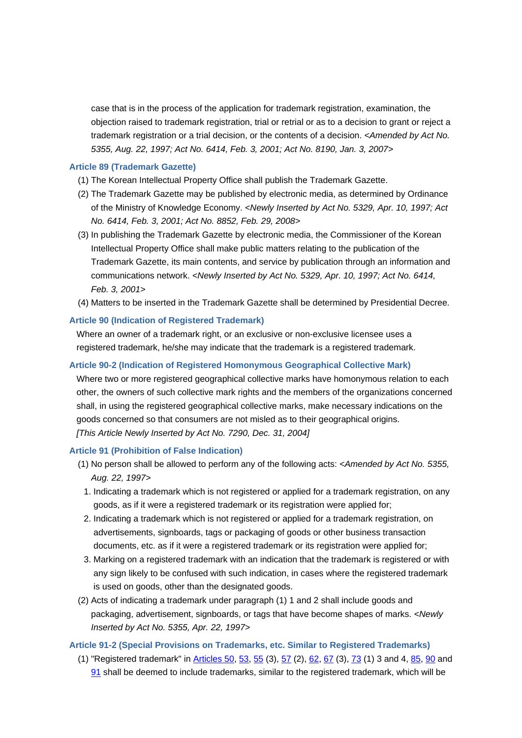case that is in the process of the application for trademark registration, examination, the objection raised to trademark registration, trial or retrial or as to a decision to grant or reject a trademark registration or a trial decision, or the contents of a decision. *<Amended by Act No. 5355, Aug. 22, 1997; Act No. 6414, Feb. 3, 2001; Act No. 8190, Jan. 3, 2007>*

### Article 89 (Trademark Gazette)

(1) The Korean Intellectual Property Office shall publish the Trademark Gazette.

(2) The Trademark Gazette may be published by electronic media, as determined by Ordinance of the Ministry of Knowledge Economy. *<Newly Inserted by Act No. 5329, Apr. 10, 1997; Act No. 6414, Feb. 3, 2001; Act No. 8852, Feb. 29, 2008>*

(3) In publishing the Trademark Gazette by electronic media, the Commissioner of the Korean Intellectual Property Office shall make public matters relating to the publication of the Trademark Gazette, its main contents, and service by publication through an information and communications network. *<Newly Inserted by Act No. 5329, Apr. 10, 1997; Act No. 6414, Feb. 3, 2001>*

(4) Matters to be inserted in the Trademark Gazette shall be determined by Presidential Decree.

### Article 90 (Indication of Registered Trademark)

Where an owner of a trademark right, or an exclusive or non-exclusive licensee uses a registered trademark, he/she may indicate that the trademark is a registered trademark.

### Article 90-2 (Indication of Registered Homonymous Geographical Collective Mark)

Where two or more registered geographical collective marks have homonymous relation to each other, the owners of such collective mark rights and the members of the organizations concerned shall, in using the registered geographical collective marks, make necessary indications on the goods concerned so that consumers are not misled as to their geographical origins.
*[This Article Newly Inserted by Act No. 7290, Dec. 31, 2004]*

### Article 91 (Prohibition of False Indication)

(1) No person shall be allowed to perform any of the following acts: *<Amended by Act No. 5355, Aug. 22, 1997>*

1. Indicating a trademark which is not registered or applied for a trademark registration, on any goods, as if it were a registered trademark or its registration were applied for;
2. Indicating a trademark which is not registered or applied for a trademark registration, on advertisements, signboards, tags or packaging of goods or other business transaction documents, etc. as if it were a registered trademark or its registration were applied for;
3. Marking on a registered trademark with an indication that the trademark is registered or with any sign likely to be confused with such indication, in cases where the registered trademark is used on goods, other than the designated goods.

(2) Acts of indicating a trademark under paragraph (1) 1 and 2 shall include goods and packaging, advertisement, signboards, or tags that have become shapes of marks. *<Newly Inserted by Act No. 5355, Apr. 22, 1997>*

### Article 91-2 (Special Provisions on Trademarks, etc. Similar to Registered Trademarks)

(1) "Registered trademark" in Articles 50, 53, 55 (3), 57 (2), 62, 67 (3), 73 (1) 3 and 4, 85, 90 and 91 shall be deemed to include trademarks, similar to the registered trademark, which will be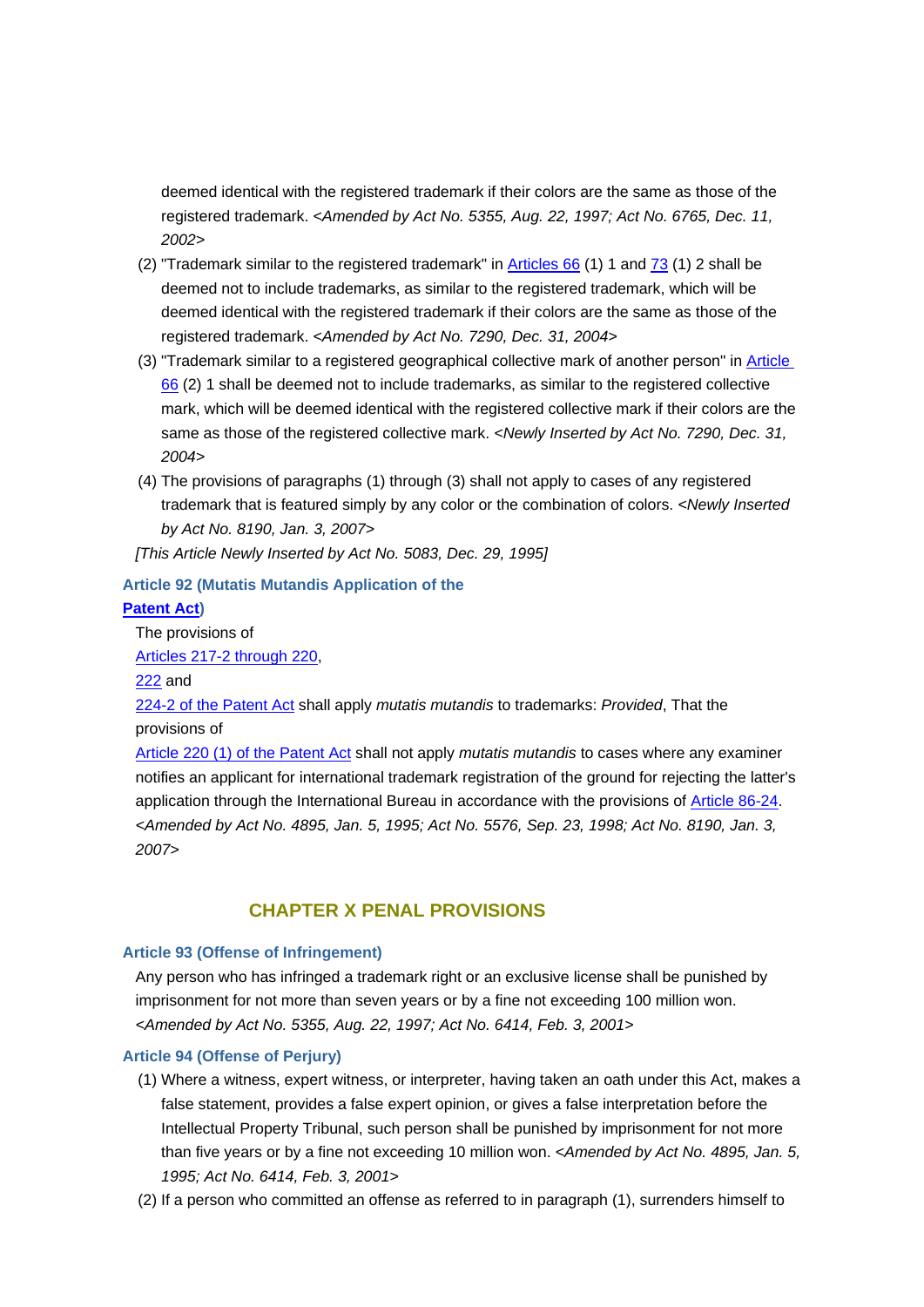deemed identical with the registered trademark if their colors are the same as those of the registered trademark. <*Amended by Act No. 5355, Aug. 22, 1997; Act No. 6765, Dec. 11, 2002*>

(2) "Trademark similar to the registered trademark" in Articles 66 (1) 1 and 73 (1) 2 shall be deemed not to include trademarks, as similar to the registered trademark, which will be deemed identical with the registered trademark if their colors are the same as those of the registered trademark. <*Amended by Act No. 7290, Dec. 31, 2004*>

(3) "Trademark similar to a registered geographical collective mark of another person" in Article 66 (2) 1 shall be deemed not to include trademarks, as similar to the registered collective mark, which will be deemed identical with the registered collective mark if their colors are the same as those of the registered collective mark. <*Newly Inserted by Act No. 7290, Dec. 31, 2004*>

(4) The provisions of paragraphs (1) through (3) shall not apply to cases of any registered trademark that is featured simply by any color or the combination of colors. <*Newly Inserted by Act No. 8190, Jan. 3, 2007*>

*[This Article Newly Inserted by Act No. 5083, Dec. 29, 1995]*

### Article 92 (Mutatis Mutandis Application of the Patent Act)

The provisions of Articles 217-2 through 220, 222 and 224-2 of the Patent Act shall apply *mutatis mutandis* to trademarks: *Provided*, That the provisions of Article 220 (1) of the Patent Act shall not apply *mutatis mutandis* to cases where any examiner notifies an applicant for international trademark registration of the ground for rejecting the latter's application through the International Bureau in accordance with the provisions of Article 86-24. <*Amended by Act No. 4895, Jan. 5, 1995; Act No. 5576, Sep. 23, 1998; Act No. 8190, Jan. 3, 2007*>

## CHAPTER X PENAL PROVISIONS

### Article 93 (Offense of Infringement)

Any person who has infringed a trademark right or an exclusive license shall be punished by imprisonment for not more than seven years or by a fine not exceeding 100 million won. <*Amended by Act No. 5355, Aug. 22, 1997; Act No. 6414, Feb. 3, 2001*>

### Article 94 (Offense of Perjury)

(1) Where a witness, expert witness, or interpreter, having taken an oath under this Act, makes a false statement, provides a false expert opinion, or gives a false interpretation before the Intellectual Property Tribunal, such person shall be punished by imprisonment for not more than five years or by a fine not exceeding 10 million won. <*Amended by Act No. 4895, Jan. 5, 1995; Act No. 6414, Feb. 3, 2001*>

(2) If a person who committed an offense as referred to in paragraph (1), surrenders himself to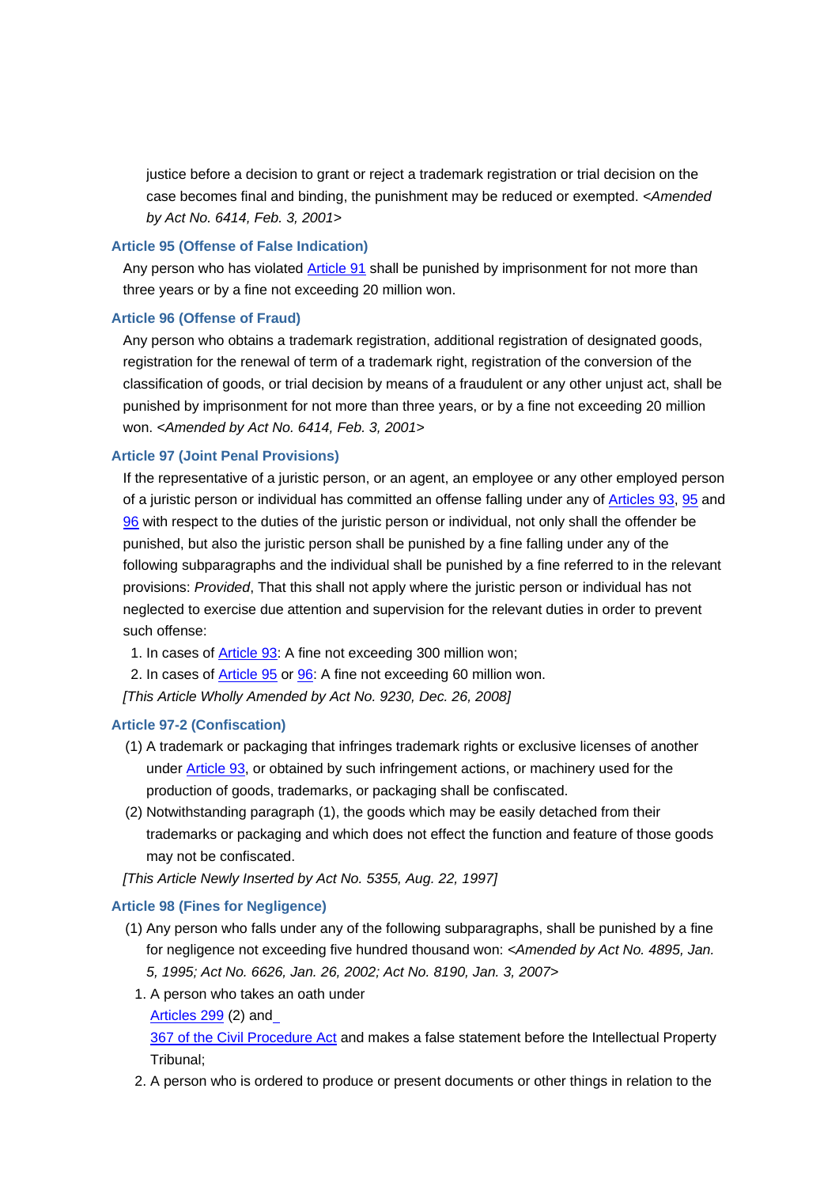justice before a decision to grant or reject a trademark registration or trial decision on the case becomes final and binding, the punishment may be reduced or exempted. *<Amended by Act No. 6414, Feb. 3, 2001>*

### Article 95 (Offense of False Indication)

Any person who has violated Article 91 shall be punished by imprisonment for not more than three years or by a fine not exceeding 20 million won.

### Article 96 (Offense of Fraud)

Any person who obtains a trademark registration, additional registration of designated goods, registration for the renewal of term of a trademark right, registration of the conversion of the classification of goods, or trial decision by means of a fraudulent or any other unjust act, shall be punished by imprisonment for not more than three years, or by a fine not exceeding 20 million won. *<Amended by Act No. 6414, Feb. 3, 2001>*

### Article 97 (Joint Penal Provisions)

If the representative of a juristic person, or an agent, an employee or any other employed person of a juristic person or individual has committed an offense falling under any of Articles 93, 95 and 96 with respect to the duties of the juristic person or individual, not only shall the offender be punished, but also the juristic person shall be punished by a fine falling under any of the following subparagraphs and the individual shall be punished by a fine referred to in the relevant provisions: *Provided*, That this shall not apply where the juristic person or individual has not neglected to exercise due attention and supervision for the relevant duties in order to prevent such offense:

1. In cases of Article 93: A fine not exceeding 300 million won;
2. In cases of Article 95 or 96: A fine not exceeding 60 million won.

*[This Article Wholly Amended by Act No. 9230, Dec. 26, 2008]*

### Article 97-2 (Confiscation)

(1) A trademark or packaging that infringes trademark rights or exclusive licenses of another under Article 93, or obtained by such infringement actions, or machinery used for the production of goods, trademarks, or packaging shall be confiscated.

(2) Notwithstanding paragraph (1), the goods which may be easily detached from their trademarks or packaging and which does not effect the function and feature of those goods may not be confiscated.

*[This Article Newly Inserted by Act No. 5355, Aug. 22, 1997]*

### Article 98 (Fines for Negligence)

(1) Any person who falls under any of the following subparagraphs, shall be punished by a fine for negligence not exceeding five hundred thousand won: *<Amended by Act No. 4895, Jan. 5, 1995; Act No. 6626, Jan. 26, 2002; Act No. 8190, Jan. 3, 2007>*

1. A person who takes an oath under Articles 299 (2) and 367 of the Civil Procedure Act and makes a false statement before the Intellectual Property Tribunal;
2. A person who is ordered to produce or present documents or other things in relation to the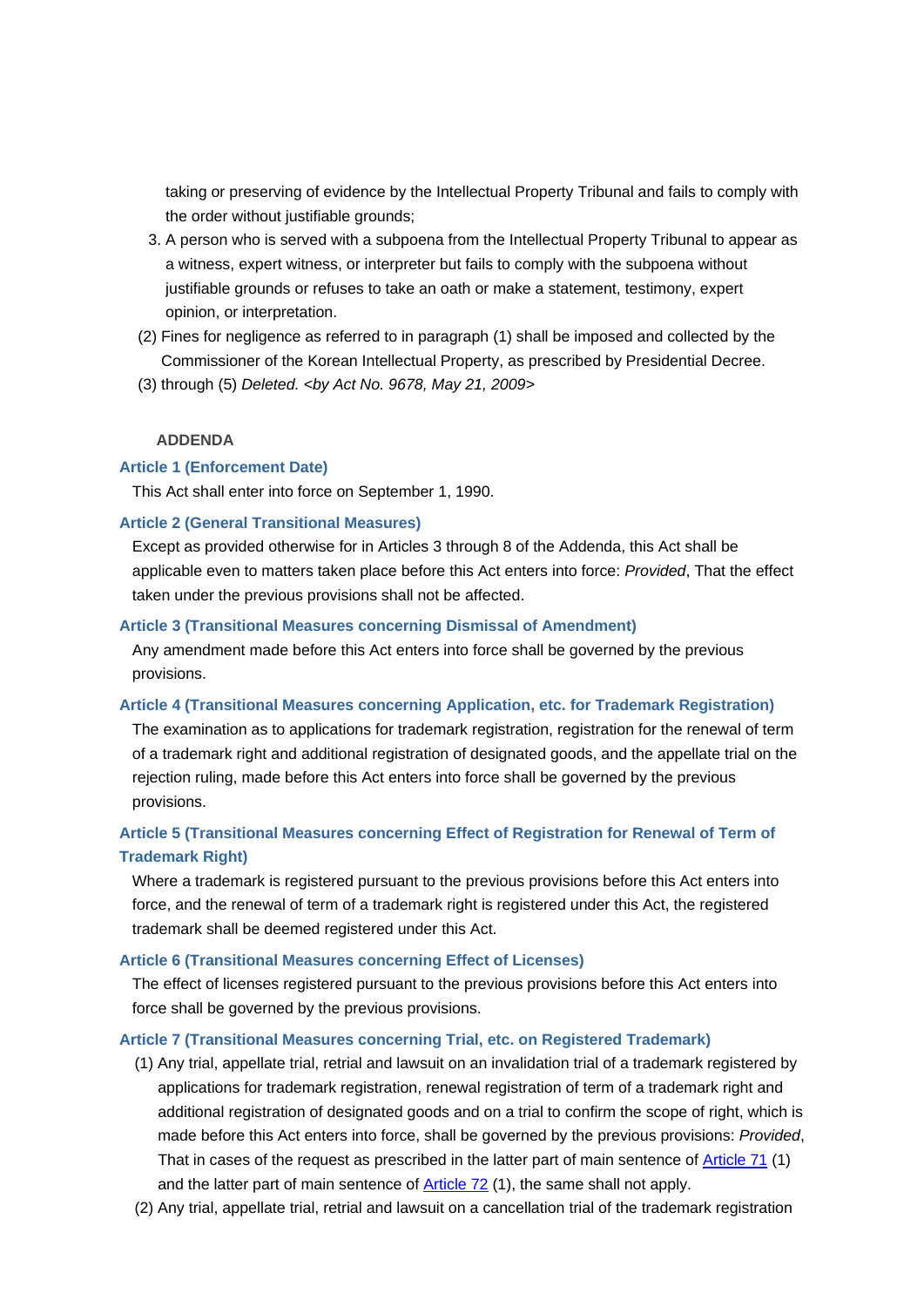taking or preserving of evidence by the Intellectual Property Tribunal and fails to comply with the order without justifiable grounds;

3. A person who is served with a subpoena from the Intellectual Property Tribunal to appear as a witness, expert witness, or interpreter but fails to comply with the subpoena without justifiable grounds or refuses to take an oath or make a statement, testimony, expert opinion, or interpretation.

(2) Fines for negligence as referred to in paragraph (1) shall be imposed and collected by the Commissioner of the Korean Intellectual Property, as prescribed by Presidential Decree.

(3) through (5) *Deleted. <by Act No. 9678, May 21, 2009>*

**ADDENDA**

### Article 1 (Enforcement Date)

This Act shall enter into force on September 1, 1990.

### Article 2 (General Transitional Measures)

Except as provided otherwise for in Articles 3 through 8 of the Addenda, this Act shall be applicable even to matters taken place before this Act enters into force: *Provided*, That the effect taken under the previous provisions shall not be affected.

### Article 3 (Transitional Measures concerning Dismissal of Amendment)

Any amendment made before this Act enters into force shall be governed by the previous provisions.

### Article 4 (Transitional Measures concerning Application, etc. for Trademark Registration)

The examination as to applications for trademark registration, registration for the renewal of term of a trademark right and additional registration of designated goods, and the appellate trial on the rejection ruling, made before this Act enters into force shall be governed by the previous provisions.

### Article 5 (Transitional Measures concerning Effect of Registration for Renewal of Term of Trademark Right)

Where a trademark is registered pursuant to the previous provisions before this Act enters into force, and the renewal of term of a trademark right is registered under this Act, the registered trademark shall be deemed registered under this Act.

### Article 6 (Transitional Measures concerning Effect of Licenses)

The effect of licenses registered pursuant to the previous provisions before this Act enters into force shall be governed by the previous provisions.

### Article 7 (Transitional Measures concerning Trial, etc. on Registered Trademark)

(1) Any trial, appellate trial, retrial and lawsuit on an invalidation trial of a trademark registered by applications for trademark registration, renewal registration of term of a trademark right and additional registration of designated goods and on a trial to confirm the scope of right, which is made before this Act enters into force, shall be governed by the previous provisions: *Provided*, That in cases of the request as prescribed in the latter part of main sentence of Article 71 (1) and the latter part of main sentence of Article 72 (1), the same shall not apply.

(2) Any trial, appellate trial, retrial and lawsuit on a cancellation trial of the trademark registration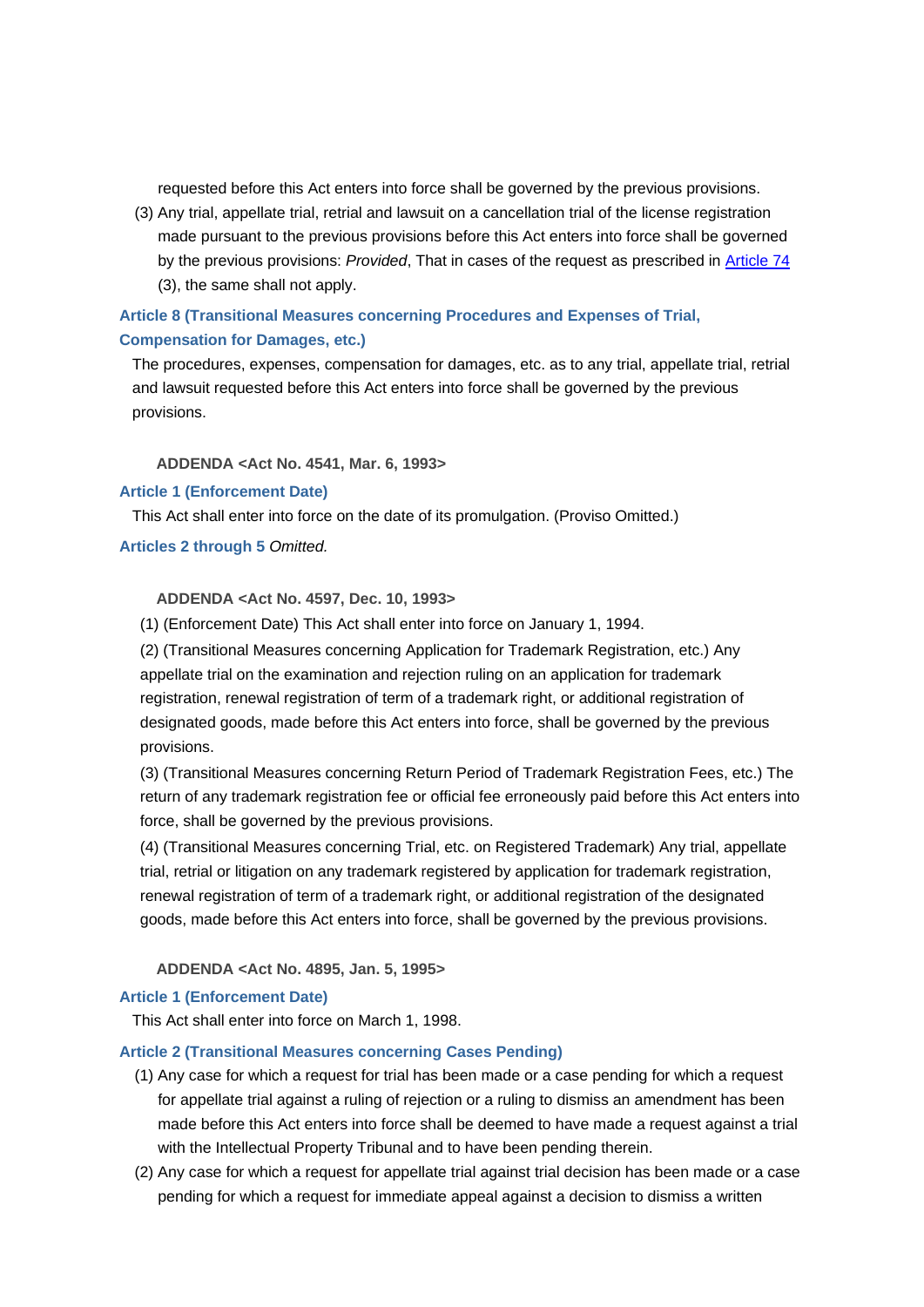requested before this Act enters into force shall be governed by the previous provisions.

(3) Any trial, appellate trial, retrial and lawsuit on a cancellation trial of the license registration made pursuant to the previous provisions before this Act enters into force shall be governed by the previous provisions: *Provided*, That in cases of the request as prescribed in Article 74 (3), the same shall not apply.

### Article 8 (Transitional Measures concerning Procedures and Expenses of Trial, Compensation for Damages, etc.)

The procedures, expenses, compensation for damages, etc. as to any trial, appellate trial, retrial and lawsuit requested before this Act enters into force shall be governed by the previous provisions.

**ADDENDA <Act No. 4541, Mar. 6, 1993>**

### Article 1 (Enforcement Date)

This Act shall enter into force on the date of its promulgation. (Proviso Omitted.)

**Articles 2 through 5** *Omitted.*

**ADDENDA <Act No. 4597, Dec. 10, 1993>**

(1) (Enforcement Date) This Act shall enter into force on January 1, 1994.

(2) (Transitional Measures concerning Application for Trademark Registration, etc.) Any appellate trial on the examination and rejection ruling on an application for trademark registration, renewal registration of term of a trademark right, or additional registration of designated goods, made before this Act enters into force, shall be governed by the previous provisions.

(3) (Transitional Measures concerning Return Period of Trademark Registration Fees, etc.) The return of any trademark registration fee or official fee erroneously paid before this Act enters into force, shall be governed by the previous provisions.

(4) (Transitional Measures concerning Trial, etc. on Registered Trademark) Any trial, appellate trial, retrial or litigation on any trademark registered by application for trademark registration, renewal registration of term of a trademark right, or additional registration of the designated goods, made before this Act enters into force, shall be governed by the previous provisions.

**ADDENDA <Act No. 4895, Jan. 5, 1995>**

### Article 1 (Enforcement Date)

This Act shall enter into force on March 1, 1998.

### Article 2 (Transitional Measures concerning Cases Pending)

(1) Any case for which a request for trial has been made or a case pending for which a request for appellate trial against a ruling of rejection or a ruling to dismiss an amendment has been made before this Act enters into force shall be deemed to have made a request against a trial with the Intellectual Property Tribunal and to have been pending therein.

(2) Any case for which a request for appellate trial against trial decision has been made or a case pending for which a request for immediate appeal against a decision to dismiss a written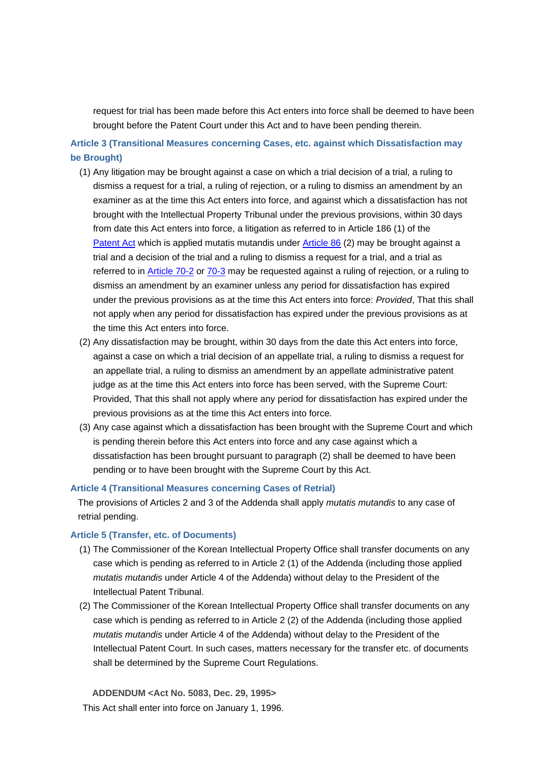request for trial has been made before this Act enters into force shall be deemed to have been brought before the Patent Court under this Act and to have been pending therein.

### Article 3 (Transitional Measures concerning Cases, etc. against which Dissatisfaction may be Brought)

(1) Any litigation may be brought against a case on which a trial decision of a trial, a ruling to dismiss a request for a trial, a ruling of rejection, or a ruling to dismiss an amendment by an examiner as at the time this Act enters into force, and against which a dissatisfaction has not brought with the Intellectual Property Tribunal under the previous provisions, within 30 days from date this Act enters into force, a litigation as referred to in Article 186 (1) of the Patent Act which is applied mutatis mutandis under Article 86 (2) may be brought against a trial and a decision of the trial and a ruling to dismiss a request for a trial, and a trial as referred to in Article 70-2 or 70-3 may be requested against a ruling of rejection, or a ruling to dismiss an amendment by an examiner unless any period for dissatisfaction has expired under the previous provisions as at the time this Act enters into force: *Provided*, That this shall not apply when any period for dissatisfaction has expired under the previous provisions as at the time this Act enters into force.

(2) Any dissatisfaction may be brought, within 30 days from the date this Act enters into force, against a case on which a trial decision of an appellate trial, a ruling to dismiss a request for an appellate trial, a ruling to dismiss an amendment by an appellate administrative patent judge as at the time this Act enters into force has been served, with the Supreme Court: Provided, That this shall not apply where any period for dissatisfaction has expired under the previous provisions as at the time this Act enters into force.

(3) Any case against which a dissatisfaction has been brought with the Supreme Court and which is pending therein before this Act enters into force and any case against which a dissatisfaction has been brought pursuant to paragraph (2) shall be deemed to have been pending or to have been brought with the Supreme Court by this Act.

### Article 4 (Transitional Measures concerning Cases of Retrial)

The provisions of Articles 2 and 3 of the Addenda shall apply *mutatis mutandis* to any case of retrial pending.

### Article 5 (Transfer, etc. of Documents)

(1) The Commissioner of the Korean Intellectual Property Office shall transfer documents on any case which is pending as referred to in Article 2 (1) of the Addenda (including those applied *mutatis mutandis* under Article 4 of the Addenda) without delay to the President of the Intellectual Patent Tribunal.

(2) The Commissioner of the Korean Intellectual Property Office shall transfer documents on any case which is pending as referred to in Article 2 (2) of the Addenda (including those applied *mutatis mutandis* under Article 4 of the Addenda) without delay to the President of the Intellectual Patent Court. In such cases, matters necessary for the transfer etc. of documents shall be determined by the Supreme Court Regulations.

**ADDENDUM <Act No. 5083, Dec. 29, 1995>**

This Act shall enter into force on January 1, 1996.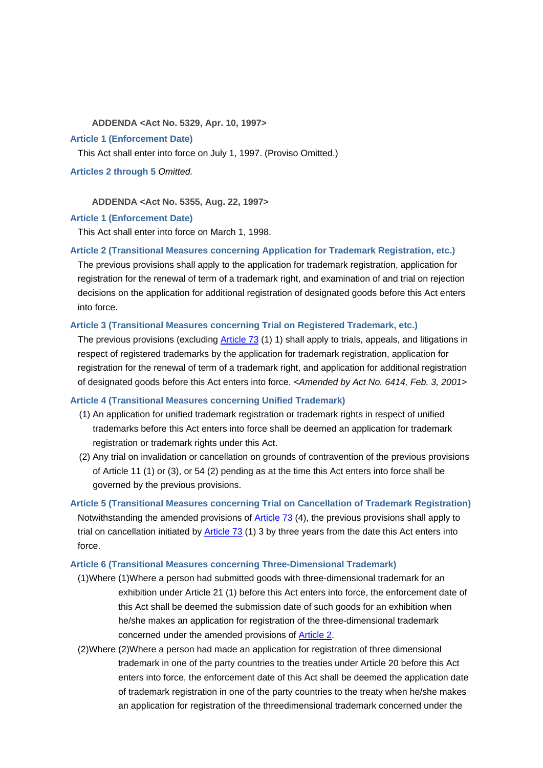ADDENDA <Act No. 5329, Apr. 10, 1997>

**Article 1 (Enforcement Date)**

This Act shall enter into force on July 1, 1997. (Proviso Omitted.)

**Articles 2 through 5** *Omitted.*

ADDENDA <Act No. 5355, Aug. 22, 1997>

**Article 1 (Enforcement Date)**

This Act shall enter into force on March 1, 1998.

**Article 2 (Transitional Measures concerning Application for Trademark Registration, etc.)**

The previous provisions shall apply to the application for trademark registration, application for registration for the renewal of term of a trademark right, and examination of and trial on rejection decisions on the application for additional registration of designated goods before this Act enters into force.

**Article 3 (Transitional Measures concerning Trial on Registered Trademark, etc.)**

The previous provisions (excluding Article 73 (1) 1) shall apply to trials, appeals, and litigations in respect of registered trademarks by the application for trademark registration, application for registration for the renewal of term of a trademark right, and application for additional registration of designated goods before this Act enters into force. *<Amended by Act No. 6414, Feb. 3, 2001>*

**Article 4 (Transitional Measures concerning Unified Trademark)**

(1) An application for unified trademark registration or trademark rights in respect of unified trademarks before this Act enters into force shall be deemed an application for trademark registration or trademark rights under this Act.

(2) Any trial on invalidation or cancellation on grounds of contravention of the previous provisions of Article 11 (1) or (3), or 54 (2) pending as at the time this Act enters into force shall be governed by the previous provisions.

**Article 5 (Transitional Measures concerning Trial on Cancellation of Trademark Registration)**

Notwithstanding the amended provisions of Article 73 (4), the previous provisions shall apply to trial on cancellation initiated by Article 73 (1) 3 by three years from the date this Act enters into force.

**Article 6 (Transitional Measures concerning Three-Dimensional Trademark)**

(1)Where (1)Where a person had submitted goods with three-dimensional trademark for an exhibition under Article 21 (1) before this Act enters into force, the enforcement date of this Act shall be deemed the submission date of such goods for an exhibition when he/she makes an application for registration of the three-dimensional trademark concerned under the amended provisions of Article 2.

(2)Where (2)Where a person had made an application for registration of three dimensional trademark in one of the party countries to the treaties under Article 20 before this Act enters into force, the enforcement date of this Act shall be deemed the application date of trademark registration in one of the party countries to the treaty when he/she makes an application for registration of the threedimensional trademark concerned under the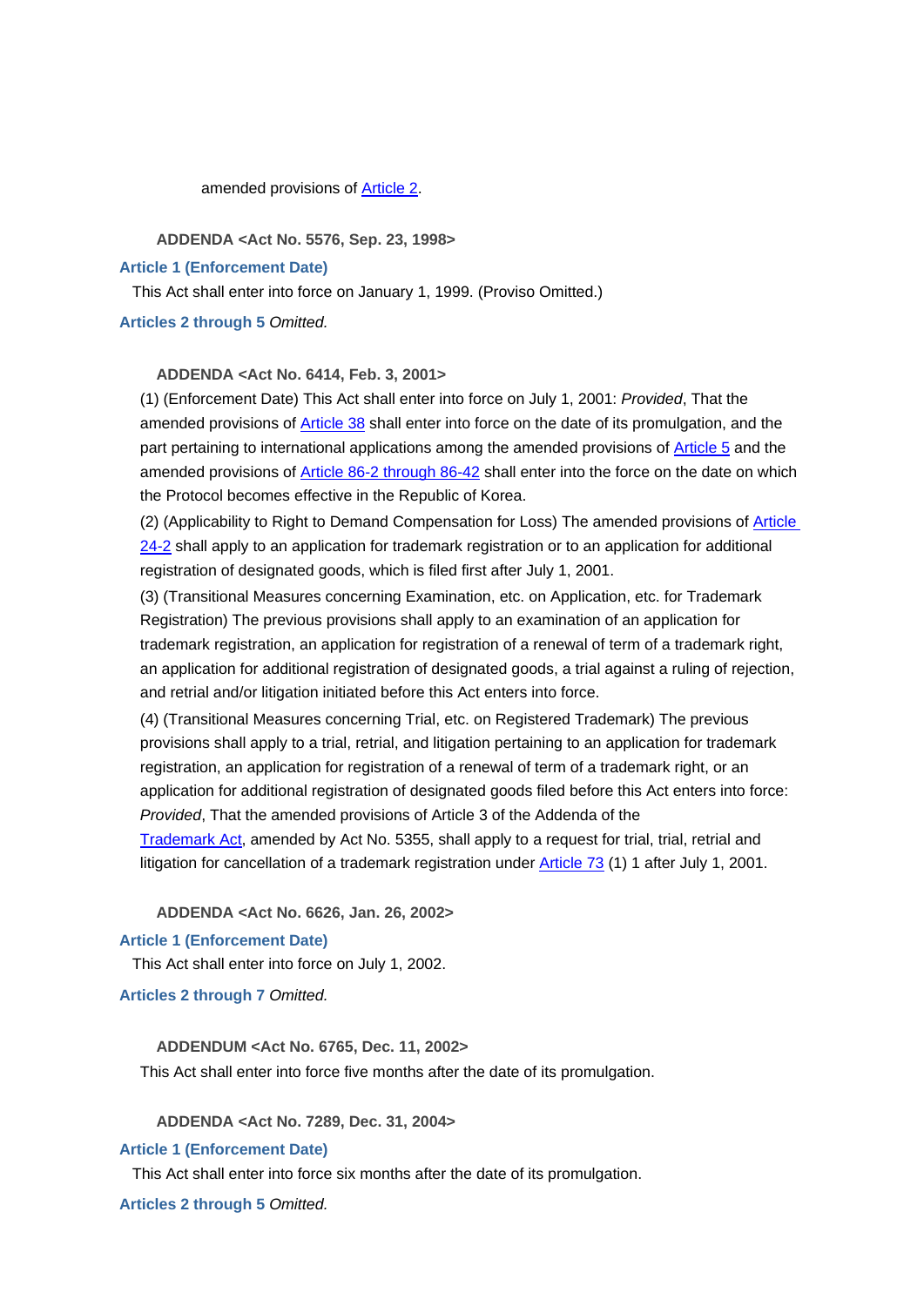amended provisions of Article 2.

**ADDENDA <Act No. 5576, Sep. 23, 1998>**

**Article 1 (Enforcement Date)**

This Act shall enter into force on January 1, 1999. (Proviso Omitted.)

**Articles 2 through 5** *Omitted.*

**ADDENDA <Act No. 6414, Feb. 3, 2001>**

(1) (Enforcement Date) This Act shall enter into force on July 1, 2001: *Provided*, That the amended provisions of Article 38 shall enter into force on the date of its promulgation, and the part pertaining to international applications among the amended provisions of Article 5 and the amended provisions of Article 86-2 through 86-42 shall enter into the force on the date on which the Protocol becomes effective in the Republic of Korea.

(2) (Applicability to Right to Demand Compensation for Loss) The amended provisions of Article 24-2 shall apply to an application for trademark registration or to an application for additional registration of designated goods, which is filed first after July 1, 2001.

(3) (Transitional Measures concerning Examination, etc. on Application, etc. for Trademark Registration) The previous provisions shall apply to an examination of an application for trademark registration, an application for registration of a renewal of term of a trademark right, an application for additional registration of designated goods, a trial against a ruling of rejection, and retrial and/or litigation initiated before this Act enters into force.

(4) (Transitional Measures concerning Trial, etc. on Registered Trademark) The previous provisions shall apply to a trial, retrial, and litigation pertaining to an application for trademark registration, an application for registration of a renewal of term of a trademark right, or an application for additional registration of designated goods filed before this Act enters into force: *Provided*, That the amended provisions of Article 3 of the Addenda of the Trademark Act, amended by Act No. 5355, shall apply to a request for trial, trial, retrial and litigation for cancellation of a trademark registration under Article 73 (1) 1 after July 1, 2001.

**ADDENDA <Act No. 6626, Jan. 26, 2002>**

**Article 1 (Enforcement Date)**

This Act shall enter into force on July 1, 2002.

**Articles 2 through 7** *Omitted.*

**ADDENDUM <Act No. 6765, Dec. 11, 2002>**

This Act shall enter into force five months after the date of its promulgation.

**ADDENDA <Act No. 7289, Dec. 31, 2004>**

**Article 1 (Enforcement Date)**

This Act shall enter into force six months after the date of its promulgation.

**Articles 2 through 5** *Omitted.*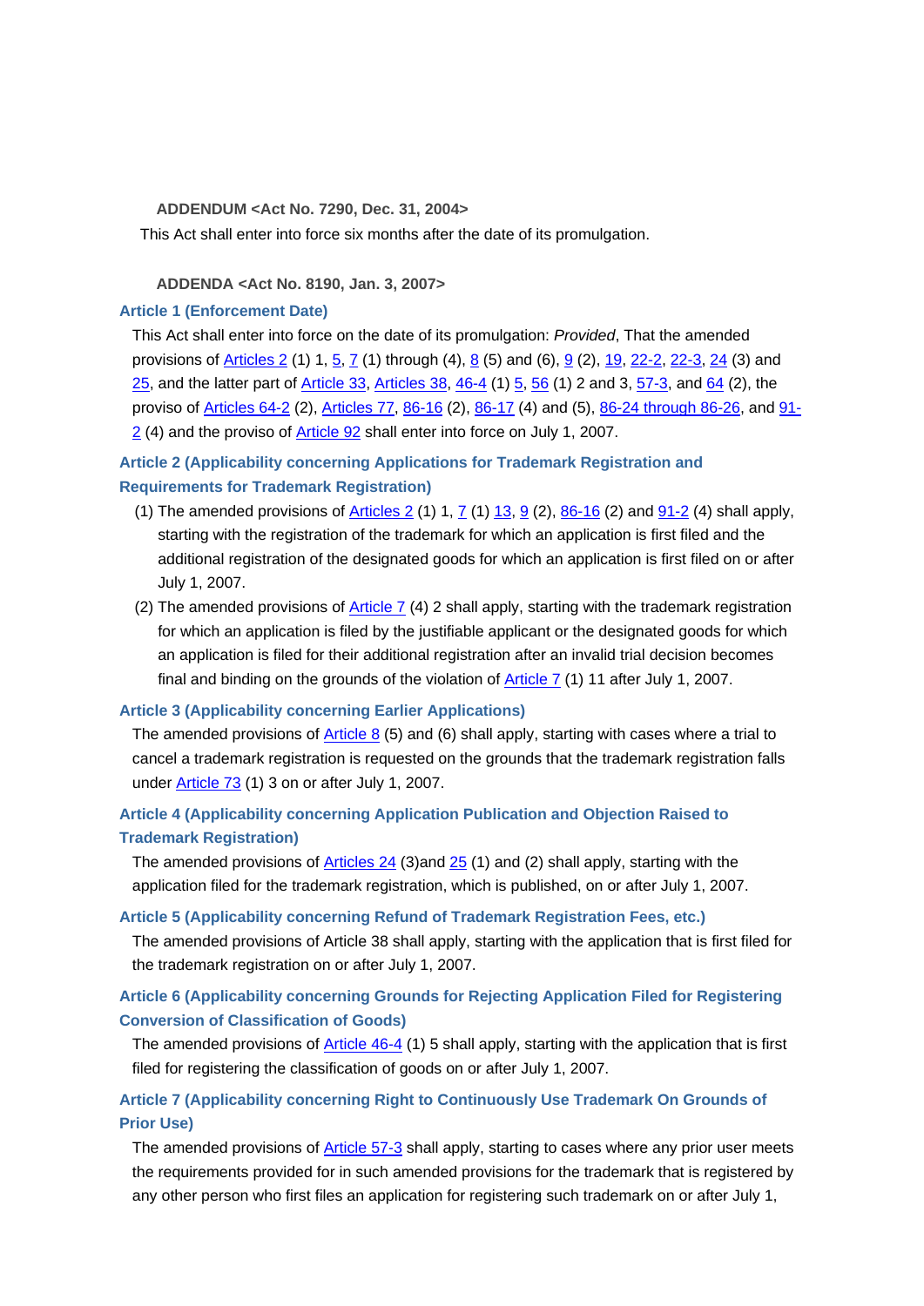**ADDENDUM <Act No. 7290, Dec. 31, 2004>**

This Act shall enter into force six months after the date of its promulgation.

**ADDENDA <Act No. 8190, Jan. 3, 2007>**

### Article 1 (Enforcement Date)

This Act shall enter into force on the date of its promulgation: *Provided*, That the amended provisions of Articles 2 (1) 1, 5, 7 (1) through (4), 8 (5) and (6), 9 (2), 19, 22-2, 22-3, 24 (3) and 25, and the latter part of Article 33, Articles 38, 46-4 (1) 5, 56 (1) 2 and 3, 57-3, and 64 (2), the proviso of Articles 64-2 (2), Articles 77, 86-16 (2), 86-17 (4) and (5), 86-24 through 86-26, and 91-2 (4) and the proviso of Article 92 shall enter into force on July 1, 2007.

### Article 2 (Applicability concerning Applications for Trademark Registration and Requirements for Trademark Registration)

(1) The amended provisions of Articles 2 (1) 1, 7 (1) 13, 9 (2), 86-16 (2) and 91-2 (4) shall apply, starting with the registration of the trademark for which an application is first filed and the additional registration of the designated goods for which an application is first filed on or after July 1, 2007.

(2) The amended provisions of Article 7 (4) 2 shall apply, starting with the trademark registration for which an application is filed by the justifiable applicant or the designated goods for which an application is filed for their additional registration after an invalid trial decision becomes final and binding on the grounds of the violation of Article 7 (1) 11 after July 1, 2007.

### Article 3 (Applicability concerning Earlier Applications)

The amended provisions of Article 8 (5) and (6) shall apply, starting with cases where a trial to cancel a trademark registration is requested on the grounds that the trademark registration falls under Article 73 (1) 3 on or after July 1, 2007.

### Article 4 (Applicability concerning Application Publication and Objection Raised to Trademark Registration)

The amended provisions of Articles 24 (3)and 25 (1) and (2) shall apply, starting with the application filed for the trademark registration, which is published, on or after July 1, 2007.

### Article 5 (Applicability concerning Refund of Trademark Registration Fees, etc.)

The amended provisions of Article 38 shall apply, starting with the application that is first filed for the trademark registration on or after July 1, 2007.

### Article 6 (Applicability concerning Grounds for Rejecting Application Filed for Registering Conversion of Classification of Goods)

The amended provisions of Article 46-4 (1) 5 shall apply, starting with the application that is first filed for registering the classification of goods on or after July 1, 2007.

### Article 7 (Applicability concerning Right to Continuously Use Trademark On Grounds of Prior Use)

The amended provisions of Article 57-3 shall apply, starting to cases where any prior user meets the requirements provided for in such amended provisions for the trademark that is registered by any other person who first files an application for registering such trademark on or after July 1,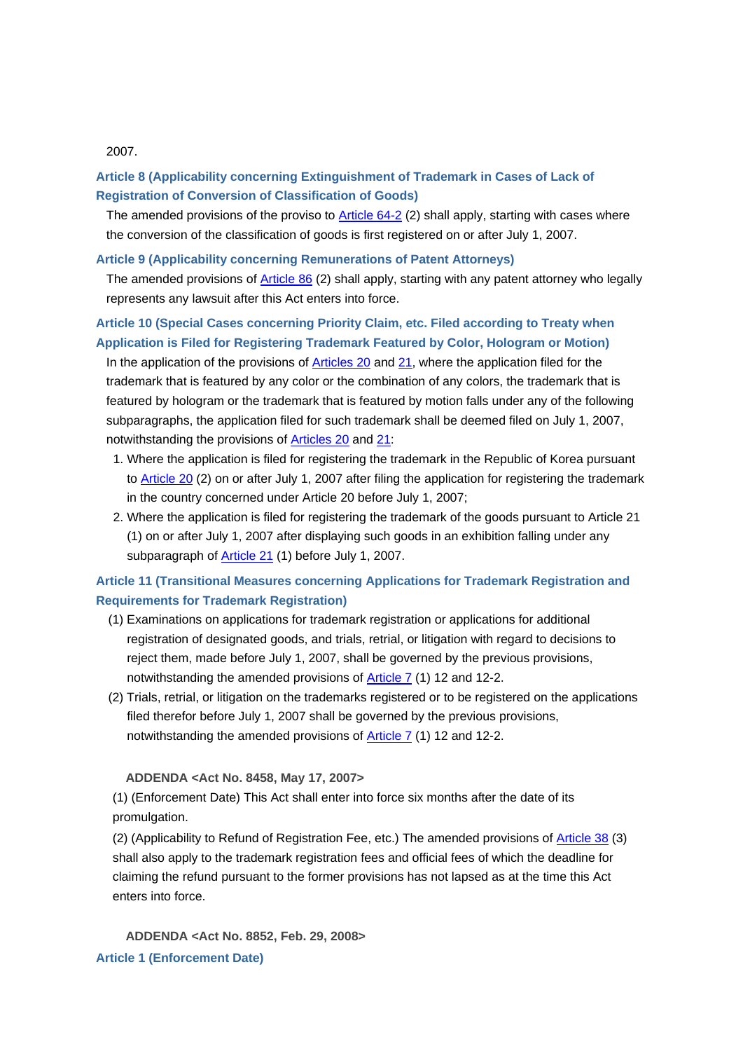2007.

**Article 8 (Applicability concerning Extinguishment of Trademark in Cases of Lack of Registration of Conversion of Classification of Goods)**

The amended provisions of the proviso to Article 64-2 (2) shall apply, starting with cases where the conversion of the classification of goods is first registered on or after July 1, 2007.

**Article 9 (Applicability concerning Remunerations of Patent Attorneys)**

The amended provisions of Article 86 (2) shall apply, starting with any patent attorney who legally represents any lawsuit after this Act enters into force.

**Article 10 (Special Cases concerning Priority Claim, etc. Filed according to Treaty when Application is Filed for Registering Trademark Featured by Color, Hologram or Motion)**

In the application of the provisions of Articles 20 and 21, where the application filed for the trademark that is featured by any color or the combination of any colors, the trademark that is featured by hologram or the trademark that is featured by motion falls under any of the following subparagraphs, the application filed for such trademark shall be deemed filed on July 1, 2007, notwithstanding the provisions of Articles 20 and 21:

1. Where the application is filed for registering the trademark in the Republic of Korea pursuant to Article 20 (2) on or after July 1, 2007 after filing the application for registering the trademark in the country concerned under Article 20 before July 1, 2007;
2. Where the application is filed for registering the trademark of the goods pursuant to Article 21 (1) on or after July 1, 2007 after displaying such goods in an exhibition falling under any subparagraph of Article 21 (1) before July 1, 2007.

**Article 11 (Transitional Measures concerning Applications for Trademark Registration and Requirements for Trademark Registration)**

(1) Examinations on applications for trademark registration or applications for additional registration of designated goods, and trials, retrial, or litigation with regard to decisions to reject them, made before July 1, 2007, shall be governed by the previous provisions, notwithstanding the amended provisions of Article 7 (1) 12 and 12-2.

(2) Trials, retrial, or litigation on the trademarks registered or to be registered on the applications filed therefor before July 1, 2007 shall be governed by the previous provisions, notwithstanding the amended provisions of Article 7 (1) 12 and 12-2.

**ADDENDA <Act No. 8458, May 17, 2007>**

(1) (Enforcement Date) This Act shall enter into force six months after the date of its promulgation.

(2) (Applicability to Refund of Registration Fee, etc.) The amended provisions of Article 38 (3) shall also apply to the trademark registration fees and official fees of which the deadline for claiming the refund pursuant to the former provisions has not lapsed as at the time this Act enters into force.

**ADDENDA <Act No. 8852, Feb. 29, 2008>**

**Article 1 (Enforcement Date)**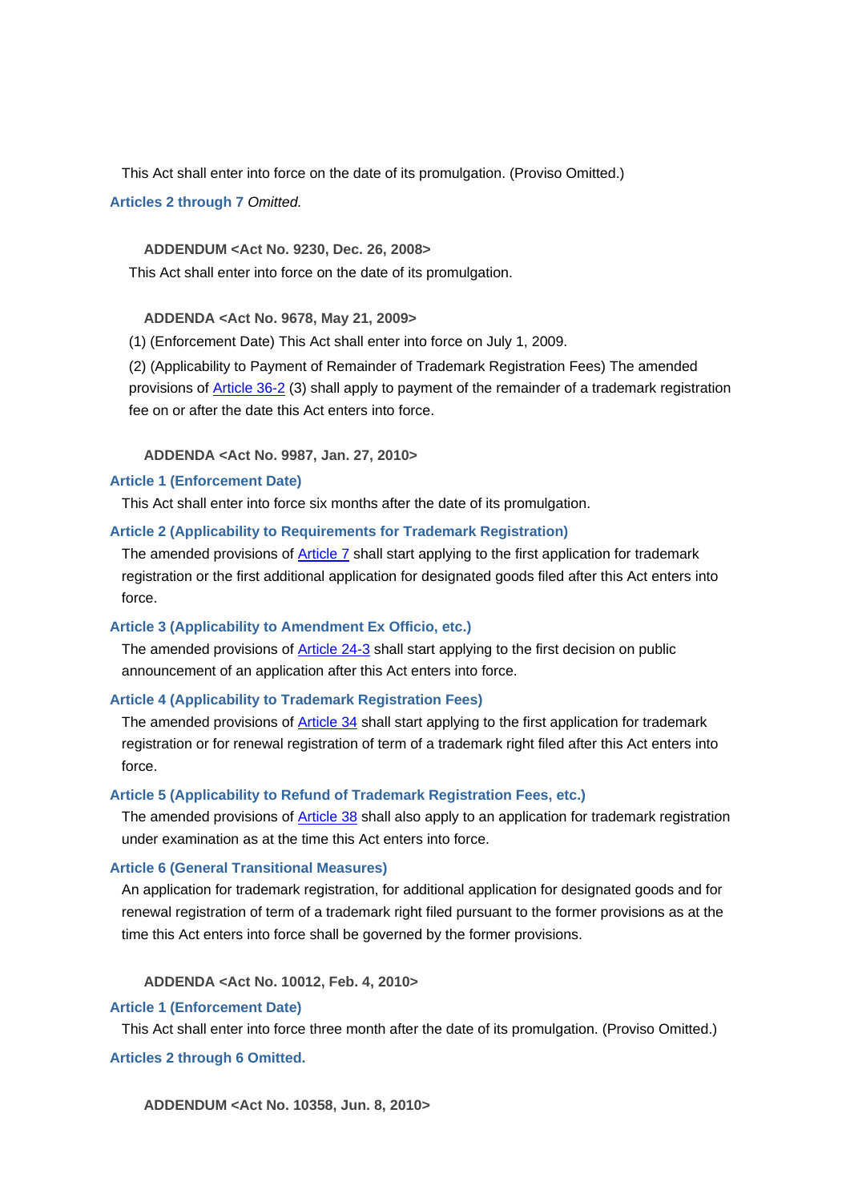This Act shall enter into force on the date of its promulgation. (Proviso Omitted.)

**Articles 2 through 7** *Omitted.*

**ADDENDUM <Act No. 9230, Dec. 26, 2008>**

This Act shall enter into force on the date of its promulgation.

**ADDENDA <Act No. 9678, May 21, 2009>**

(1) (Enforcement Date) This Act shall enter into force on July 1, 2009.

(2) (Applicability to Payment of Remainder of Trademark Registration Fees) The amended provisions of Article 36-2 (3) shall apply to payment of the remainder of a trademark registration fee on or after the date this Act enters into force.

**ADDENDA <Act No. 9987, Jan. 27, 2010>**

**Article 1 (Enforcement Date)**

This Act shall enter into force six months after the date of its promulgation.

**Article 2 (Applicability to Requirements for Trademark Registration)**

The amended provisions of Article 7 shall start applying to the first application for trademark registration or the first additional application for designated goods filed after this Act enters into force.

**Article 3 (Applicability to Amendment Ex Officio, etc.)**

The amended provisions of Article 24-3 shall start applying to the first decision on public announcement of an application after this Act enters into force.

**Article 4 (Applicability to Trademark Registration Fees)**

The amended provisions of Article 34 shall start applying to the first application for trademark registration or for renewal registration of term of a trademark right filed after this Act enters into force.

**Article 5 (Applicability to Refund of Trademark Registration Fees, etc.)**

The amended provisions of Article 38 shall also apply to an application for trademark registration under examination as at the time this Act enters into force.

**Article 6 (General Transitional Measures)**

An application for trademark registration, for additional application for designated goods and for renewal registration of term of a trademark right filed pursuant to the former provisions as at the time this Act enters into force shall be governed by the former provisions.

**ADDENDA <Act No. 10012, Feb. 4, 2010>**

**Article 1 (Enforcement Date)**

This Act shall enter into force three month after the date of its promulgation. (Proviso Omitted.)

**Articles 2 through 6 Omitted.**

**ADDENDUM <Act No. 10358, Jun. 8, 2010>**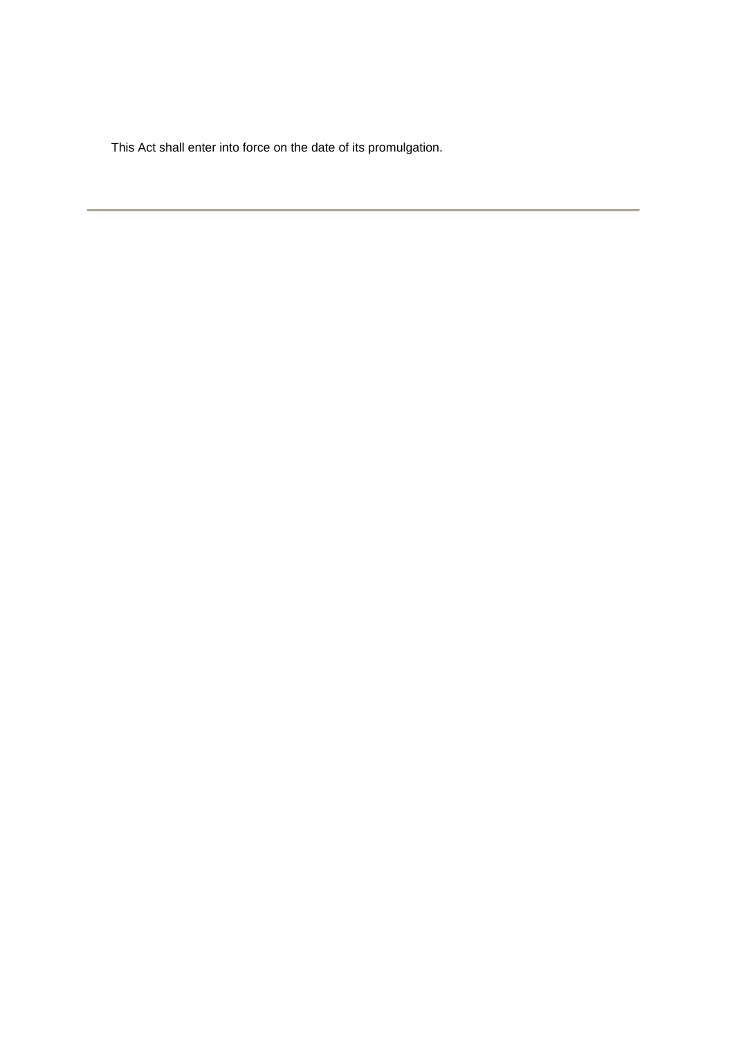This Act shall enter into force on the date of its promulgation.

---